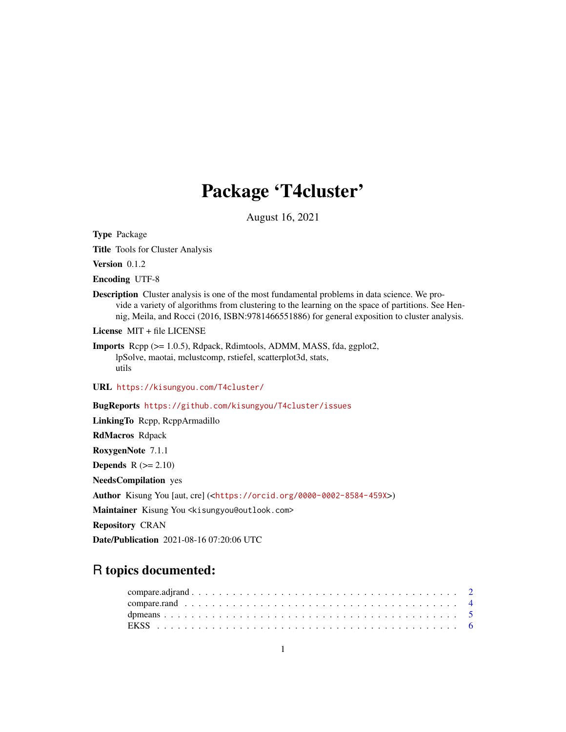# Package 'T4cluster'

August 16, 2021

**Type** Package

**Title** Tools for Cluster Analysis

**Version** 0.1.2

**Encoding** UTF-8

**Description** Cluster analysis is one of the most fundamental problems in data science. We provide a variety of algorithms from clustering to the learning on the space of partitions. See Hennig, Meila, and Rocci (2016, ISBN:9781466551886) for general exposition to cluster analysis.

**License** MIT + file LICENSE

**Imports** Rcpp (>= 1.0.5), Rdpack, Rdimtools, ADMM, MASS, fda, ggplot2, lpSolve, maotai, mclustcomp, rstiefel, scatterplot3d, stats, utils

**URL** https://kisungyou.com/T4cluster/

**BugReports** https://github.com/kisungyou/T4cluster/issues

**LinkingTo** Rcpp, RcppArmadillo

**RdMacros** Rdpack

**RoxygenNote** 7.1.1

**Depends** R (>= 2.10)

**NeedsCompilation** yes

**Author** Kisung You [aut, cre] (<https://orcid.org/0000-0002-8584-459X>)

**Maintainer** Kisung You <kisungyou@outlook.com>

**Repository** CRAN

**Date/Publication** 2021-08-16 07:20:06 UTC

## R topics documented:

- compare.adjrand . . . . . . . . . . . . . . . . . . . . . . . . . . . . . . . . . . . . . . . 2
- compare.rand . . . . . . . . . . . . . . . . . . . . . . . . . . . . . . . . . . . . . . . . 4
- dpmeans . . . . . . . . . . . . . . . . . . . . . . . . . . . . . . . . . . . . . . . . . . 5
- EKSS . . . . . . . . . . . . . . . . . . . . . . . . . . . . . . . . . . . . . . . . . . . 6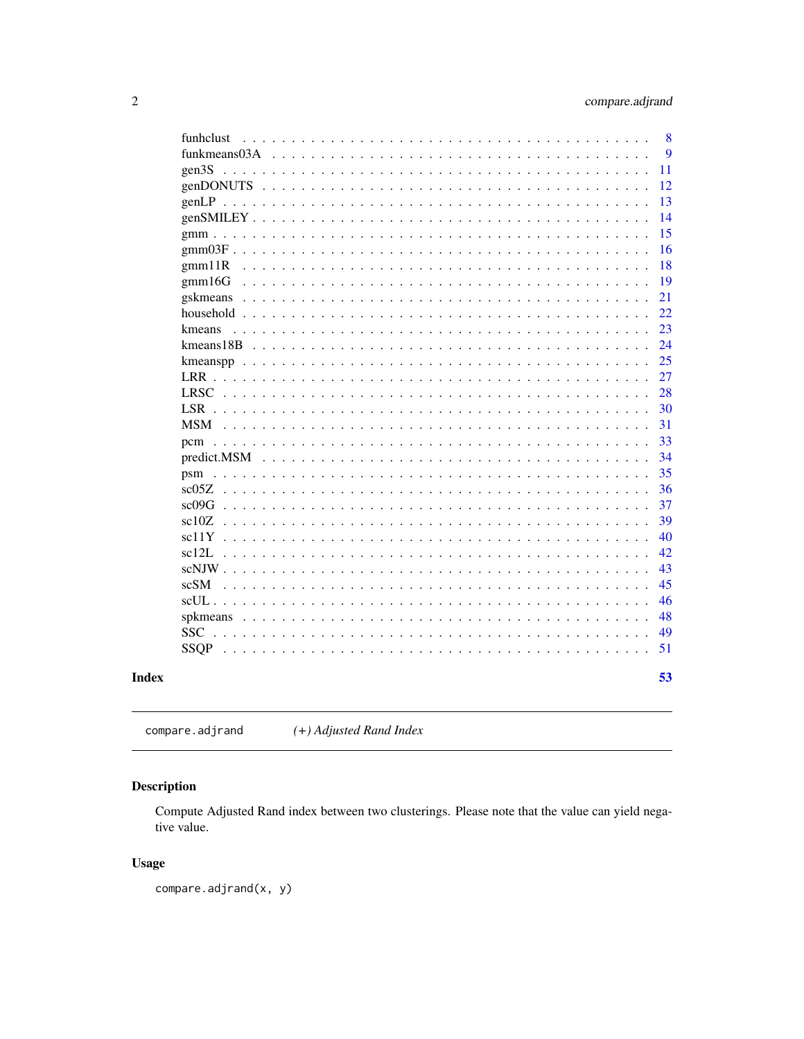| | |
|---|---|
| funhclust | 8 |
| funkmeans03A | 9 |
| gen3S | 11 |
| genDONUTS | 12 |
| genLP | 13 |
| genSMILEY | 14 |
| gmm | 15 |
| gmm03F | 16 |
| gmm11R | 18 |
| gmm16G | 19 |
| gskmeans | 21 |
| household | 22 |
| kmeans | 23 |
| kmeans18B | 24 |
| kmeanspp | 25 |
| LRR | 27 |
| LRSC | 28 |
| LSR | 30 |
| MSM | 31 |
| pcm | 33 |
| predict.MSM | 34 |
| psm | 35 |
| sc05Z | 36 |
| sc09G | 37 |
| sc10Z | 39 |
| sc11Y | 40 |
| sc12L | 42 |
| scNJW | 43 |
| scSM | 45 |
| scUL | 46 |
| spkmeans | 48 |
| SSC | 49 |
| SSQP | 51 |

**Index** 53

---

`compare.adjrand` *(+) Adjusted Rand Index*

---

## Description

Compute Adjusted Rand index between two clusterings. Please note that the value can yield negative value.

## Usage

```
compare.adjrand(x, y)
```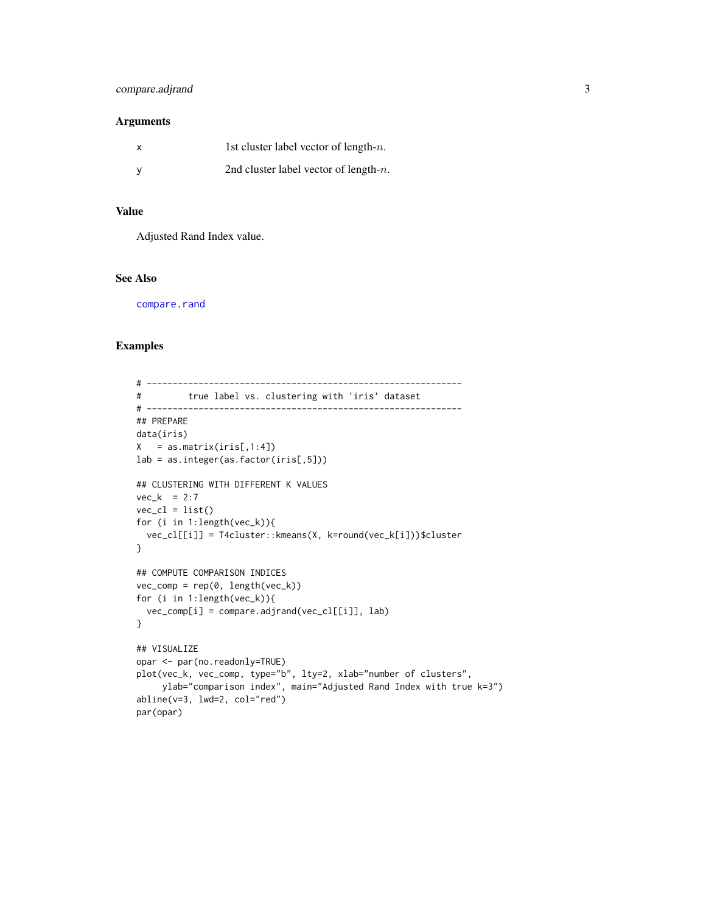### Arguments

| | |
|---|---|
| x | 1st cluster label vector of length-$n$. |
| y | 2nd cluster label vector of length-$n$. |

### Value

Adjusted Rand Index value.

### See Also

compare.rand

### Examples

```
# -------------------------------------------------------------
#         true label vs. clustering with 'iris' dataset
# -------------------------------------------------------------
## PREPARE
data(iris)
X   = as.matrix(iris[,1:4])
lab = as.integer(as.factor(iris[,5]))

## CLUSTERING WITH DIFFERENT K VALUES
vec_k  = 2:7
vec_cl = list()
for (i in 1:length(vec_k)){
  vec_cl[[i]] = T4cluster::kmeans(X, k=round(vec_k[i]))$cluster
}

## COMPUTE COMPARISON INDICES
vec_comp = rep(0, length(vec_k))
for (i in 1:length(vec_k)){
  vec_comp[i] = compare.adjrand(vec_cl[[i]], lab)
}

## VISUALIZE
opar <- par(no.readonly=TRUE)
plot(vec_k, vec_comp, type="b", lty=2, xlab="number of clusters",
     ylab="comparison index", main="Adjusted Rand Index with true k=3")
abline(v=3, lwd=2, col="red")
par(opar)
```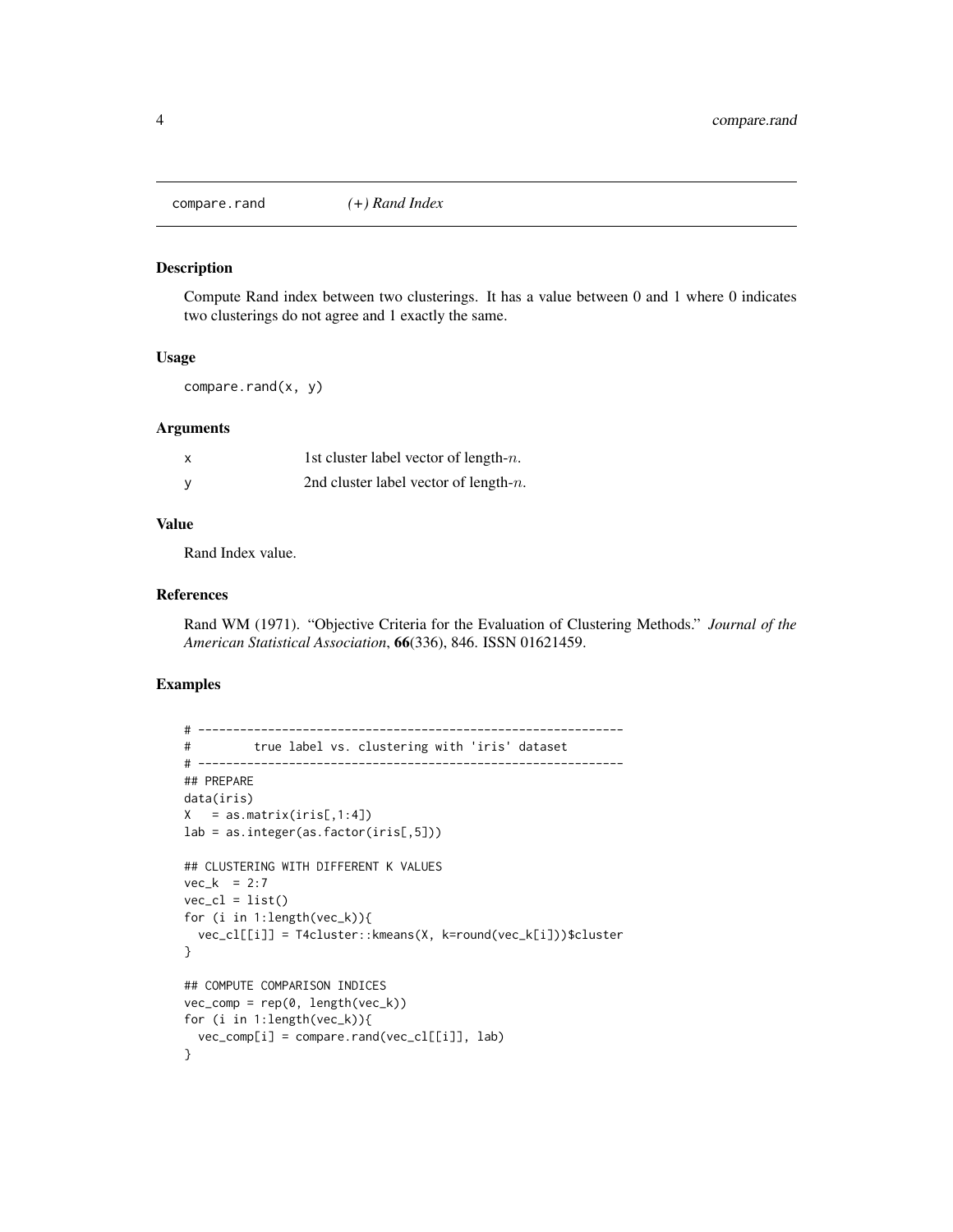# compare.rand *(+) Rand Index*

## Description

Compute Rand index between two clusterings. It has a value between 0 and 1 where 0 indicates two clusterings do not agree and 1 exactly the same.

## Usage

```
compare.rand(x, y)
```

## Arguments

| | |
|---|---|
| x | 1st cluster label vector of length-$n$. |
| y | 2nd cluster label vector of length-$n$. |

## Value

Rand Index value.

## References

Rand WM (1971). "Objective Criteria for the Evaluation of Clustering Methods." *Journal of the American Statistical Association*, **66**(336), 846. ISSN 01621459.

## Examples

```
# -------------------------------------------------------------
#         true label vs. clustering with 'iris' dataset
# -------------------------------------------------------------
## PREPARE
data(iris)
X   = as.matrix(iris[,1:4])
lab = as.integer(as.factor(iris[,5]))

## CLUSTERING WITH DIFFERENT K VALUES
vec_k  = 2:7
vec_cl = list()
for (i in 1:length(vec_k)){
  vec_cl[[i]] = T4cluster::kmeans(X, k=round(vec_k[i]))$cluster
}

## COMPUTE COMPARISON INDICES
vec_comp = rep(0, length(vec_k))
for (i in 1:length(vec_k)){
  vec_comp[i] = compare.rand(vec_cl[[i]], lab)
}
```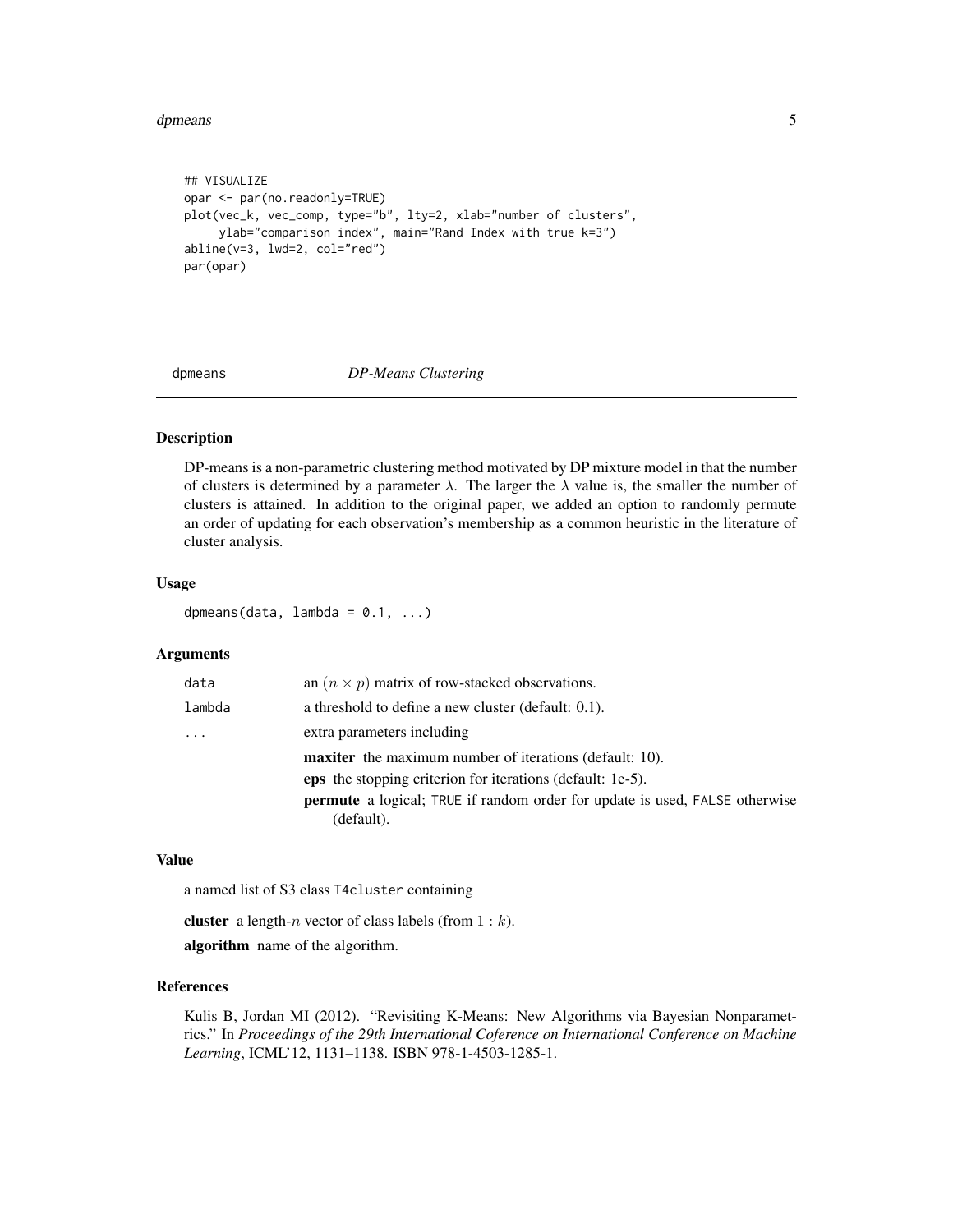```
## VISUALIZE
opar <- par(no.readonly=TRUE)
plot(vec_k, vec_comp, type="b", lty=2, xlab="number of clusters",
     ylab="comparison index", main="Rand Index with true k=3")
abline(v=3, lwd=2, col="red")
par(opar)
```

## dpmeans — *DP-Means Clustering*

### Description

DP-means is a non-parametric clustering method motivated by DP mixture model in that the number of clusters is determined by a parameter $\lambda$. The larger the $\lambda$ value is, the smaller the number of clusters is attained. In addition to the original paper, we added an option to randomly permute an order of updating for each observation's membership as a common heuristic in the literature of cluster analysis.

### Usage

```
dpmeans(data, lambda = 0.1, ...)
```

### Arguments

| | |
|---|---|
| `data` | an $(n \times p)$ matrix of row-stacked observations. |
| `lambda` | a threshold to define a new cluster (default: 0.1). |
| `...` | extra parameters including<br>**maxiter** the maximum number of iterations (default: 10).<br>**eps** the stopping criterion for iterations (default: 1e-5).<br>**permute** a logical; `TRUE` if random order for update is used, `FALSE` otherwise (default). |

### Value

a named list of S3 class `T4cluster` containing

**cluster** a length-$n$ vector of class labels (from $1:k$).

**algorithm** name of the algorithm.

### References

Kulis B, Jordan MI (2012). "Revisiting K-Means: New Algorithms via Bayesian Nonparametrics." In *Proceedings of the 29th International Coference on International Conference on Machine Learning*, ICML'12, 1131–1138. ISBN 978-1-4503-1285-1.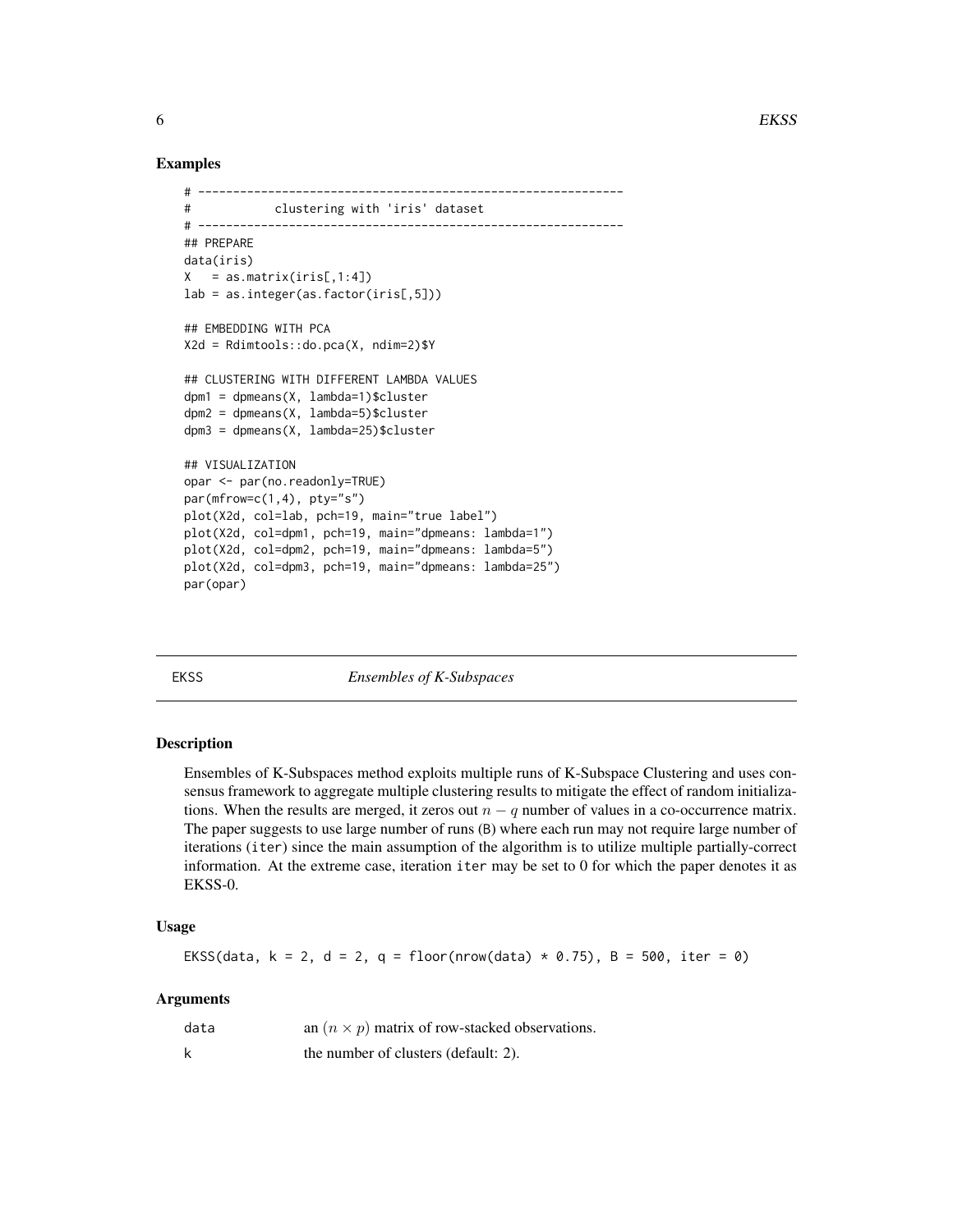## Examples

```
# -------------------------------------------------------------
#            clustering with 'iris' dataset
# -------------------------------------------------------------
## PREPARE
data(iris)
X   = as.matrix(iris[,1:4])
lab = as.integer(as.factor(iris[,5]))

## EMBEDDING WITH PCA
X2d = Rdimtools::do.pca(X, ndim=2)$Y

## CLUSTERING WITH DIFFERENT LAMBDA VALUES
dpm1 = dpmeans(X, lambda=1)$cluster
dpm2 = dpmeans(X, lambda=5)$cluster
dpm3 = dpmeans(X, lambda=25)$cluster

## VISUALIZATION
opar <- par(no.readonly=TRUE)
par(mfrow=c(1,4), pty="s")
plot(X2d, col=lab, pch=19, main="true label")
plot(X2d, col=dpm1, pch=19, main="dpmeans: lambda=1")
plot(X2d, col=dpm2, pch=19, main="dpmeans: lambda=5")
plot(X2d, col=dpm3, pch=19, main="dpmeans: lambda=25")
par(opar)
```

---

# EKSS — *Ensembles of K-Subspaces*

## Description

Ensembles of K-Subspaces method exploits multiple runs of K-Subspace Clustering and uses consensus framework to aggregate multiple clustering results to mitigate the effect of random initializations. When the results are merged, it zeros out $n - q$ number of values in a co-occurrence matrix. The paper suggests to use large number of runs (B) where each run may not require large number of iterations (iter) since the main assumption of the algorithm is to utilize multiple partially-correct information. At the extreme case, iteration iter may be set to 0 for which the paper denotes it as EKSS-0.

## Usage

```
EKSS(data, k = 2, d = 2, q = floor(nrow(data) * 0.75), B = 500, iter = 0)
```

## Arguments

| | |
|---|---|
| data | an $(n \times p)$ matrix of row-stacked observations. |
| k | the number of clusters (default: 2). |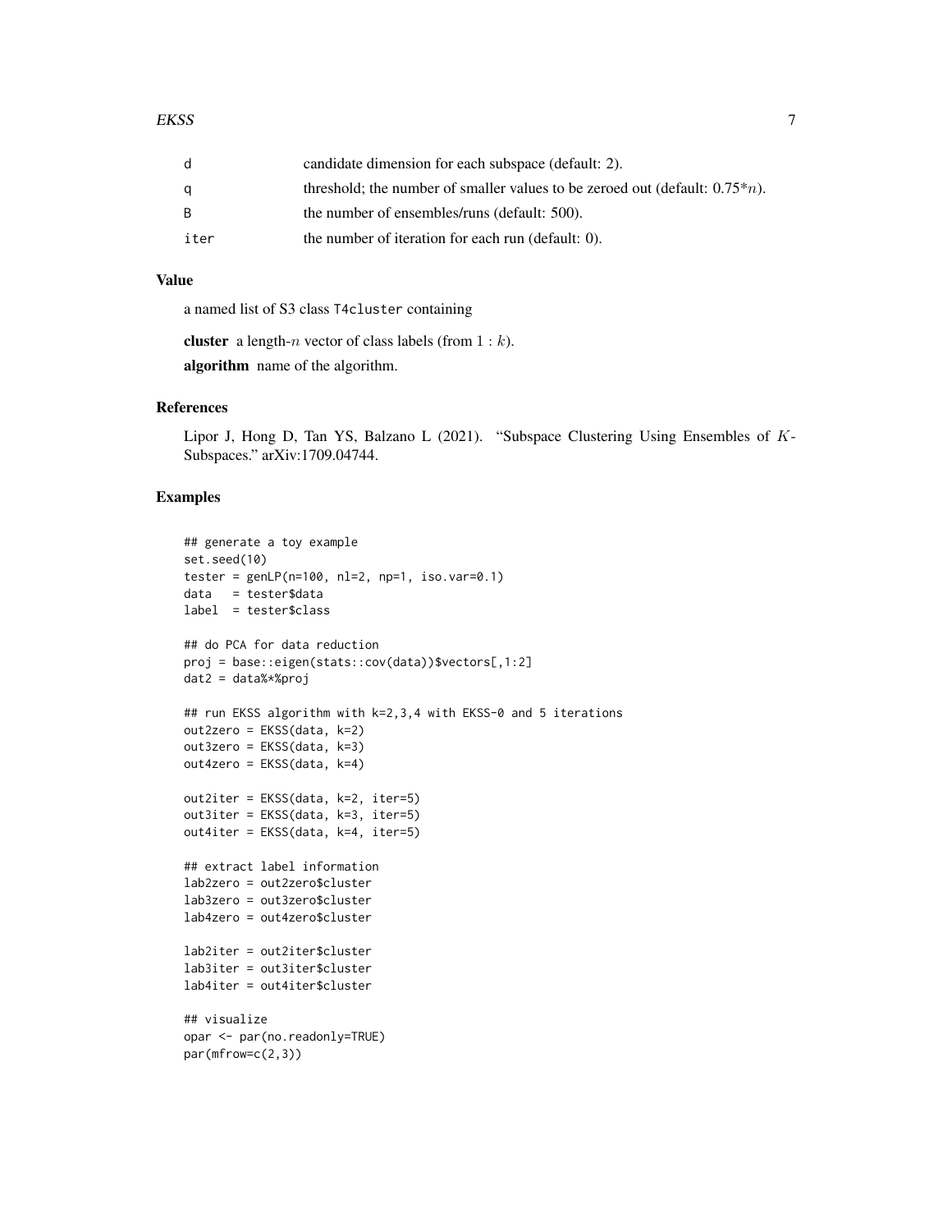| | |
|---|---|
| d | candidate dimension for each subspace (default: 2). |
| q | threshold; the number of smaller values to be zeroed out (default: $0.75*n$). |
| B | the number of ensembles/runs (default: 500). |
| iter | the number of iteration for each run (default: 0). |

## Value

a named list of S3 class T4cluster containing

**cluster** a length-$n$ vector of class labels (from $1:k$).

**algorithm** name of the algorithm.

## References

Lipor J, Hong D, Tan YS, Balzano L (2021). "Subspace Clustering Using Ensembles of $K$-Subspaces." arXiv:1709.04744.

## Examples

```
## generate a toy example
set.seed(10)
tester = genLP(n=100, nl=2, np=1, iso.var=0.1)
data   = tester$data
label  = tester$class

## do PCA for data reduction
proj = base::eigen(stats::cov(data))$vectors[,1:2]
dat2 = data%*%proj

## run EKSS algorithm with k=2,3,4 with EKSS-0 and 5 iterations
out2zero = EKSS(data, k=2)
out3zero = EKSS(data, k=3)
out4zero = EKSS(data, k=4)

out2iter = EKSS(data, k=2, iter=5)
out3iter = EKSS(data, k=3, iter=5)
out4iter = EKSS(data, k=4, iter=5)

## extract label information
lab2zero = out2zero$cluster
lab3zero = out3zero$cluster
lab4zero = out4zero$cluster

lab2iter = out2iter$cluster
lab3iter = out3iter$cluster
lab4iter = out4iter$cluster

## visualize
opar <- par(no.readonly=TRUE)
par(mfrow=c(2,3))
```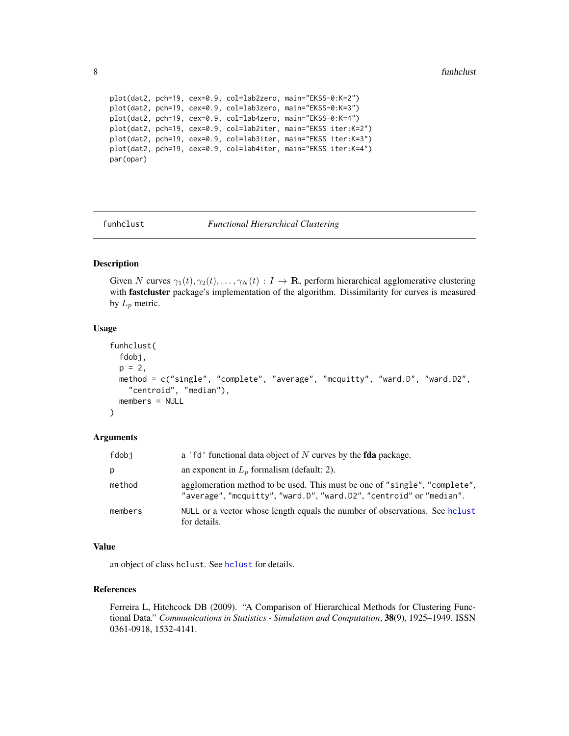```
plot(dat2, pch=19, cex=0.9, col=lab2zero, main="EKSS-0:K=2")
plot(dat2, pch=19, cex=0.9, col=lab3zero, main="EKSS-0:K=3")
plot(dat2, pch=19, cex=0.9, col=lab4zero, main="EKSS-0:K=4")
plot(dat2, pch=19, cex=0.9, col=lab2iter, main="EKSS iter:K=2")
plot(dat2, pch=19, cex=0.9, col=lab3iter, main="EKSS iter:K=3")
plot(dat2, pch=19, cex=0.9, col=lab4iter, main="EKSS iter:K=4")
par(opar)
```

## funhclust — *Functional Hierarchical Clustering*

### Description

Given $N$ curves $\gamma_1(t), \gamma_2(t), \ldots, \gamma_N(t) : I \rightarrow \mathbf{R}$, perform hierarchical agglomerative clustering with **fastcluster** package's implementation of the algorithm. Dissimilarity for curves is measured by $L_p$ metric.

### Usage

```
funhclust(
  fdobj,
  p = 2,
  method = c("single", "complete", "average", "mcquitty", "ward.D", "ward.D2",
    "centroid", "median"),
  members = NULL
)
```

### Arguments

| | |
|---|---|
| `fdobj` | a `'fd'` functional data object of $N$ curves by the **fda** package. |
| `p` | an exponent in $L_p$ formalism (default: 2). |
| `method` | agglomeration method to be used. This must be one of `"single"`, `"complete"`, `"average"`, `"mcquitty"`, `"ward.D"`, `"ward.D2"`, `"centroid"` or `"median"`. |
| `members` | `NULL` or a vector whose length equals the number of observations. See `hclust` for details. |

### Value

an object of class `hclust`. See `hclust` for details.

### References

Ferreira L, Hitchcock DB (2009). "A Comparison of Hierarchical Methods for Clustering Functional Data." *Communications in Statistics - Simulation and Computation*, **38**(9), 1925–1949. ISSN 0361-0918, 1532-4141.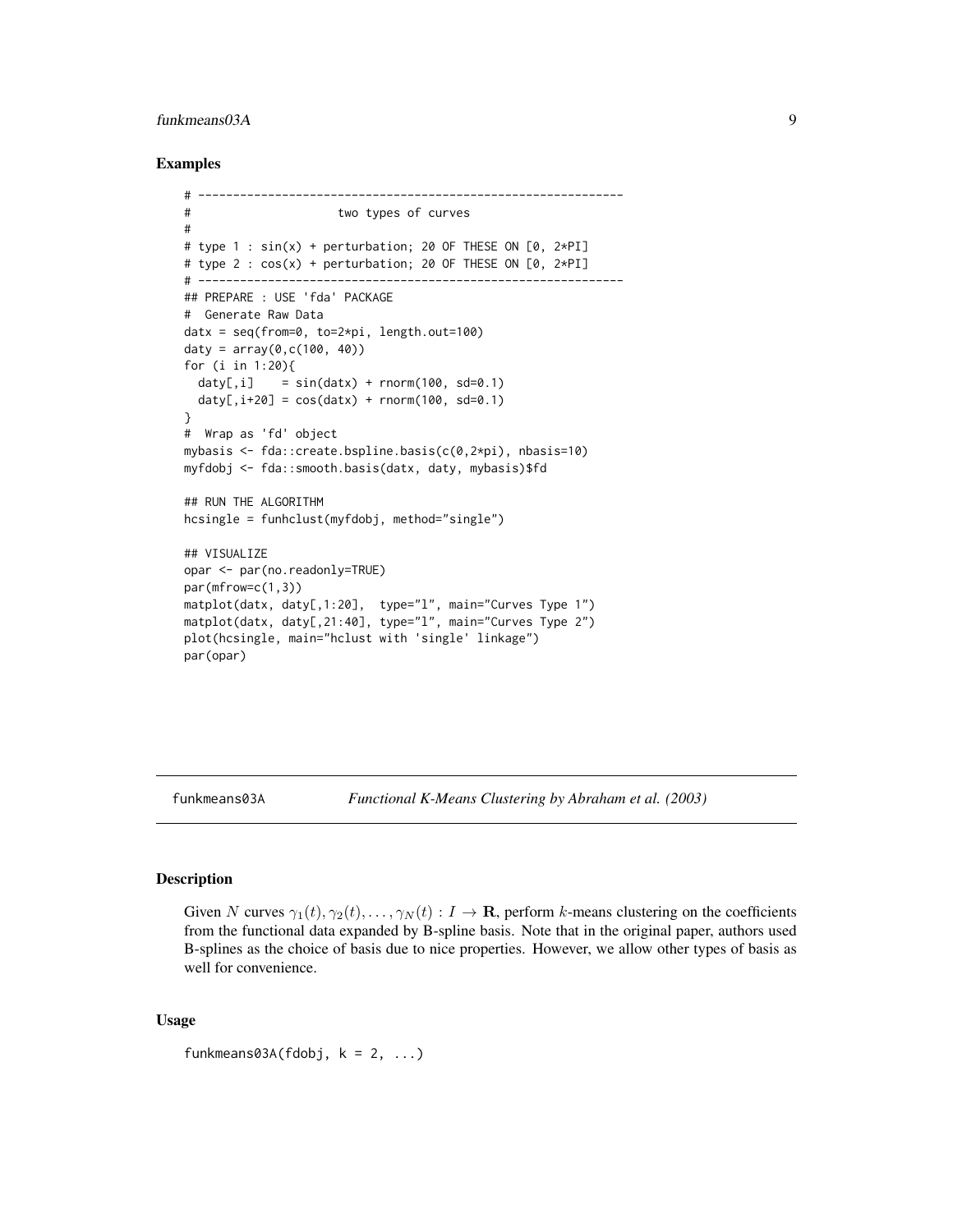### Examples

```
# -------------------------------------------------------------
#                     two types of curves
#
# type 1 : sin(x) + perturbation; 20 OF THESE ON [0, 2*PI]
# type 2 : cos(x) + perturbation; 20 OF THESE ON [0, 2*PI]
# -------------------------------------------------------------
## PREPARE : USE 'fda' PACKAGE
#  Generate Raw Data
datx = seq(from=0, to=2*pi, length.out=100)
daty = array(0,c(100, 40))
for (i in 1:20){
  daty[,i]    = sin(datx) + rnorm(100, sd=0.1)
  daty[,i+20] = cos(datx) + rnorm(100, sd=0.1)
}
#  Wrap as 'fd' object
mybasis <- fda::create.bspline.basis(c(0,2*pi), nbasis=10)
myfdobj <- fda::smooth.basis(datx, daty, mybasis)$fd

## RUN THE ALGORITHM
hcsingle = funhclust(myfdobj, method="single")

## VISUALIZE
opar <- par(no.readonly=TRUE)
par(mfrow=c(1,3))
matplot(datx, daty[,1:20],  type="l", main="Curves Type 1")
matplot(datx, daty[,21:40], type="l", main="Curves Type 2")
plot(hcsingle, main="hclust with 'single' linkage")
par(opar)
```

## funkmeans03A — *Functional K-Means Clustering by Abraham et al. (2003)*

### Description

Given $N$ curves $\gamma_1(t), \gamma_2(t), \ldots, \gamma_N(t) : I \rightarrow \mathbf{R}$, perform $k$-means clustering on the coefficients from the functional data expanded by B-spline basis. Note that in the original paper, authors used B-splines as the choice of basis due to nice properties. However, we allow other types of basis as well for convenience.

### Usage

```
funkmeans03A(fdobj, k = 2, ...)
```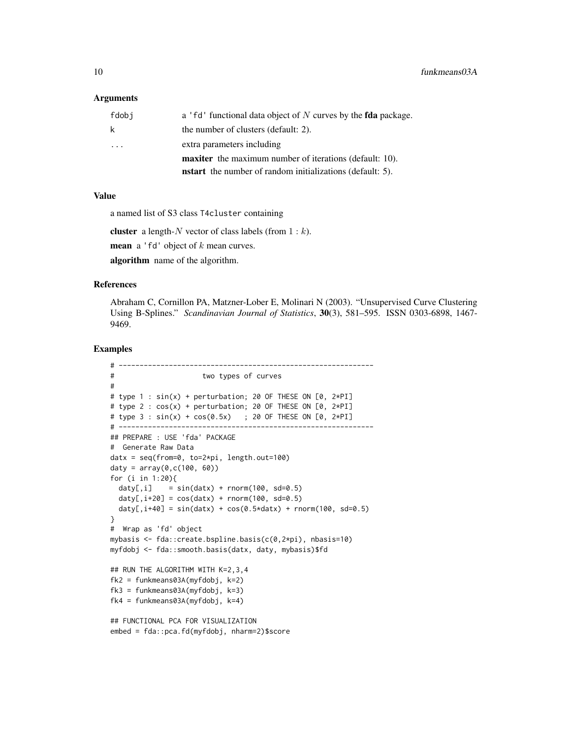### Arguments

| | |
|---|---|
| fdobj | a 'fd' functional data object of $N$ curves by the **fda** package. |
| k | the number of clusters (default: 2). |
| ... | extra parameters including<br>**maxiter** the maximum number of iterations (default: 10).<br>**nstart** the number of random initializations (default: 5). |

### Value

a named list of S3 class T4cluster containing

**cluster** a length-$N$ vector of class labels (from $1 : k$).

**mean** a 'fd' object of $k$ mean curves.

**algorithm** name of the algorithm.

### References

Abraham C, Cornillon PA, Matzner-Lober E, Molinari N (2003). "Unsupervised Curve Clustering Using B-Splines." *Scandinavian Journal of Statistics*, **30**(3), 581–595. ISSN 0303-6898, 1467-9469.

### Examples

```
# -------------------------------------------------------------
#                     two types of curves
#
# type 1 : sin(x) + perturbation; 20 OF THESE ON [0, 2*PI]
# type 2 : cos(x) + perturbation; 20 OF THESE ON [0, 2*PI]
# type 3 : sin(x) + cos(0.5x)   ; 20 OF THESE ON [0, 2*PI]
# -------------------------------------------------------------
## PREPARE : USE 'fda' PACKAGE
#  Generate Raw Data
datx = seq(from=0, to=2*pi, length.out=100)
daty = array(0,c(100, 60))
for (i in 1:20){
  daty[,i]    = sin(datx) + rnorm(100, sd=0.5)
  daty[,i+20] = cos(datx) + rnorm(100, sd=0.5)
  daty[,i+40] = sin(datx) + cos(0.5*datx) + rnorm(100, sd=0.5)
}
#  Wrap as 'fd' object
mybasis <- fda::create.bspline.basis(c(0,2*pi), nbasis=10)
myfdobj <- fda::smooth.basis(datx, daty, mybasis)$fd

## RUN THE ALGORITHM WITH K=2,3,4
fk2 = funkmeans03A(myfdobj, k=2)
fk3 = funkmeans03A(myfdobj, k=3)
fk4 = funkmeans03A(myfdobj, k=4)

## FUNCTIONAL PCA FOR VISUALIZATION
embed = fda::pca.fd(myfdobj, nharm=2)$score
```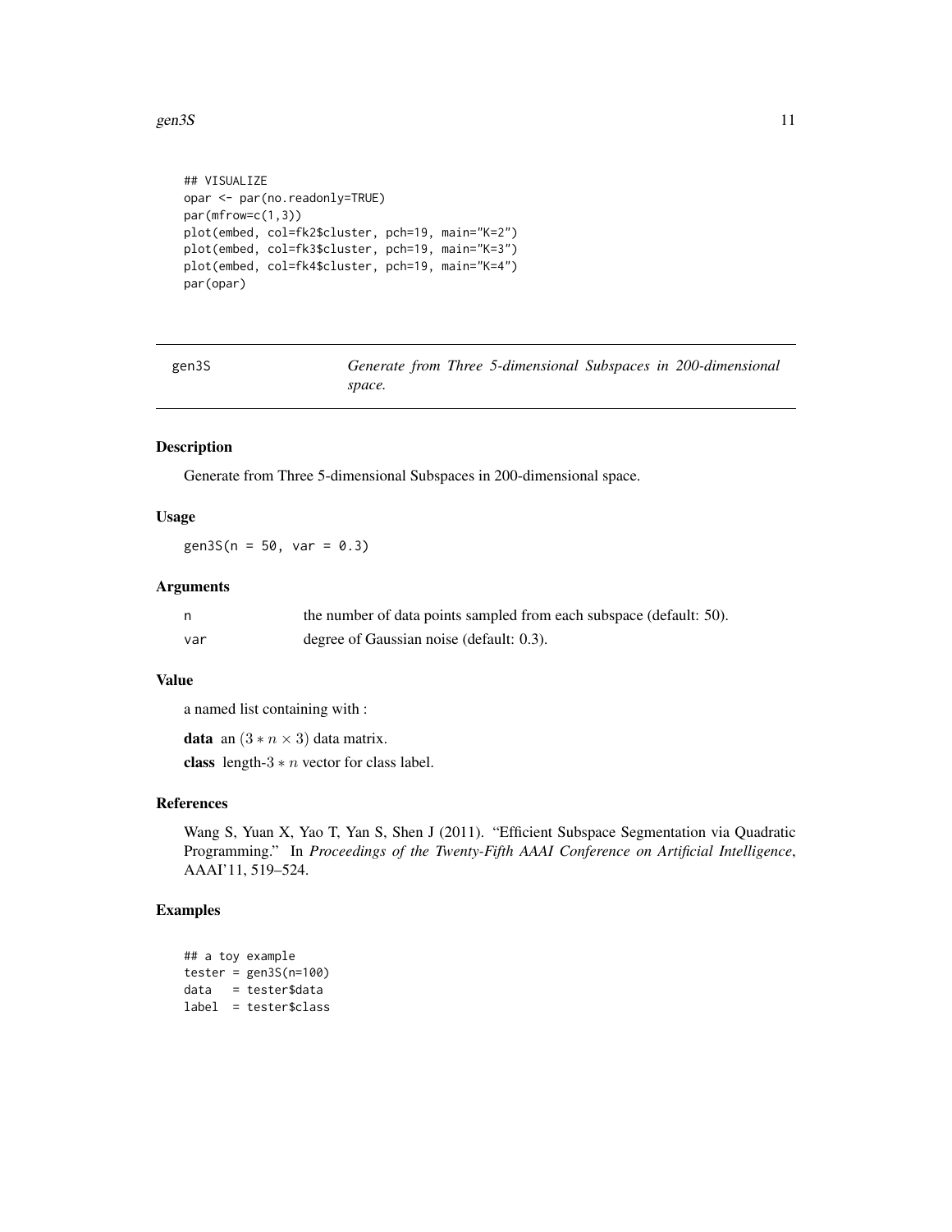```
## VISUALIZE
opar <- par(no.readonly=TRUE)
par(mfrow=c(1,3))
plot(embed, col=fk2$cluster, pch=19, main="K=2")
plot(embed, col=fk3$cluster, pch=19, main="K=3")
plot(embed, col=fk4$cluster, pch=19, main="K=4")
par(opar)
```

---

## gen3S — *Generate from Three 5-dimensional Subspaces in 200-dimensional space.*

---

### Description

Generate from Three 5-dimensional Subspaces in 200-dimensional space.

### Usage

```
gen3S(n = 50, var = 0.3)
```

### Arguments

| | |
|---|---|
| `n` | the number of data points sampled from each subspace (default: 50). |
| `var` | degree of Gaussian noise (default: 0.3). |

### Value

a named list containing with :

**data** an $(3 * n \times 3)$ data matrix.

**class** length-$3 * n$ vector for class label.

### References

Wang S, Yuan X, Yao T, Yan S, Shen J (2011). "Efficient Subspace Segmentation via Quadratic Programming." In *Proceedings of the Twenty-Fifth AAAI Conference on Artificial Intelligence*, AAAI'11, 519–524.

### Examples

```
## a toy example
tester = gen3S(n=100)
data   = tester$data
label  = tester$class
```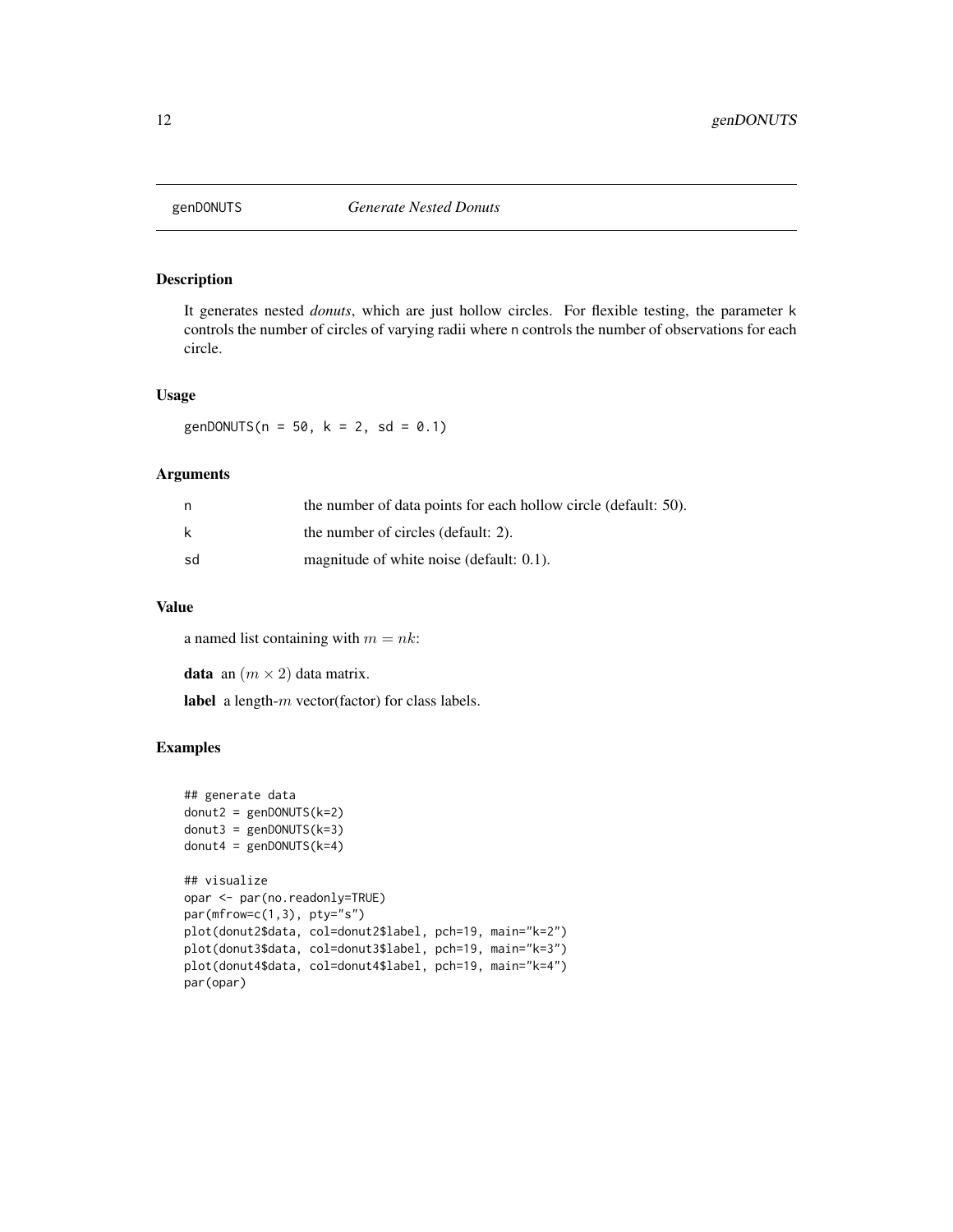# genDONUTS — *Generate Nested Donuts*

## Description

It generates nested *donuts*, which are just hollow circles. For flexible testing, the parameter k controls the number of circles of varying radii where n controls the number of observations for each circle.

## Usage

```
genDONUTS(n = 50, k = 2, sd = 0.1)
```

## Arguments

| | |
|---|---|
| n | the number of data points for each hollow circle (default: 50). |
| k | the number of circles (default: 2). |
| sd | magnitude of white noise (default: 0.1). |

## Value

a named list containing with $m = nk$:

**data** an $(m \times 2)$ data matrix.

**label** a length-$m$ vector(factor) for class labels.

## Examples

```
## generate data
donut2 = genDONUTS(k=2)
donut3 = genDONUTS(k=3)
donut4 = genDONUTS(k=4)

## visualize
opar <- par(no.readonly=TRUE)
par(mfrow=c(1,3), pty="s")
plot(donut2$data, col=donut2$label, pch=19, main="k=2")
plot(donut3$data, col=donut3$label, pch=19, main="k=3")
plot(donut4$data, col=donut4$label, pch=19, main="k=4")
par(opar)
```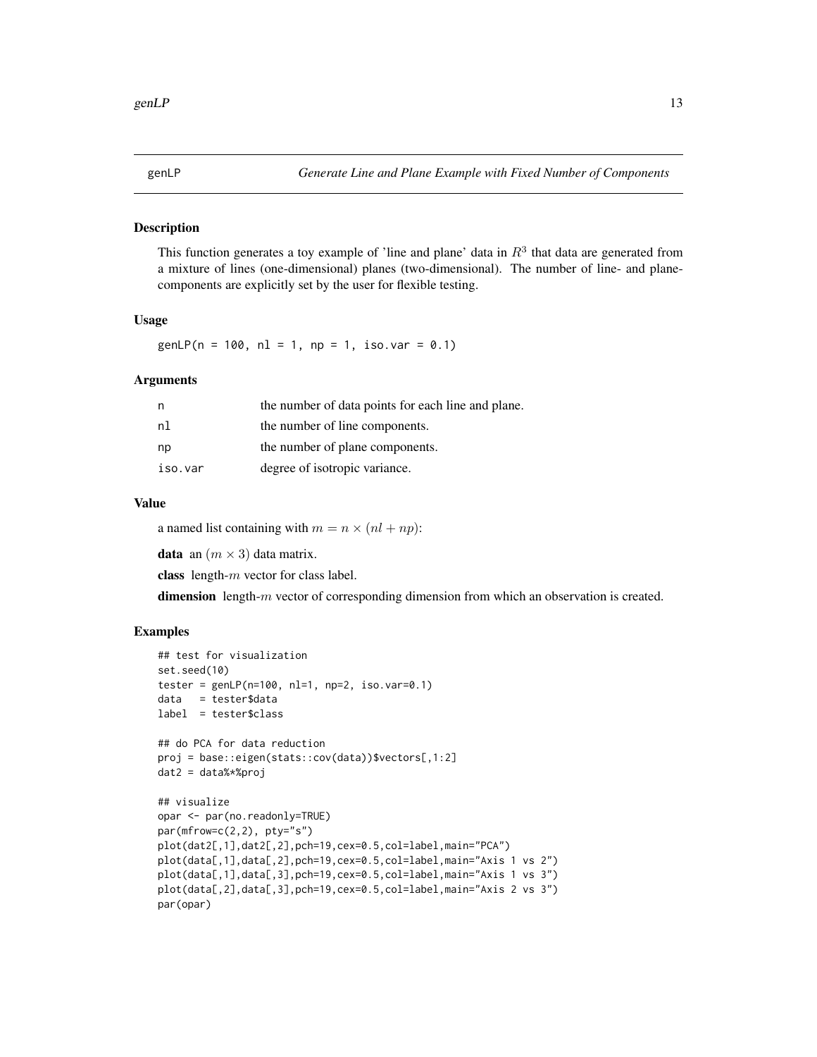genLP *Generate Line and Plane Example with Fixed Number of Components*

## Description

This function generates a toy example of 'line and plane' data in $R^3$ that data are generated from a mixture of lines (one-dimensional) planes (two-dimensional). The number of line- and plane-components are explicitly set by the user for flexible testing.

## Usage

```
genLP(n = 100, nl = 1, np = 1, iso.var = 0.1)
```

## Arguments

| | |
|---|---|
| n | the number of data points for each line and plane. |
| nl | the number of line components. |
| np | the number of plane components. |
| iso.var | degree of isotropic variance. |

## Value

a named list containing with $m = n \times (nl + np)$:

**data** an $(m \times 3)$ data matrix.

**class** length-$m$ vector for class label.

**dimension** length-$m$ vector of corresponding dimension from which an observation is created.

## Examples

```
## test for visualization
set.seed(10)
tester = genLP(n=100, nl=1, np=2, iso.var=0.1)
data   = tester$data
label  = tester$class

## do PCA for data reduction
proj = base::eigen(stats::cov(data))$vectors[,1:2]
dat2 = data%*%proj

## visualize
opar <- par(no.readonly=TRUE)
par(mfrow=c(2,2), pty="s")
plot(dat2[,1],dat2[,2],pch=19,cex=0.5,col=label,main="PCA")
plot(data[,1],data[,2],pch=19,cex=0.5,col=label,main="Axis 1 vs 2")
plot(data[,1],data[,3],pch=19,cex=0.5,col=label,main="Axis 1 vs 3")
plot(data[,2],data[,3],pch=19,cex=0.5,col=label,main="Axis 2 vs 3")
par(opar)
```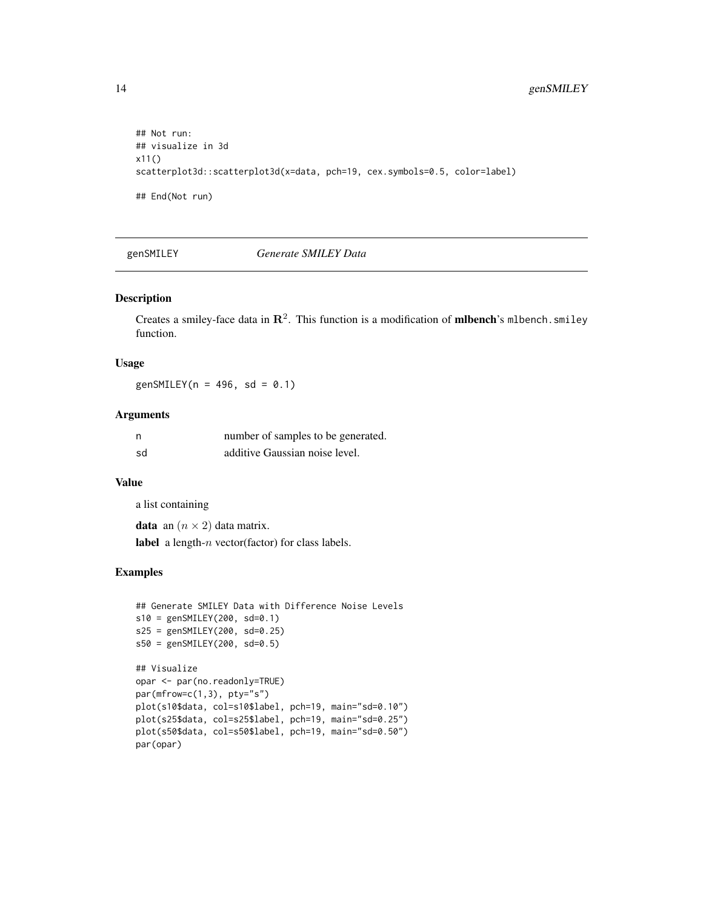```
## Not run:
## visualize in 3d
x11()
scatterplot3d::scatterplot3d(x=data, pch=19, cex.symbols=0.5, color=label)

## End(Not run)
```

## genSMILEY *Generate SMILEY Data*

### Description

Creates a smiley-face data in $\mathbf{R}^2$. This function is a modification of **mlbench**'s `mlbench.smiley` function.

### Usage

```
genSMILEY(n = 496, sd = 0.1)
```

### Arguments

| | |
|---|---|
| n | number of samples to be generated. |
| sd | additive Gaussian noise level. |

### Value

a list containing

**data** an $(n \times 2)$ data matrix.

**label** a length-$n$ vector(factor) for class labels.

### Examples

```
## Generate SMILEY Data with Difference Noise Levels
s10 = genSMILEY(200, sd=0.1)
s25 = genSMILEY(200, sd=0.25)
s50 = genSMILEY(200, sd=0.5)

## Visualize
opar <- par(no.readonly=TRUE)
par(mfrow=c(1,3), pty="s")
plot(s10$data, col=s10$label, pch=19, main="sd=0.10")
plot(s25$data, col=s25$label, pch=19, main="sd=0.25")
plot(s50$data, col=s50$label, pch=19, main="sd=0.50")
par(opar)
```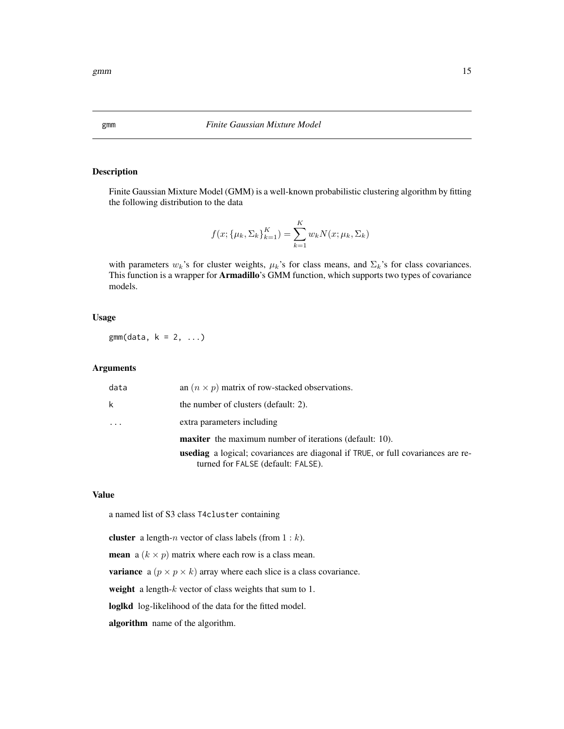## gmm — *Finite Gaussian Mixture Model*

### Description

Finite Gaussian Mixture Model (GMM) is a well-known probabilistic clustering algorithm by fitting the following distribution to the data

$$f(x; \{\mu_k, \Sigma_k\}_{k=1}^K) = \sum_{k=1}^K w_k N(x; \mu_k, \Sigma_k)$$

with parameters $w_k$'s for cluster weights, $\mu_k$'s for class means, and $\Sigma_k$'s for class covariances. This function is a wrapper for **Armadillo**'s GMM function, which supports two types of covariance models.

### Usage

```
gmm(data, k = 2, ...)
```

### Arguments

| | |
|---|---|
| `data` | an $(n \times p)$ matrix of row-stacked observations. |
| `k` | the number of clusters (default: 2). |
| `...` | extra parameters including<br>**maxiter** the maximum number of iterations (default: 10).<br>**usediag** a logical; covariances are diagonal if `TRUE`, or full covariances are returned for `FALSE` (default: `FALSE`). |

### Value

a named list of S3 class `T4cluster` containing

**cluster** a length-$n$ vector of class labels (from $1:k$).

**mean** a $(k \times p)$ matrix where each row is a class mean.

**variance** a $(p \times p \times k)$ array where each slice is a class covariance.

**weight** a length-$k$ vector of class weights that sum to 1.

**loglkd** log-likelihood of the data for the fitted model.

**algorithm** name of the algorithm.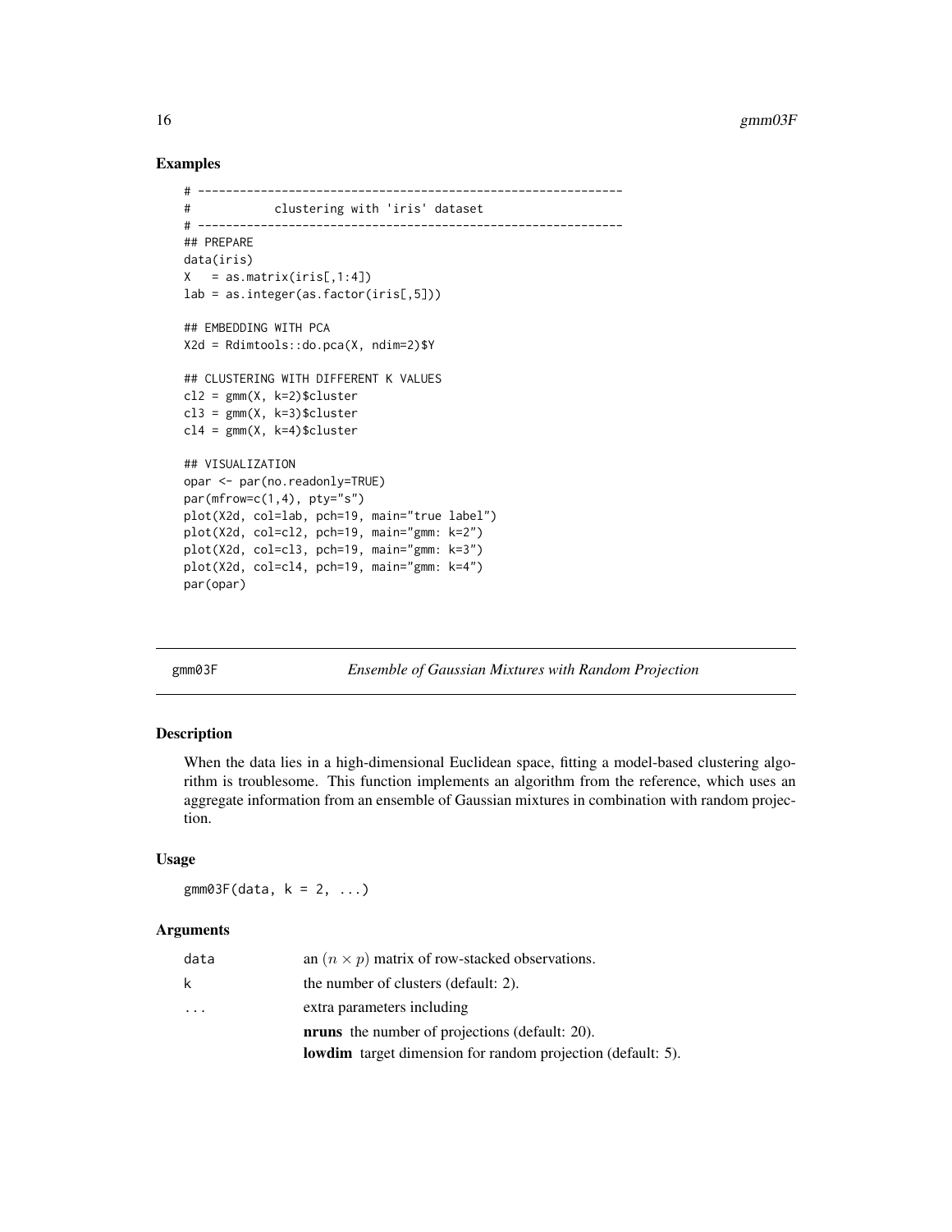## Examples

```
# -------------------------------------------------------------
#            clustering with 'iris' dataset
# -------------------------------------------------------------
## PREPARE
data(iris)
X   = as.matrix(iris[,1:4])
lab = as.integer(as.factor(iris[,5]))

## EMBEDDING WITH PCA
X2d = Rdimtools::do.pca(X, ndim=2)$Y

## CLUSTERING WITH DIFFERENT K VALUES
cl2 = gmm(X, k=2)$cluster
cl3 = gmm(X, k=3)$cluster
cl4 = gmm(X, k=4)$cluster

## VISUALIZATION
opar <- par(no.readonly=TRUE)
par(mfrow=c(1,4), pty="s")
plot(X2d, col=lab, pch=19, main="true label")
plot(X2d, col=cl2, pch=19, main="gmm: k=2")
plot(X2d, col=cl3, pch=19, main="gmm: k=3")
plot(X2d, col=cl4, pch=19, main="gmm: k=4")
par(opar)
```

---

# gmm03F — *Ensemble of Gaussian Mixtures with Random Projection*

## Description

When the data lies in a high-dimensional Euclidean space, fitting a model-based clustering algorithm is troublesome. This function implements an algorithm from the reference, which uses an aggregate information from an ensemble of Gaussian mixtures in combination with random projection.

## Usage

```
gmm03F(data, k = 2, ...)
```

## Arguments

| | |
|---|---|
| `data` | an $(n \times p)$ matrix of row-stacked observations. |
| `k` | the number of clusters (default: 2). |
| `...` | extra parameters including<br>**nruns** the number of projections (default: 20).<br>**lowdim** target dimension for random projection (default: 5). |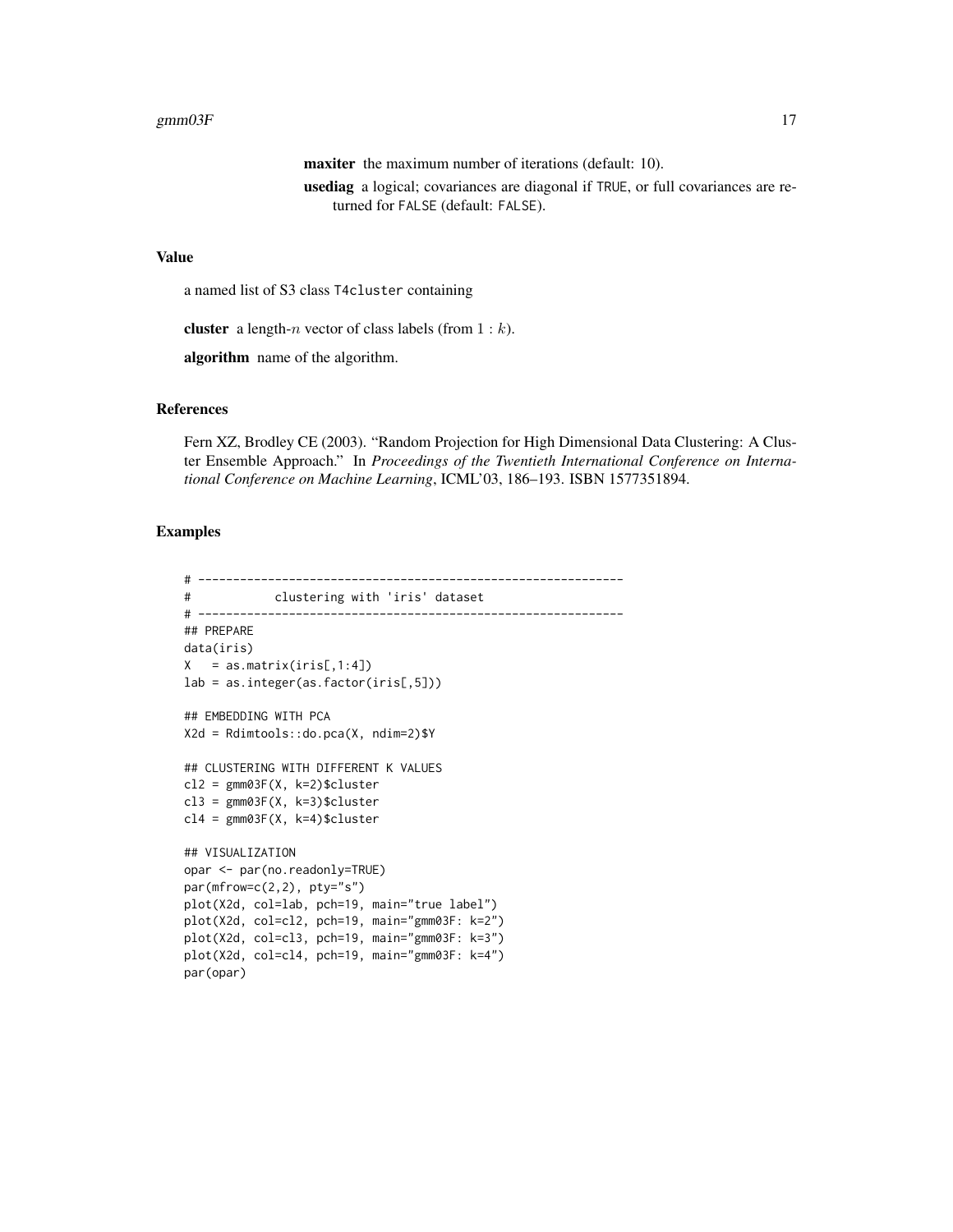**maxiter** the maximum number of iterations (default: 10).

**usediag** a logical; covariances are diagonal if TRUE, or full covariances are returned for FALSE (default: FALSE).

## Value

a named list of S3 class T4cluster containing

**cluster** a length-$n$ vector of class labels (from $1 : k$).

**algorithm** name of the algorithm.

## References

Fern XZ, Brodley CE (2003). "Random Projection for High Dimensional Data Clustering: A Cluster Ensemble Approach." In *Proceedings of the Twentieth International Conference on International Conference on Machine Learning*, ICML'03, 186–193. ISBN 1577351894.

## Examples

```
# -------------------------------------------------------------
#            clustering with 'iris' dataset
# -------------------------------------------------------------
## PREPARE
data(iris)
X   = as.matrix(iris[,1:4])
lab = as.integer(as.factor(iris[,5]))

## EMBEDDING WITH PCA
X2d = Rdimtools::do.pca(X, ndim=2)$Y

## CLUSTERING WITH DIFFERENT K VALUES
cl2 = gmm03F(X, k=2)$cluster
cl3 = gmm03F(X, k=3)$cluster
cl4 = gmm03F(X, k=4)$cluster

## VISUALIZATION
opar <- par(no.readonly=TRUE)
par(mfrow=c(2,2), pty="s")
plot(X2d, col=lab, pch=19, main="true label")
plot(X2d, col=cl2, pch=19, main="gmm03F: k=2")
plot(X2d, col=cl3, pch=19, main="gmm03F: k=3")
plot(X2d, col=cl4, pch=19, main="gmm03F: k=4")
par(opar)
```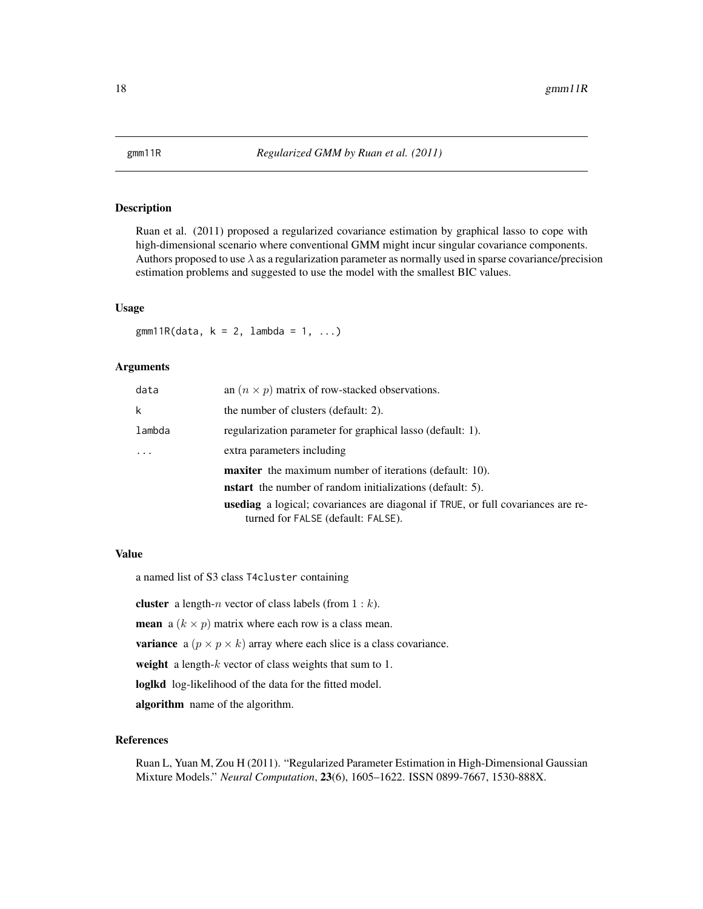## gmm11R *Regularized GMM by Ruan et al. (2011)*

### Description

Ruan et al. (2011) proposed a regularized covariance estimation by graphical lasso to cope with high-dimensional scenario where conventional GMM might incur singular covariance components. Authors proposed to use $\lambda$ as a regularization parameter as normally used in sparse covariance/precision estimation problems and suggested to use the model with the smallest BIC values.

### Usage

```
gmm11R(data, k = 2, lambda = 1, ...)
```

### Arguments

| | |
|---|---|
| data | an $(n \times p)$ matrix of row-stacked observations. |
| k | the number of clusters (default: 2). |
| lambda | regularization parameter for graphical lasso (default: 1). |
| ... | extra parameters including<br>**maxiter** the maximum number of iterations (default: 10).<br>**nstart** the number of random initializations (default: 5).<br>**usediag** a logical; covariances are diagonal if TRUE, or full covariances are returned for FALSE (default: FALSE). |

### Value

a named list of S3 class T4cluster containing

**cluster** a length-$n$ vector of class labels (from $1:k$).

**mean** a $(k \times p)$ matrix where each row is a class mean.

**variance** a $(p \times p \times k)$ array where each slice is a class covariance.

**weight** a length-$k$ vector of class weights that sum to 1.

**loglkd** log-likelihood of the data for the fitted model.

**algorithm** name of the algorithm.

### References

Ruan L, Yuan M, Zou H (2011). "Regularized Parameter Estimation in High-Dimensional Gaussian Mixture Models." *Neural Computation*, **23**(6), 1605–1622. ISSN 0899-7667, 1530-888X.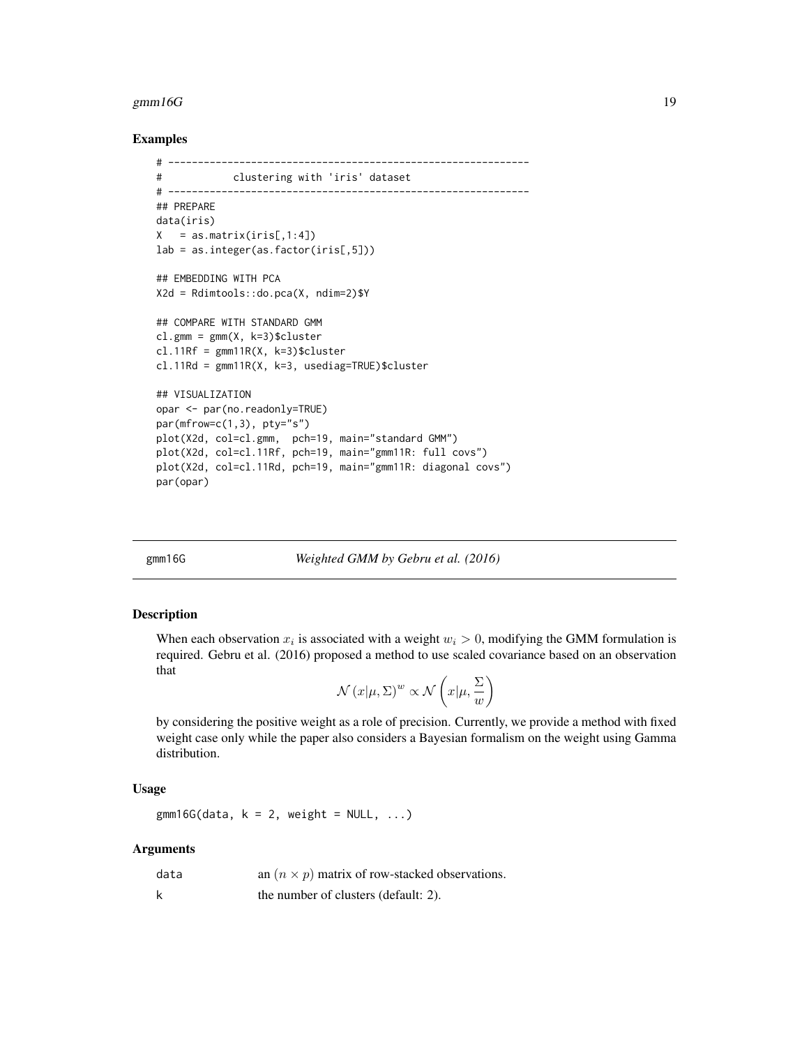### Examples

```
# -------------------------------------------------------------
#            clustering with 'iris' dataset
# -------------------------------------------------------------
## PREPARE
data(iris)
X   = as.matrix(iris[,1:4])
lab = as.integer(as.factor(iris[,5]))

## EMBEDDING WITH PCA
X2d = Rdimtools::do.pca(X, ndim=2)$Y

## COMPARE WITH STANDARD GMM
cl.gmm = gmm(X, k=3)$cluster
cl.11Rf = gmm11R(X, k=3)$cluster
cl.11Rd = gmm11R(X, k=3, usediag=TRUE)$cluster

## VISUALIZATION
opar <- par(no.readonly=TRUE)
par(mfrow=c(1,3), pty="s")
plot(X2d, col=cl.gmm,  pch=19, main="standard GMM")
plot(X2d, col=cl.11Rf, pch=19, main="gmm11R: full covs")
plot(X2d, col=cl.11Rd, pch=19, main="gmm11R: diagonal covs")
par(opar)
```

---

## gmm16G — *Weighted GMM by Gebru et al. (2016)*

### Description

When each observation $x_i$ is associated with a weight $w_i > 0$, modifying the GMM formulation is required. Gebru et al. (2016) proposed a method to use scaled covariance based on an observation that

$$\mathcal{N}(x|\mu, \Sigma)^w \propto \mathcal{N}\left(x|\mu, \frac{\Sigma}{w}\right)$$

by considering the positive weight as a role of precision. Currently, we provide a method with fixed weight case only while the paper also considers a Bayesian formalism on the weight using Gamma distribution.

### Usage

```
gmm16G(data, k = 2, weight = NULL, ...)
```

### Arguments

| | |
|---|---|
| data | an $(n \times p)$ matrix of row-stacked observations. |
| k | the number of clusters (default: 2). |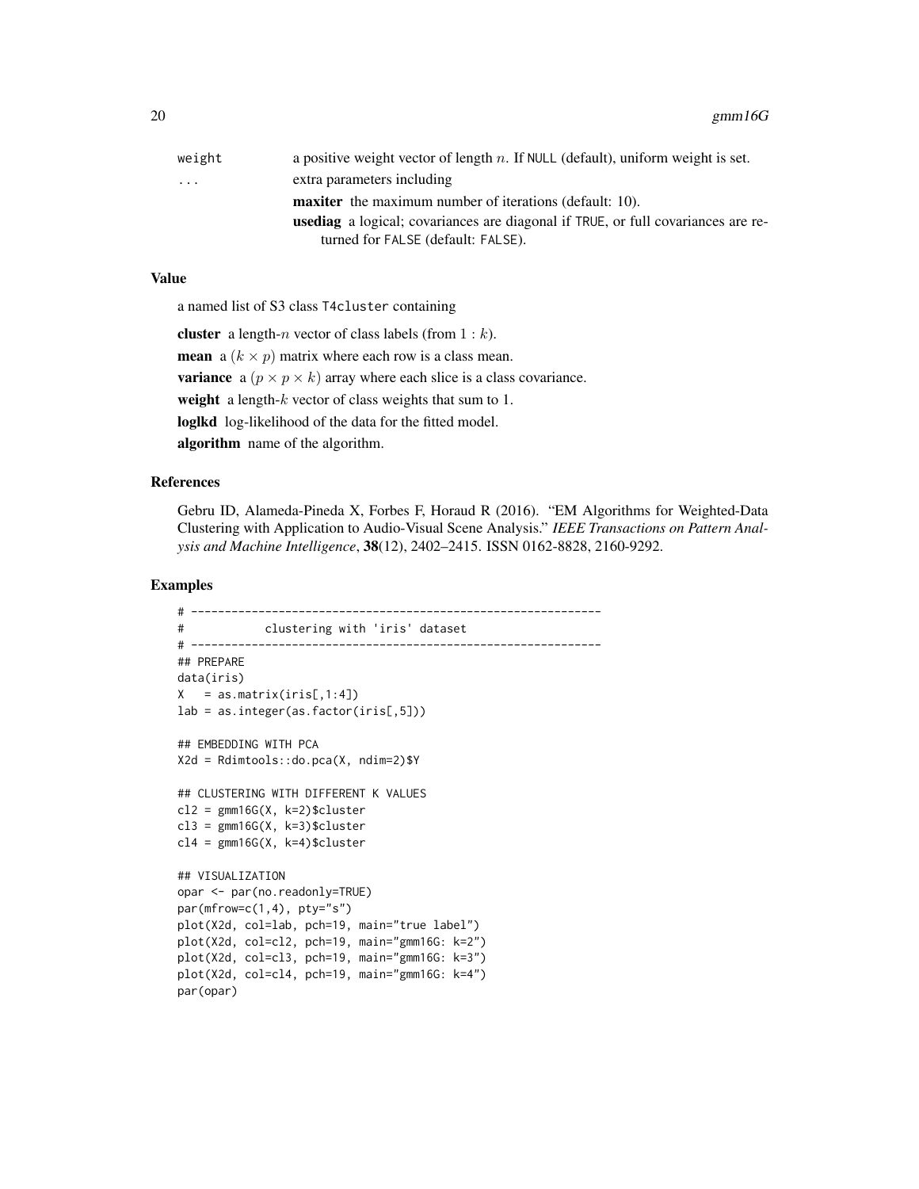weight a positive weight vector of length $n$. If NULL (default), uniform weight is set.

... extra parameters including

- **maxiter** the maximum number of iterations (default: 10).
- **usediag** a logical; covariances are diagonal if TRUE, or full covariances are returned for FALSE (default: FALSE).

### Value

a named list of S3 class T4cluster containing

**cluster** a length-$n$ vector of class labels (from $1 : k$).

**mean** a $(k \times p)$ matrix where each row is a class mean.

**variance** a $(p \times p \times k)$ array where each slice is a class covariance.

**weight** a length-$k$ vector of class weights that sum to 1.

**loglkd** log-likelihood of the data for the fitted model.

**algorithm** name of the algorithm.

### References

Gebru ID, Alameda-Pineda X, Forbes F, Horaud R (2016). "EM Algorithms for Weighted-Data Clustering with Application to Audio-Visual Scene Analysis." *IEEE Transactions on Pattern Analysis and Machine Intelligence*, **38**(12), 2402–2415. ISSN 0162-8828, 2160-9292.

### Examples

```
# -------------------------------------------------------------
#            clustering with 'iris' dataset
# -------------------------------------------------------------
## PREPARE
data(iris)
X   = as.matrix(iris[,1:4])
lab = as.integer(as.factor(iris[,5]))

## EMBEDDING WITH PCA
X2d = Rdimtools::do.pca(X, ndim=2)$Y

## CLUSTERING WITH DIFFERENT K VALUES
cl2 = gmm16G(X, k=2)$cluster
cl3 = gmm16G(X, k=3)$cluster
cl4 = gmm16G(X, k=4)$cluster

## VISUALIZATION
opar <- par(no.readonly=TRUE)
par(mfrow=c(1,4), pty="s")
plot(X2d, col=lab, pch=19, main="true label")
plot(X2d, col=cl2, pch=19, main="gmm16G: k=2")
plot(X2d, col=cl3, pch=19, main="gmm16G: k=3")
plot(X2d, col=cl4, pch=19, main="gmm16G: k=4")
par(opar)
```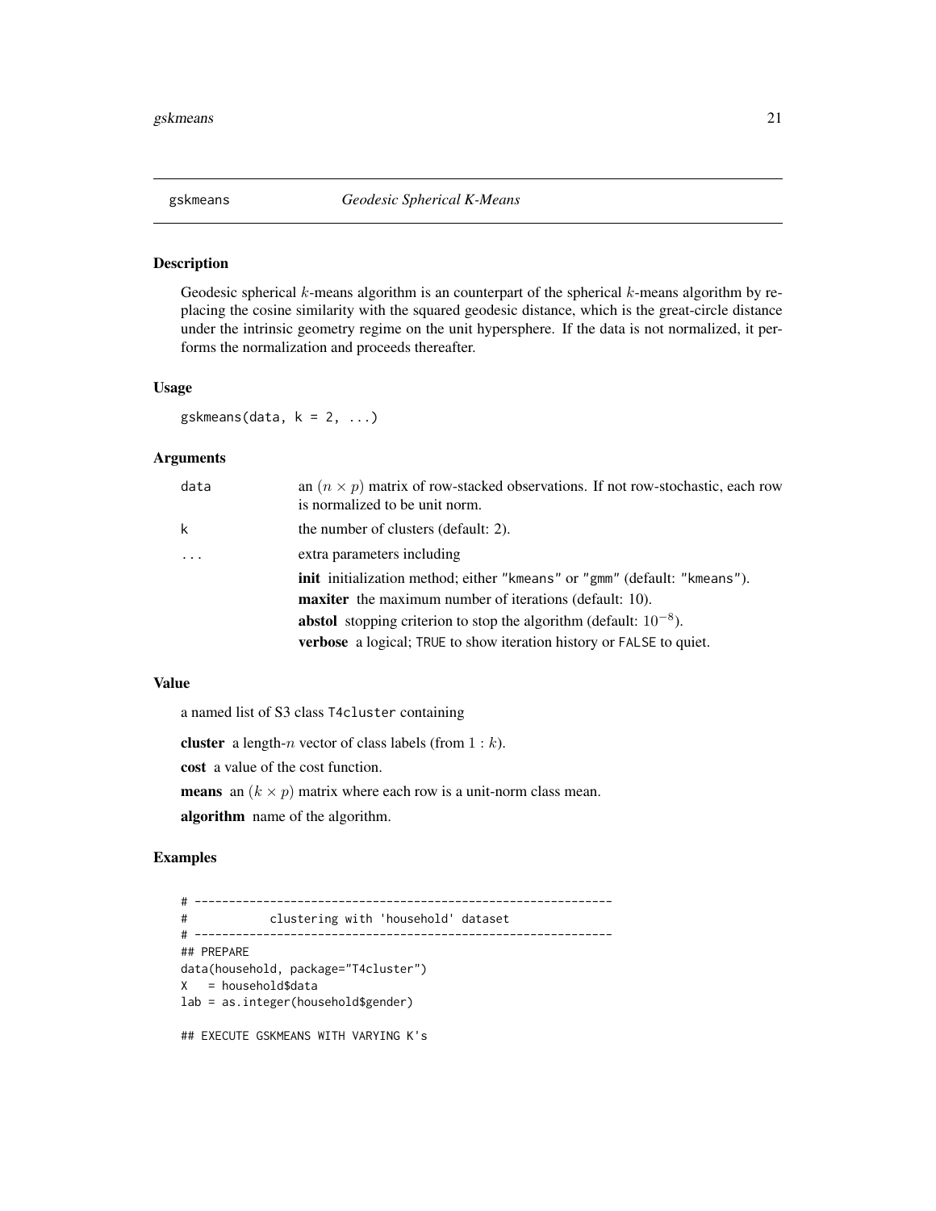# gskmeans — *Geodesic Spherical K-Means*

## Description

Geodesic spherical $k$-means algorithm is an counterpart of the spherical $k$-means algorithm by replacing the cosine similarity with the squared geodesic distance, which is the great-circle distance under the intrinsic geometry regime on the unit hypersphere. If the data is not normalized, it performs the normalization and proceeds thereafter.

## Usage

```
gskmeans(data, k = 2, ...)
```

## Arguments

| | |
|---|---|
| `data` | an $(n \times p)$ matrix of row-stacked observations. If not row-stochastic, each row is normalized to be unit norm. |
| `k` | the number of clusters (default: 2). |
| `...` | extra parameters including<br>**init** initialization method; either `"kmeans"` or `"gmm"` (default: `"kmeans"`).<br>**maxiter** the maximum number of iterations (default: 10).<br>**abstol** stopping criterion to stop the algorithm (default: $10^{-8}$).<br>**verbose** a logical; `TRUE` to show iteration history or `FALSE` to quiet. |

## Value

a named list of S3 class `T4cluster` containing

**cluster** a length-$n$ vector of class labels (from $1:k$).

**cost** a value of the cost function.

**means** an $(k \times p)$ matrix where each row is a unit-norm class mean.

**algorithm** name of the algorithm.

## Examples

```
# -------------------------------------------------------------
#            clustering with 'household' dataset
# -------------------------------------------------------------
## PREPARE
data(household, package="T4cluster")
X   = household$data
lab = as.integer(household$gender)

## EXECUTE GSKMEANS WITH VARYING K's
```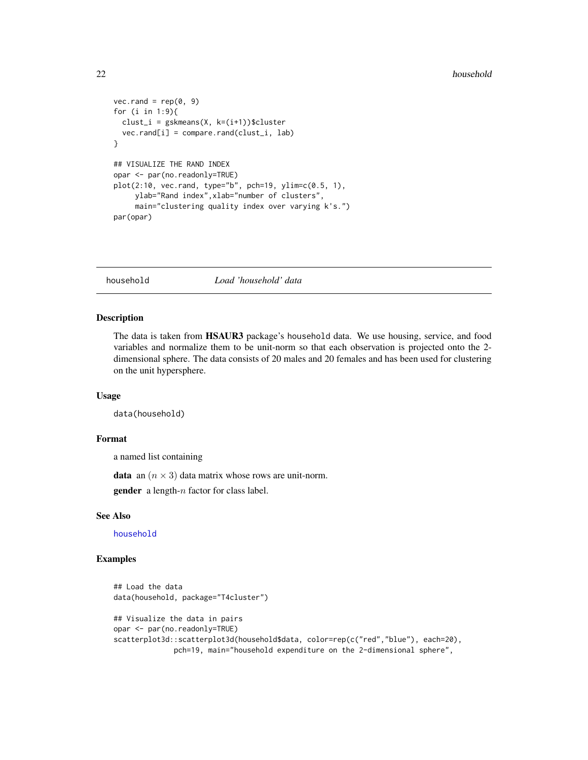```
vec.rand = rep(0, 9)
for (i in 1:9){
  clust_i = gskmeans(X, k=(i+1))$cluster
  vec.rand[i] = compare.rand(clust_i, lab)
}

## VISUALIZE THE RAND INDEX
opar <- par(no.readonly=TRUE)
plot(2:10, vec.rand, type="b", pch=19, ylim=c(0.5, 1),
     ylab="Rand index",xlab="number of clusters",
     main="clustering quality index over varying k's.")
par(opar)
```

---

household *Load 'household' data*

---

### Description

The data is taken from **HSAUR3** package's household data. We use housing, service, and food variables and normalize them to be unit-norm so that each observation is projected onto the 2-dimensional sphere. The data consists of 20 males and 20 females and has been used for clustering on the unit hypersphere.

### Usage

```
data(household)
```

### Format

a named list containing

**data** an $(n \times 3)$ data matrix whose rows are unit-norm.

**gender** a length-$n$ factor for class label.

### See Also

household

### Examples

```
## Load the data
data(household, package="T4cluster")

## Visualize the data in pairs
opar <- par(no.readonly=TRUE)
scatterplot3d::scatterplot3d(household$data, color=rep(c("red","blue"), each=20),
              pch=19, main="household expenditure on the 2-dimensional sphere",
```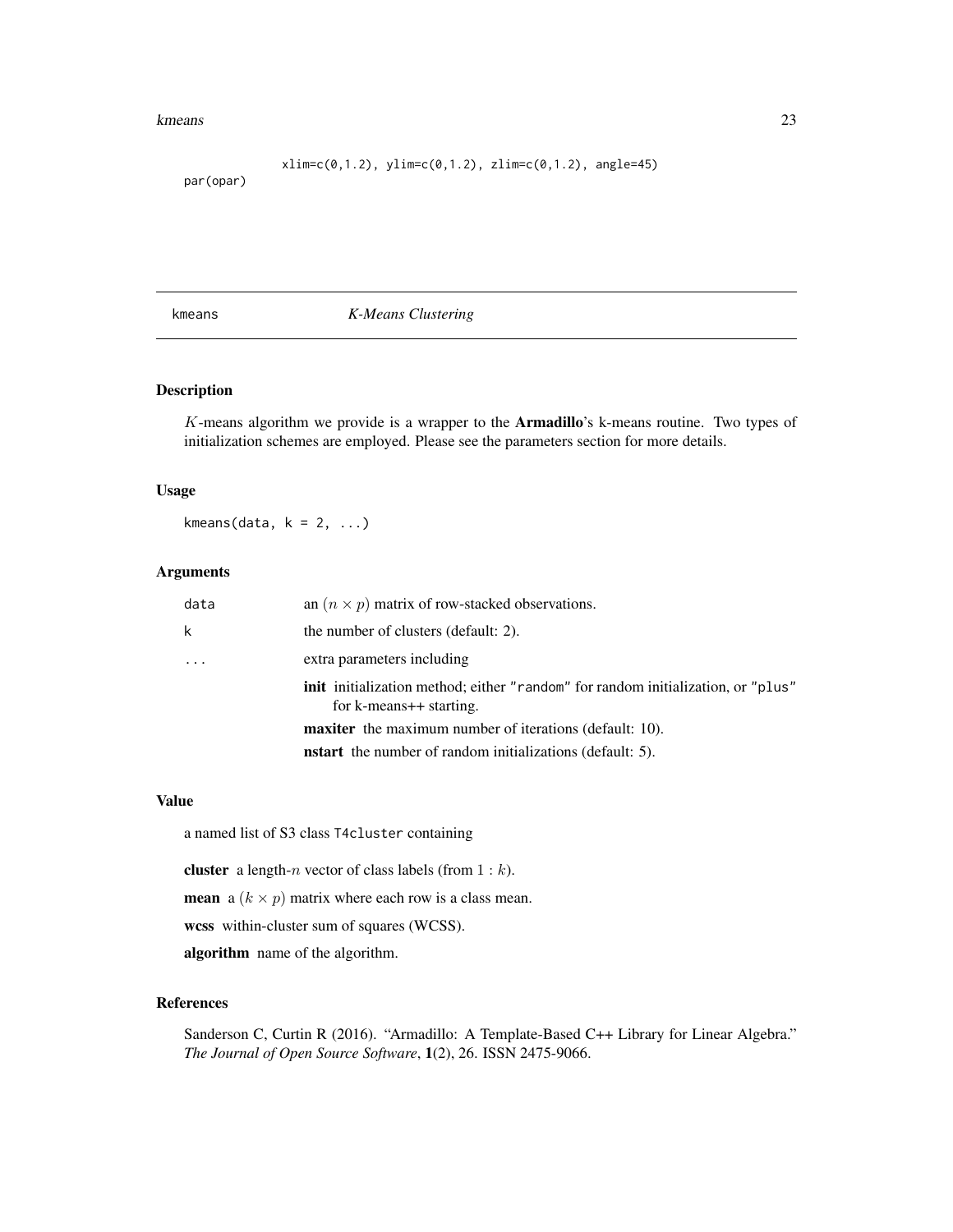```
             xlim=c(0,1.2), ylim=c(0,1.2), zlim=c(0,1.2), angle=45)
par(opar)
```

## kmeans — *K-Means Clustering*

### Description

$K$-means algorithm we provide is a wrapper to the **Armadillo**'s k-means routine. Two types of initialization schemes are employed. Please see the parameters section for more details.

### Usage

```
kmeans(data, k = 2, ...)
```

### Arguments

| | |
|---|---|
| data | an $(n \times p)$ matrix of row-stacked observations. |
| k | the number of clusters (default: 2). |
| ... | extra parameters including |

- **init** initialization method; either "random" for random initialization, or "plus" for k-means++ starting.
- **maxiter** the maximum number of iterations (default: 10).
- **nstart** the number of random initializations (default: 5).

### Value

a named list of S3 class T4cluster containing

- **cluster** a length-$n$ vector of class labels (from $1 : k$).
- **mean** a $(k \times p)$ matrix where each row is a class mean.
- **wcss** within-cluster sum of squares (WCSS).
- **algorithm** name of the algorithm.

### References

Sanderson C, Curtin R (2016). "Armadillo: A Template-Based C++ Library for Linear Algebra." *The Journal of Open Source Software*, **1**(2), 26. ISSN 2475-9066.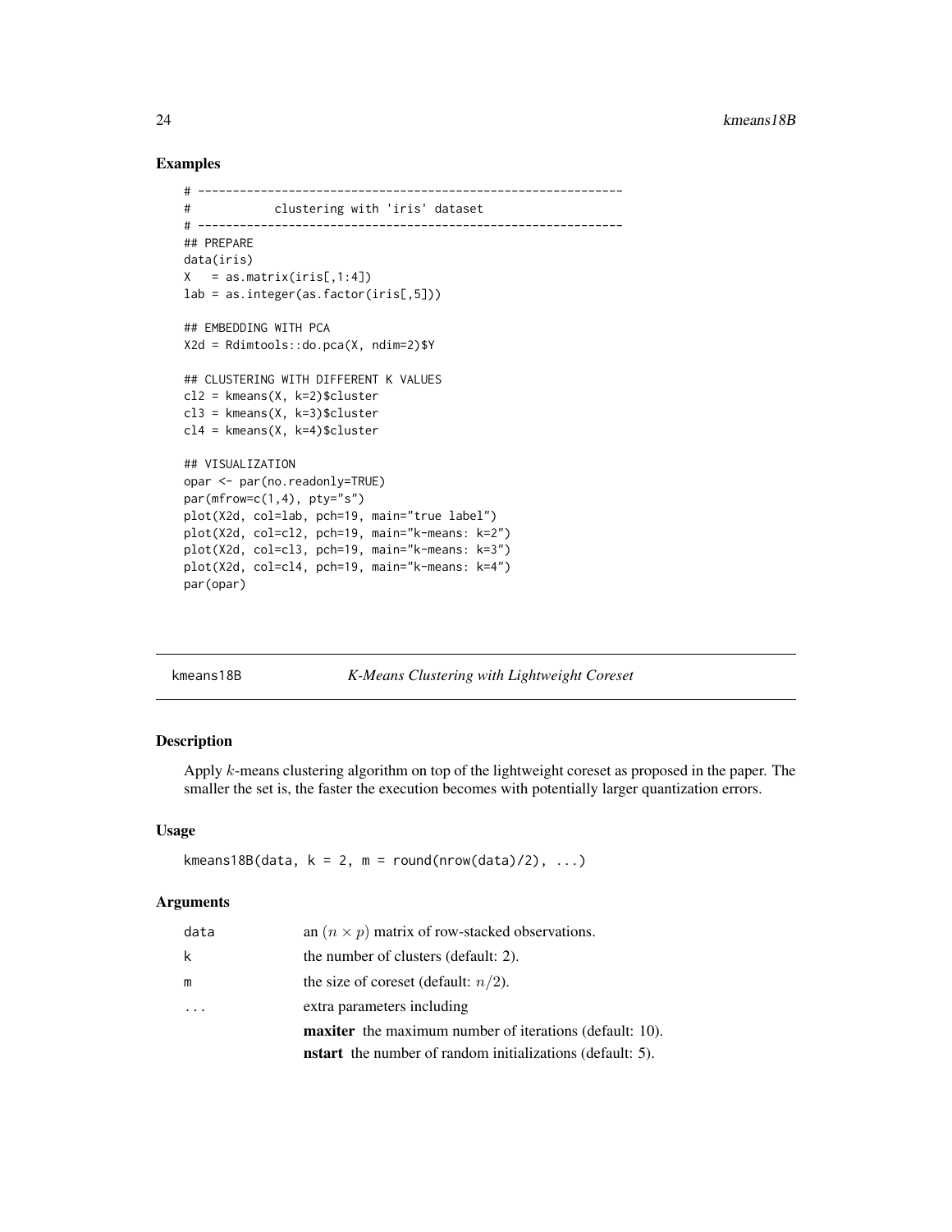## Examples

```
# -------------------------------------------------------------
#            clustering with 'iris' dataset
# -------------------------------------------------------------
## PREPARE
data(iris)
X   = as.matrix(iris[,1:4])
lab = as.integer(as.factor(iris[,5]))

## EMBEDDING WITH PCA
X2d = Rdimtools::do.pca(X, ndim=2)$Y

## CLUSTERING WITH DIFFERENT K VALUES
cl2 = kmeans(X, k=2)$cluster
cl3 = kmeans(X, k=3)$cluster
cl4 = kmeans(X, k=4)$cluster

## VISUALIZATION
opar <- par(no.readonly=TRUE)
par(mfrow=c(1,4), pty="s")
plot(X2d, col=lab, pch=19, main="true label")
plot(X2d, col=cl2, pch=19, main="k-means: k=2")
plot(X2d, col=cl3, pch=19, main="k-means: k=3")
plot(X2d, col=cl4, pch=19, main="k-means: k=4")
par(opar)
```

---

# kmeans18B — *K-Means Clustering with Lightweight Coreset*

## Description

Apply $k$-means clustering algorithm on top of the lightweight coreset as proposed in the paper. The smaller the set is, the faster the execution becomes with potentially larger quantization errors.

## Usage

```
kmeans18B(data, k = 2, m = round(nrow(data)/2), ...)
```

## Arguments

| Argument | Description |
|---|---|
| data | an $(n \times p)$ matrix of row-stacked observations. |
| k | the number of clusters (default: 2). |
| m | the size of coreset (default: $n/2$). |
| ... | extra parameters including<br>**maxiter** the maximum number of iterations (default: 10).<br>**nstart** the number of random initializations (default: 5). |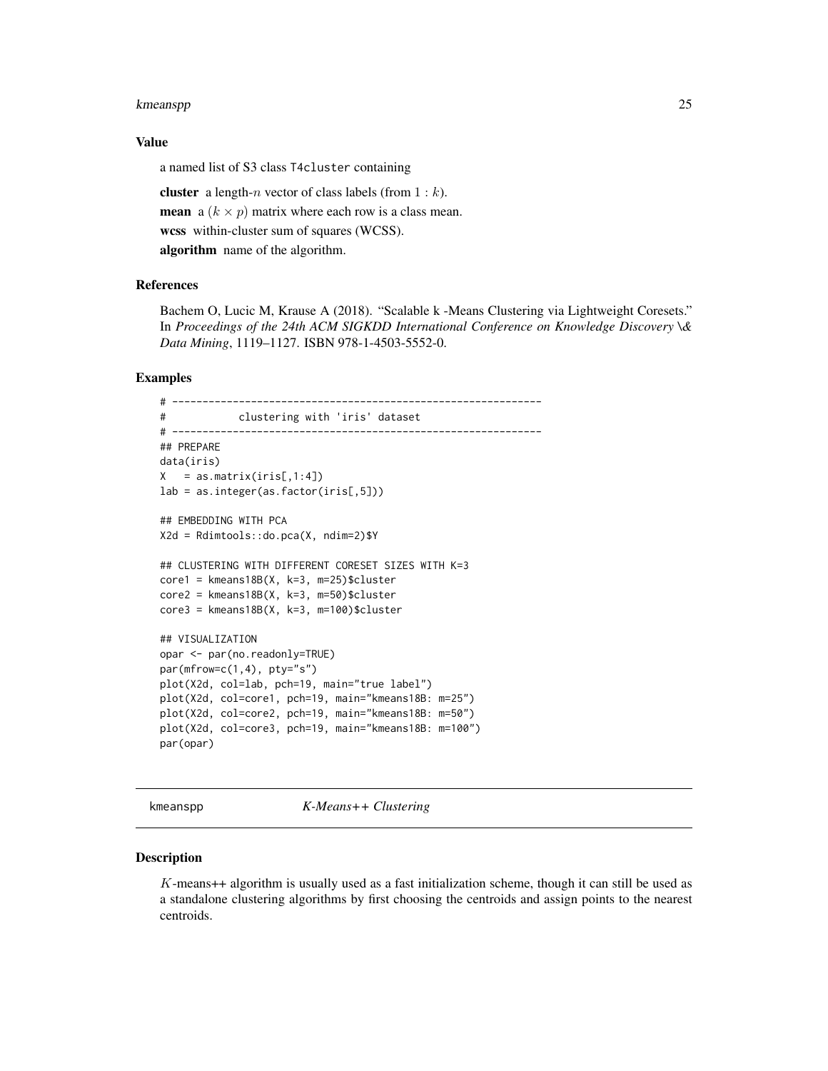### Value

a named list of S3 class T4cluster containing

**cluster** a length-$n$ vector of class labels (from $1 : k$).

**mean** a $(k \times p)$ matrix where each row is a class mean.

**wcss** within-cluster sum of squares (WCSS).

**algorithm** name of the algorithm.

### References

Bachem O, Lucic M, Krause A (2018). "Scalable k -Means Clustering via Lightweight Coresets." In *Proceedings of the 24th ACM SIGKDD International Conference on Knowledge Discovery \& Data Mining*, 1119–1127. ISBN 978-1-4503-5552-0.

### Examples

```
# -------------------------------------------------------------
#            clustering with 'iris' dataset
# -------------------------------------------------------------
## PREPARE
data(iris)
X   = as.matrix(iris[,1:4])
lab = as.integer(as.factor(iris[,5]))

## EMBEDDING WITH PCA
X2d = Rdimtools::do.pca(X, ndim=2)$Y

## CLUSTERING WITH DIFFERENT CORESET SIZES WITH K=3
core1 = kmeans18B(X, k=3, m=25)$cluster
core2 = kmeans18B(X, k=3, m=50)$cluster
core3 = kmeans18B(X, k=3, m=100)$cluster

## VISUALIZATION
opar <- par(no.readonly=TRUE)
par(mfrow=c(1,4), pty="s")
plot(X2d, col=lab, pch=19, main="true label")
plot(X2d, col=core1, pch=19, main="kmeans18B: m=25")
plot(X2d, col=core2, pch=19, main="kmeans18B: m=50")
plot(X2d, col=core3, pch=19, main="kmeans18B: m=100")
par(opar)
```

## kmeanspp *K-Means++ Clustering*

### Description

$K$-means++ algorithm is usually used as a fast initialization scheme, though it can still be used as a standalone clustering algorithms by first choosing the centroids and assign points to the nearest centroids.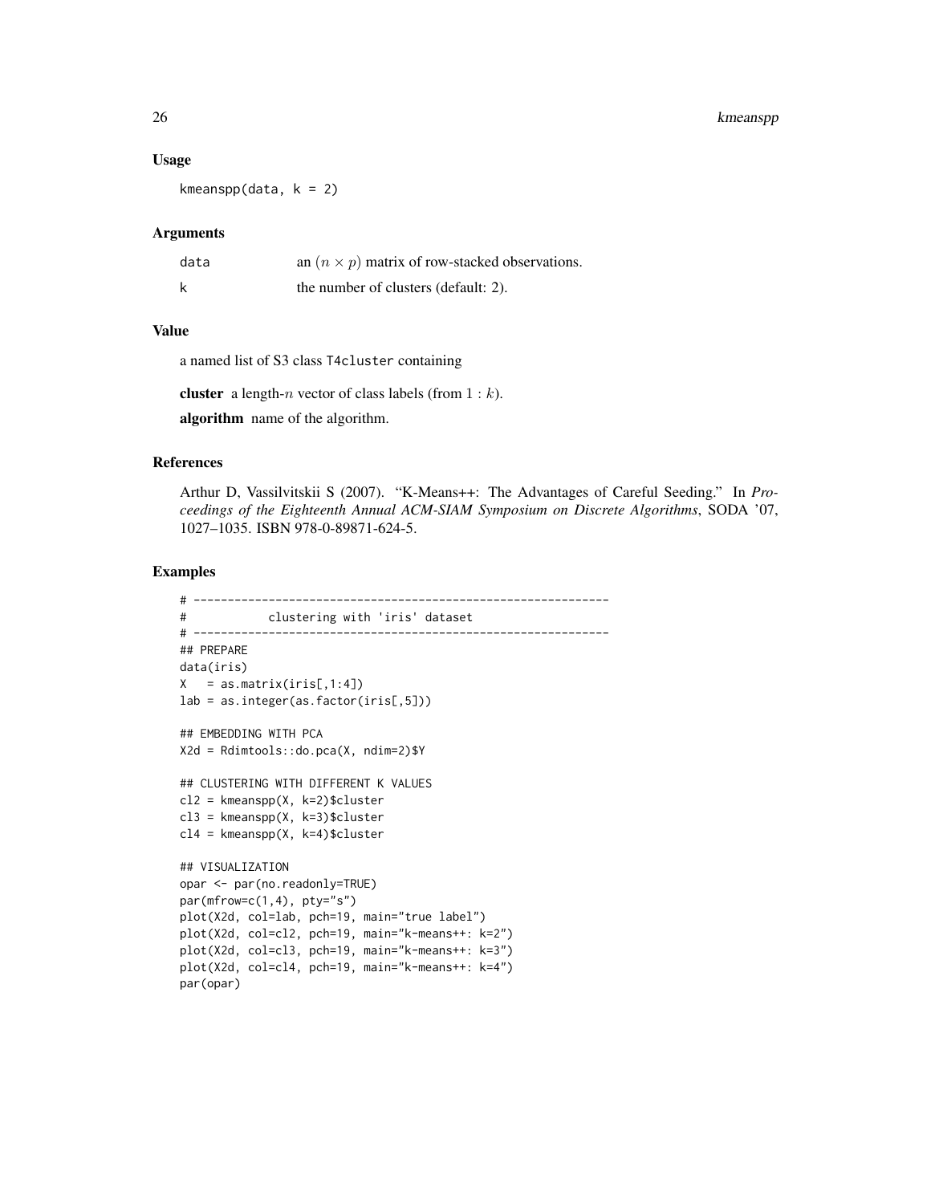### Usage

```
kmeanspp(data, k = 2)
```

### Arguments

| | |
|---|---|
| data | an $(n \times p)$ matrix of row-stacked observations. |
| k | the number of clusters (default: 2). |

### Value

a named list of S3 class T4cluster containing

**cluster** a length-$n$ vector of class labels (from $1 : k$).

**algorithm** name of the algorithm.

### References

Arthur D, Vassilvitskii S (2007). "K-Means++: The Advantages of Careful Seeding." In *Proceedings of the Eighteenth Annual ACM-SIAM Symposium on Discrete Algorithms*, SODA '07, 1027–1035. ISBN 978-0-89871-624-5.

### Examples

```
# -------------------------------------------------------------
#            clustering with 'iris' dataset
# -------------------------------------------------------------
## PREPARE
data(iris)
X   = as.matrix(iris[,1:4])
lab = as.integer(as.factor(iris[,5]))

## EMBEDDING WITH PCA
X2d = Rdimtools::do.pca(X, ndim=2)$Y

## CLUSTERING WITH DIFFERENT K VALUES
cl2 = kmeanspp(X, k=2)$cluster
cl3 = kmeanspp(X, k=3)$cluster
cl4 = kmeanspp(X, k=4)$cluster

## VISUALIZATION
opar <- par(no.readonly=TRUE)
par(mfrow=c(1,4), pty="s")
plot(X2d, col=lab, pch=19, main="true label")
plot(X2d, col=cl2, pch=19, main="k-means++: k=2")
plot(X2d, col=cl3, pch=19, main="k-means++: k=3")
plot(X2d, col=cl4, pch=19, main="k-means++: k=4")
par(opar)
```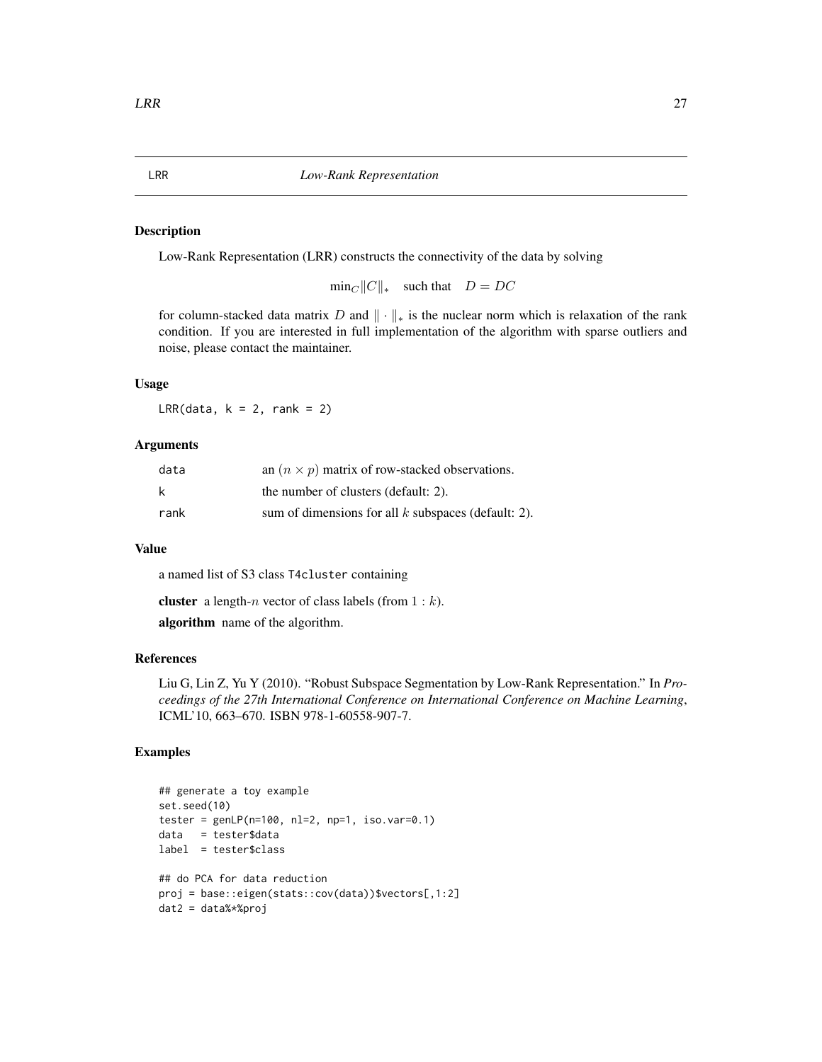LRR *Low-Rank Representation*

## Description

Low-Rank Representation (LRR) constructs the connectivity of the data by solving

$$\min_C \|C\|_* \quad \text{such that} \quad D = DC$$

for column-stacked data matrix $D$ and $\|\cdot\|_*$ is the nuclear norm which is relaxation of the rank condition. If you are interested in full implementation of the algorithm with sparse outliers and noise, please contact the maintainer.

## Usage

```
LRR(data, k = 2, rank = 2)
```

## Arguments

| | |
|---|---|
| data | an $(n \times p)$ matrix of row-stacked observations. |
| k | the number of clusters (default: 2). |
| rank | sum of dimensions for all $k$ subspaces (default: 2). |

## Value

a named list of S3 class T4cluster containing

**cluster** a length-$n$ vector of class labels (from $1 : k$).

**algorithm** name of the algorithm.

## References

Liu G, Lin Z, Yu Y (2010). "Robust Subspace Segmentation by Low-Rank Representation." In *Proceedings of the 27th International Conference on International Conference on Machine Learning*, ICML'10, 663–670. ISBN 978-1-60558-907-7.

## Examples

```
## generate a toy example
set.seed(10)
tester = genLP(n=100, nl=2, np=1, iso.var=0.1)
data   = tester$data
label  = tester$class

## do PCA for data reduction
proj = base::eigen(stats::cov(data))$vectors[,1:2]
dat2 = data%*%proj
```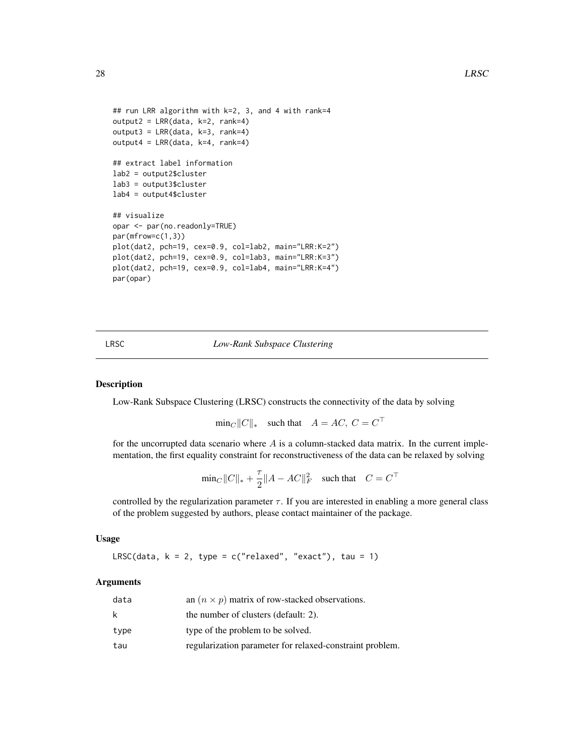```
## run LRR algorithm with k=2, 3, and 4 with rank=4
output2 = LRR(data, k=2, rank=4)
output3 = LRR(data, k=3, rank=4)
output4 = LRR(data, k=4, rank=4)

## extract label information
lab2 = output2$cluster
lab3 = output3$cluster
lab4 = output4$cluster

## visualize
opar <- par(no.readonly=TRUE)
par(mfrow=c(1,3))
plot(dat2, pch=19, cex=0.9, col=lab2, main="LRR:K=2")
plot(dat2, pch=19, cex=0.9, col=lab3, main="LRR:K=3")
plot(dat2, pch=19, cex=0.9, col=lab4, main="LRR:K=4")
par(opar)
```

## LRSC *Low-Rank Subspace Clustering*

### Description

Low-Rank Subspace Clustering (LRSC) constructs the connectivity of the data by solving

$$\min_C \|C\|_* \quad \text{such that} \quad A = AC,\ C = C^\top$$

for the uncorrupted data scenario where $A$ is a column-stacked data matrix. In the current implementation, the first equality constraint for reconstructiveness of the data can be relaxed by solving

$$\min_C \|C\|_* + \frac{\tau}{2}\|A - AC\|_F^2 \quad \text{such that} \quad C = C^\top$$

controlled by the regularization parameter $\tau$. If you are interested in enabling a more general class of the problem suggested by authors, please contact maintainer of the package.

### Usage

```
LRSC(data, k = 2, type = c("relaxed", "exact"), tau = 1)
```

### Arguments

| | |
|---|---|
| data | an $(n \times p)$ matrix of row-stacked observations. |
| k | the number of clusters (default: 2). |
| type | type of the problem to be solved. |
| tau | regularization parameter for relaxed-constraint problem. |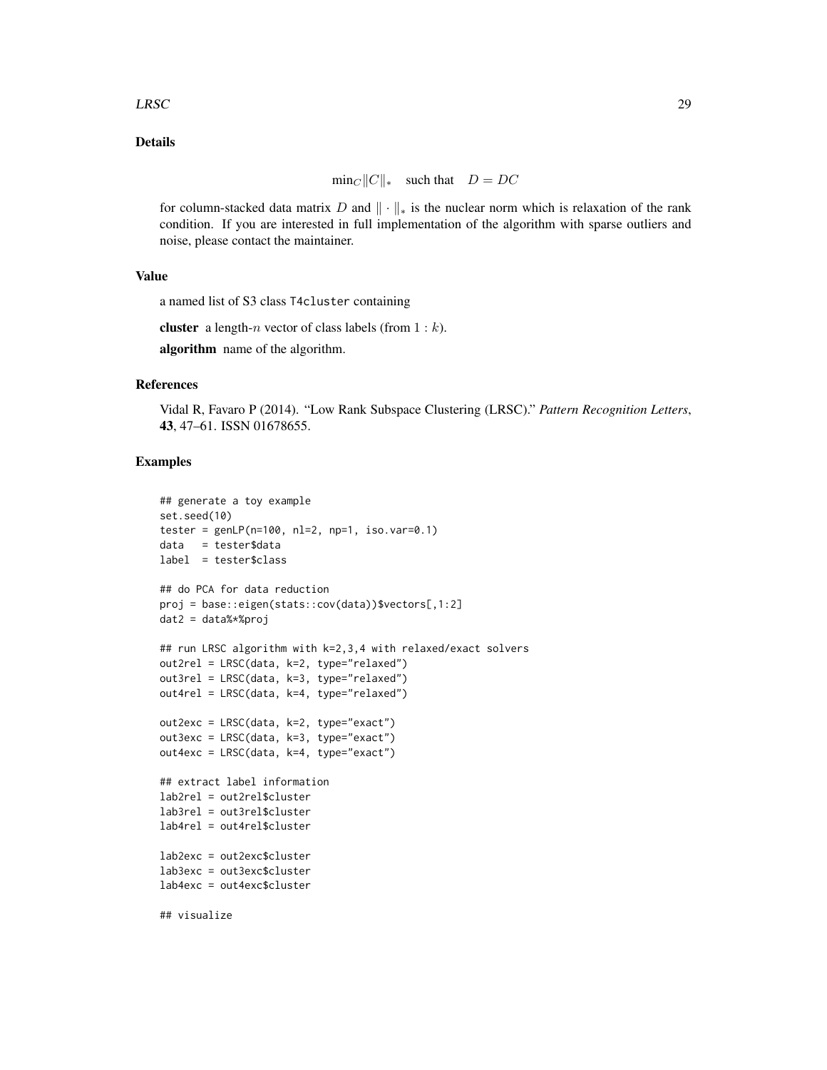## Details

$$\min_C \|C\|_* \quad \text{such that} \quad D = DC$$

for column-stacked data matrix $D$ and $\|\cdot\|_*$ is the nuclear norm which is relaxation of the rank condition. If you are interested in full implementation of the algorithm with sparse outliers and noise, please contact the maintainer.

## Value

a named list of S3 class T4cluster containing

**cluster** a length-$n$ vector of class labels (from $1:k$).

**algorithm** name of the algorithm.

## References

Vidal R, Favaro P (2014). "Low Rank Subspace Clustering (LRSC)." *Pattern Recognition Letters*, **43**, 47–61. ISSN 01678655.

## Examples

```
## generate a toy example
set.seed(10)
tester = genLP(n=100, nl=2, np=1, iso.var=0.1)
data   = tester$data
label  = tester$class

## do PCA for data reduction
proj = base::eigen(stats::cov(data))$vectors[,1:2]
dat2 = data%*%proj

## run LRSC algorithm with k=2,3,4 with relaxed/exact solvers
out2rel = LRSC(data, k=2, type="relaxed")
out3rel = LRSC(data, k=3, type="relaxed")
out4rel = LRSC(data, k=4, type="relaxed")

out2exc = LRSC(data, k=2, type="exact")
out3exc = LRSC(data, k=3, type="exact")
out4exc = LRSC(data, k=4, type="exact")

## extract label information
lab2rel = out2rel$cluster
lab3rel = out3rel$cluster
lab4rel = out4rel$cluster

lab2exc = out2exc$cluster
lab3exc = out3exc$cluster
lab4exc = out4exc$cluster

## visualize
```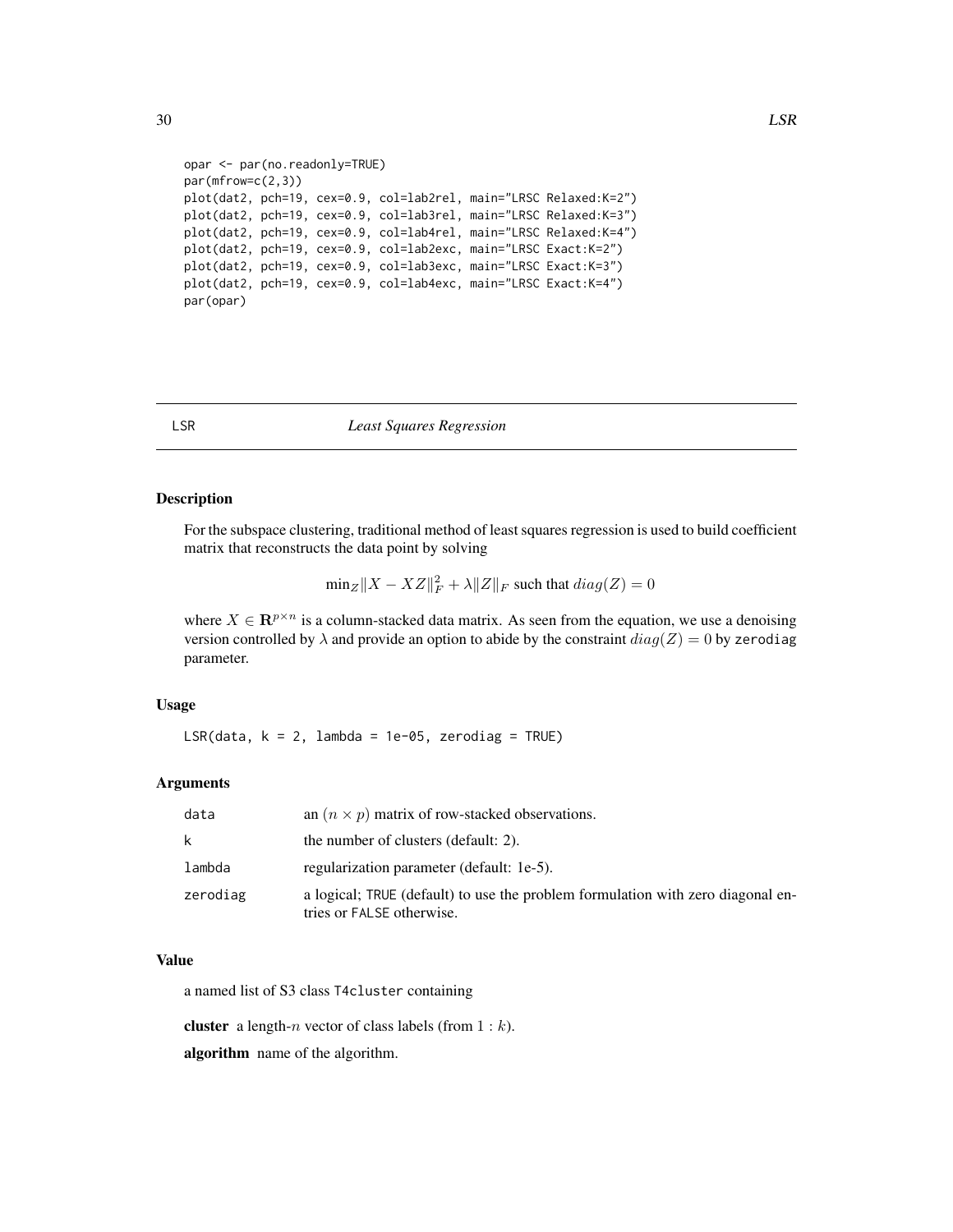```
opar <- par(no.readonly=TRUE)
par(mfrow=c(2,3))
plot(dat2, pch=19, cex=0.9, col=lab2rel, main="LRSC Relaxed:K=2")
plot(dat2, pch=19, cex=0.9, col=lab3rel, main="LRSC Relaxed:K=3")
plot(dat2, pch=19, cex=0.9, col=lab4rel, main="LRSC Relaxed:K=4")
plot(dat2, pch=19, cex=0.9, col=lab2exc, main="LRSC Exact:K=2")
plot(dat2, pch=19, cex=0.9, col=lab3exc, main="LRSC Exact:K=3")
plot(dat2, pch=19, cex=0.9, col=lab4exc, main="LRSC Exact:K=4")
par(opar)
```

---

## LSR — *Least Squares Regression*

### Description

For the subspace clustering, traditional method of least squares regression is used to build coefficient matrix that reconstructs the data point by solving

$$\min_Z \|X - XZ\|_F^2 + \lambda \|Z\|_F \text{ such that } diag(Z) = 0$$

where $X \in \mathbf{R}^{p \times n}$ is a column-stacked data matrix. As seen from the equation, we use a denoising version controlled by $\lambda$ and provide an option to abide by the constraint $diag(Z) = 0$ by `zerodiag` parameter.

### Usage

```
LSR(data, k = 2, lambda = 1e-05, zerodiag = TRUE)
```

### Arguments

| | |
|---|---|
| `data` | an $(n \times p)$ matrix of row-stacked observations. |
| `k` | the number of clusters (default: 2). |
| `lambda` | regularization parameter (default: 1e-5). |
| `zerodiag` | a logical; `TRUE` (default) to use the problem formulation with zero diagonal entries or `FALSE` otherwise. |

### Value

a named list of S3 class `T4cluster` containing

**cluster** a length-$n$ vector of class labels (from $1 : k$).

**algorithm** name of the algorithm.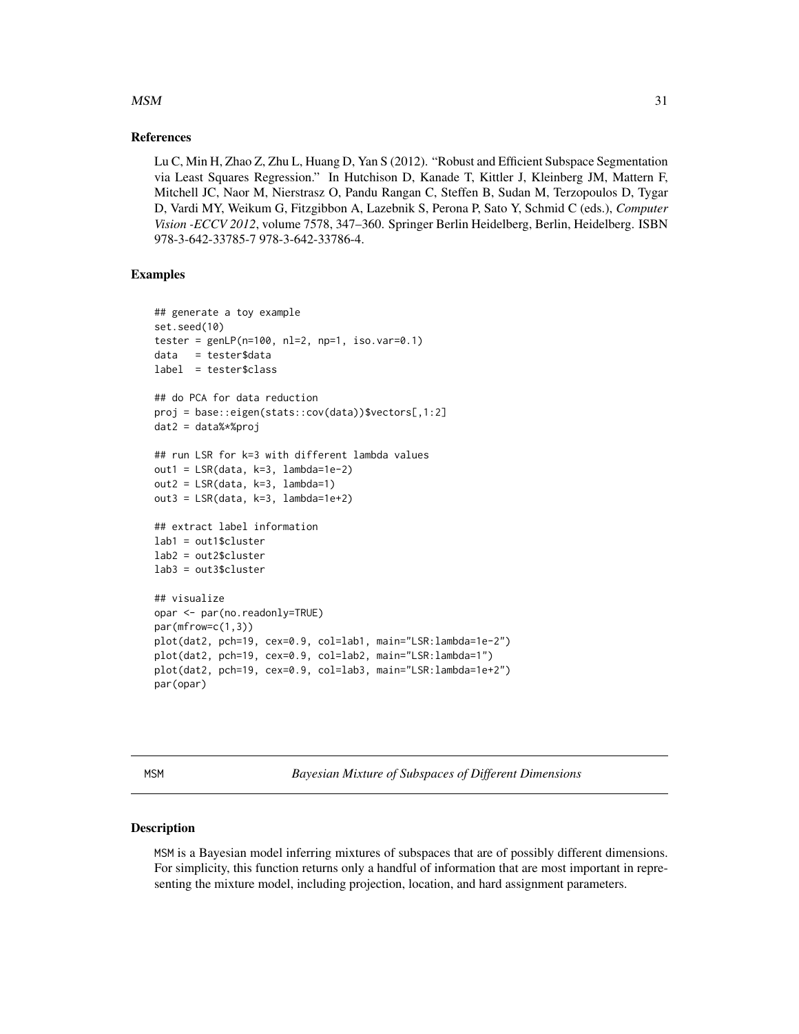## References

Lu C, Min H, Zhao Z, Zhu L, Huang D, Yan S (2012). "Robust and Efficient Subspace Segmentation via Least Squares Regression." In Hutchison D, Kanade T, Kittler J, Kleinberg JM, Mattern F, Mitchell JC, Naor M, Nierstrasz O, Pandu Rangan C, Steffen B, Sudan M, Terzopoulos D, Tygar D, Vardi MY, Weikum G, Fitzgibbon A, Lazebnik S, Perona P, Sato Y, Schmid C (eds.), *Computer Vision -ECCV 2012*, volume 7578, 347–360. Springer Berlin Heidelberg, Berlin, Heidelberg. ISBN 978-3-642-33785-7 978-3-642-33786-4.

## Examples

```
## generate a toy example
set.seed(10)
tester = genLP(n=100, nl=2, np=1, iso.var=0.1)
data   = tester$data
label  = tester$class

## do PCA for data reduction
proj = base::eigen(stats::cov(data))$vectors[,1:2]
dat2 = data%*%proj

## run LSR for k=3 with different lambda values
out1 = LSR(data, k=3, lambda=1e-2)
out2 = LSR(data, k=3, lambda=1)
out3 = LSR(data, k=3, lambda=1e+2)

## extract label information
lab1 = out1$cluster
lab2 = out2$cluster
lab3 = out3$cluster

## visualize
opar <- par(no.readonly=TRUE)
par(mfrow=c(1,3))
plot(dat2, pch=19, cex=0.9, col=lab1, main="LSR:lambda=1e-2")
plot(dat2, pch=19, cex=0.9, col=lab2, main="LSR:lambda=1")
plot(dat2, pch=19, cex=0.9, col=lab3, main="LSR:lambda=1e+2")
par(opar)
```

---

# MSM — *Bayesian Mixture of Subspaces of Different Dimensions*

---

## Description

MSM is a Bayesian model inferring mixtures of subspaces that are of possibly different dimensions. For simplicity, this function returns only a handful of information that are most important in representing the mixture model, including projection, location, and hard assignment parameters.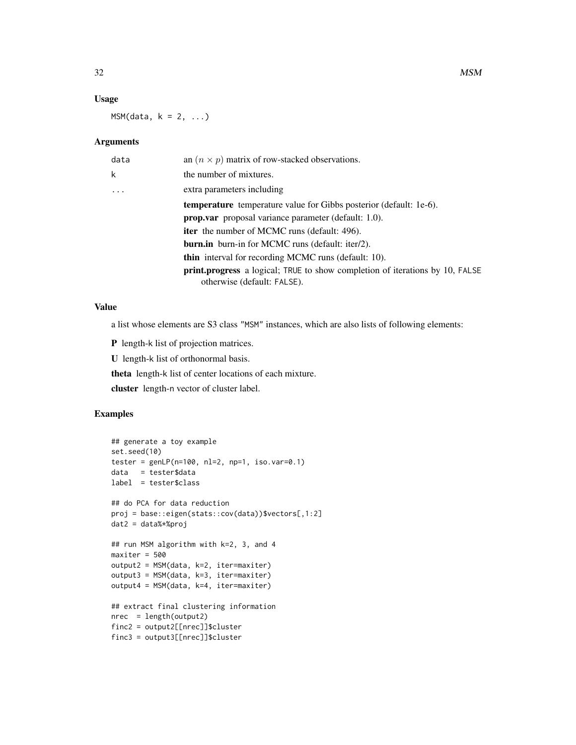## Usage

```
MSM(data, k = 2, ...)
```

## Arguments

| | |
|---|---|
| data | an $(n \times p)$ matrix of row-stacked observations. |
| k | the number of mixtures. |
| ... | extra parameters including<br>**temperature** temperature value for Gibbs posterior (default: 1e-6).<br>**prop.var** proposal variance parameter (default: 1.0).<br>**iter** the number of MCMC runs (default: 496).<br>**burn.in** burn-in for MCMC runs (default: iter/2).<br>**thin** interval for recording MCMC runs (default: 10).<br>**print.progress** a logical; TRUE to show completion of iterations by 10, FALSE otherwise (default: FALSE). |

## Value

a list whose elements are S3 class "MSM" instances, which are also lists of following elements:

**P** length-k list of projection matrices.

**U** length-k list of orthonormal basis.

**theta** length-k list of center locations of each mixture.

**cluster** length-n vector of cluster label.

## Examples

```
## generate a toy example
set.seed(10)
tester = genLP(n=100, nl=2, np=1, iso.var=0.1)
data   = tester$data
label  = tester$class

## do PCA for data reduction
proj = base::eigen(stats::cov(data))$vectors[,1:2]
dat2 = data%*%proj

## run MSM algorithm with k=2, 3, and 4
maxiter = 500
output2 = MSM(data, k=2, iter=maxiter)
output3 = MSM(data, k=3, iter=maxiter)
output4 = MSM(data, k=4, iter=maxiter)

## extract final clustering information
nrec  = length(output2)
finc2 = output2[[nrec]]$cluster
finc3 = output3[[nrec]]$cluster
```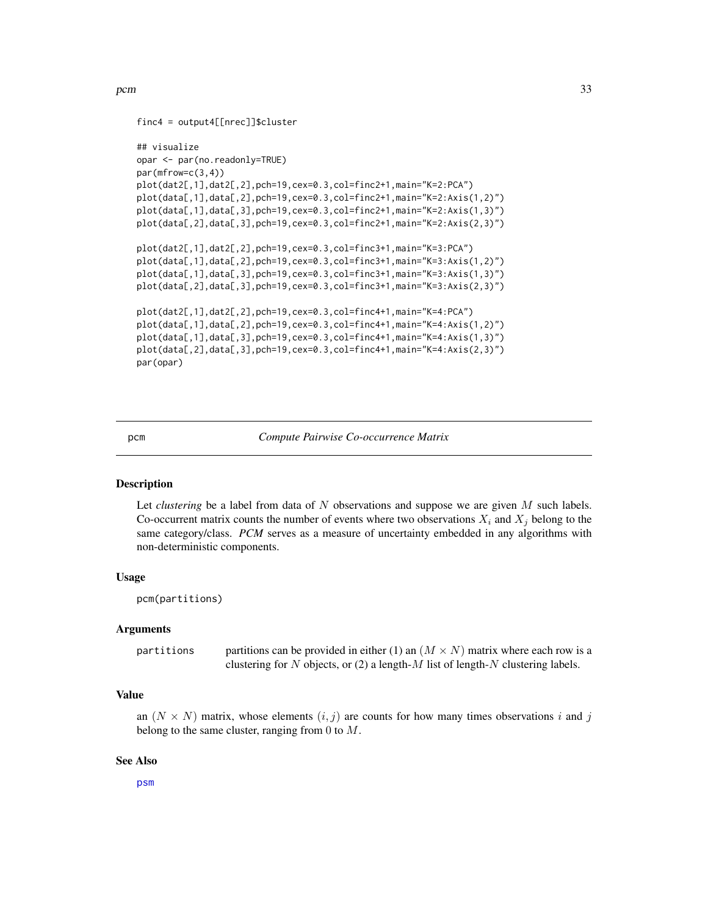```
finc4 = output4[[nrec]]$cluster

## visualize
opar <- par(no.readonly=TRUE)
par(mfrow=c(3,4))
plot(dat2[,1],dat2[,2],pch=19,cex=0.3,col=finc2+1,main="K=2:PCA")
plot(data[,1],data[,2],pch=19,cex=0.3,col=finc2+1,main="K=2:Axis(1,2)")
plot(data[,1],data[,3],pch=19,cex=0.3,col=finc2+1,main="K=2:Axis(1,3)")
plot(data[,2],data[,3],pch=19,cex=0.3,col=finc2+1,main="K=2:Axis(2,3)")

plot(dat2[,1],dat2[,2],pch=19,cex=0.3,col=finc3+1,main="K=3:PCA")
plot(data[,1],data[,2],pch=19,cex=0.3,col=finc3+1,main="K=3:Axis(1,2)")
plot(data[,1],data[,3],pch=19,cex=0.3,col=finc3+1,main="K=3:Axis(1,3)")
plot(data[,2],data[,3],pch=19,cex=0.3,col=finc3+1,main="K=3:Axis(2,3)")

plot(dat2[,1],dat2[,2],pch=19,cex=0.3,col=finc4+1,main="K=4:PCA")
plot(data[,1],data[,2],pch=19,cex=0.3,col=finc4+1,main="K=4:Axis(1,2)")
plot(data[,1],data[,3],pch=19,cex=0.3,col=finc4+1,main="K=4:Axis(1,3)")
plot(data[,2],data[,3],pch=19,cex=0.3,col=finc4+1,main="K=4:Axis(2,3)")
par(opar)
```

## pcm — *Compute Pairwise Co-occurrence Matrix*

### Description

Let *clustering* be a label from data of $N$ observations and suppose we are given $M$ such labels. Co-occurrent matrix counts the number of events where two observations $X_i$ and $X_j$ belong to the same category/class. *PCM* serves as a measure of uncertainty embedded in any algorithms with non-deterministic components.

### Usage

```
pcm(partitions)
```

### Arguments

| | |
|---|---|
| `partitions` | partitions can be provided in either (1) an $(M \times N)$ matrix where each row is a clustering for $N$ objects, or (2) a length-$M$ list of length-$N$ clustering labels. |

### Value

an $(N \times N)$ matrix, whose elements $(i, j)$ are counts for how many times observations $i$ and $j$ belong to the same cluster, ranging from $0$ to $M$.

### See Also

psm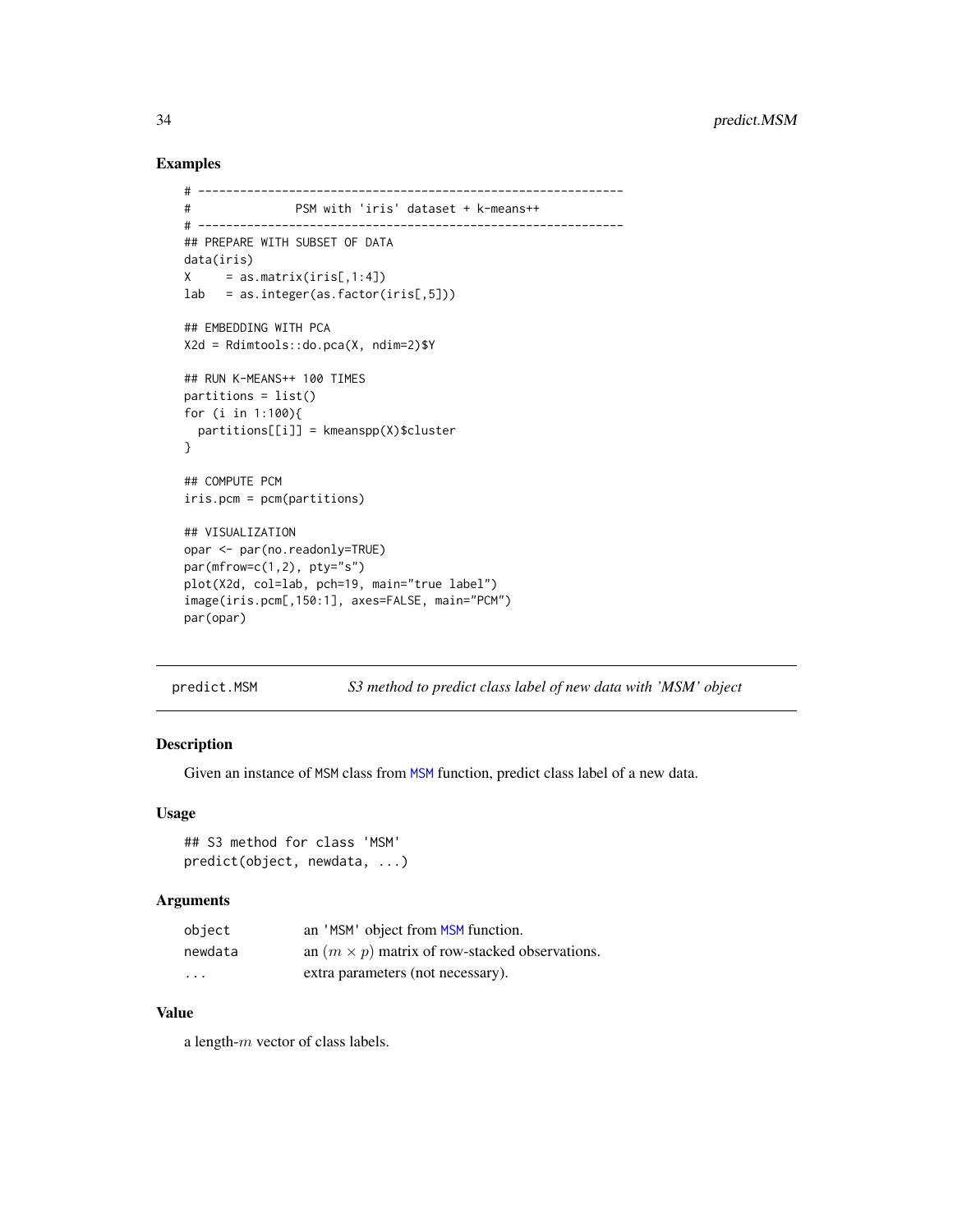## Examples

```
# -------------------------------------------------------------
#               PSM with 'iris' dataset + k-means++
# -------------------------------------------------------------
## PREPARE WITH SUBSET OF DATA
data(iris)
X     = as.matrix(iris[,1:4])
lab   = as.integer(as.factor(iris[,5]))

## EMBEDDING WITH PCA
X2d = Rdimtools::do.pca(X, ndim=2)$Y

## RUN K-MEANS++ 100 TIMES
partitions = list()
for (i in 1:100){
  partitions[[i]] = kmeanspp(X)$cluster
}

## COMPUTE PCM
iris.pcm = pcm(partitions)

## VISUALIZATION
opar <- par(no.readonly=TRUE)
par(mfrow=c(1,2), pty="s")
plot(X2d, col=lab, pch=19, main="true label")
image(iris.pcm[,150:1], axes=FALSE, main="PCM")
par(opar)
```

---

`predict.MSM` *S3 method to predict class label of new data with 'MSM' object*

---

## Description

Given an instance of MSM class from MSM function, predict class label of a new data.

## Usage

```
## S3 method for class 'MSM'
predict(object, newdata, ...)
```

## Arguments

| | |
|---|---|
| object | an 'MSM' object from MSM function. |
| newdata | an $(m \times p)$ matrix of row-stacked observations. |
| ... | extra parameters (not necessary). |

## Value

a length-$m$ vector of class labels.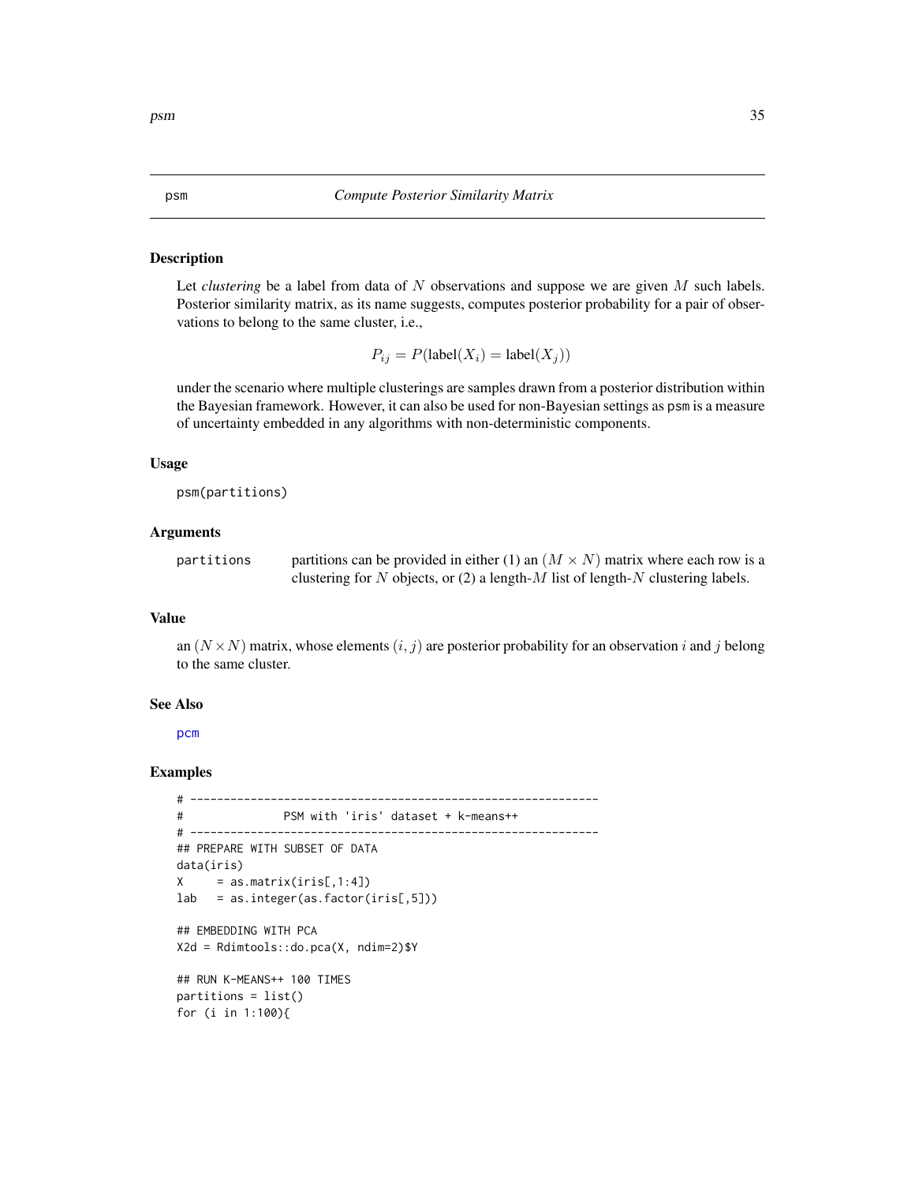psm *Compute Posterior Similarity Matrix*

## Description

Let *clustering* be a label from data of $N$ observations and suppose we are given $M$ such labels. Posterior similarity matrix, as its name suggests, computes posterior probability for a pair of observations to belong to the same cluster, i.e.,

$$P_{ij} = P(\text{label}(X_i) = \text{label}(X_j))$$

under the scenario where multiple clusterings are samples drawn from a posterior distribution within the Bayesian framework. However, it can also be used for non-Bayesian settings as psm is a measure of uncertainty embedded in any algorithms with non-deterministic components.

## Usage

```
psm(partitions)
```

## Arguments

| | |
|---|---|
| partitions | partitions can be provided in either (1) an $(M \times N)$ matrix where each row is a clustering for $N$ objects, or (2) a length-$M$ list of length-$N$ clustering labels. |

## Value

an $(N \times N)$ matrix, whose elements $(i, j)$ are posterior probability for an observation $i$ and $j$ belong to the same cluster.

## See Also

pcm

## Examples

```
# -------------------------------------------------------------
#              PSM with 'iris' dataset + k-means++
# -------------------------------------------------------------
## PREPARE WITH SUBSET OF DATA
data(iris)
X     = as.matrix(iris[,1:4])
lab   = as.integer(as.factor(iris[,5]))

## EMBEDDING WITH PCA
X2d = Rdimtools::do.pca(X, ndim=2)$Y

## RUN K-MEANS++ 100 TIMES
partitions = list()
for (i in 1:100){
```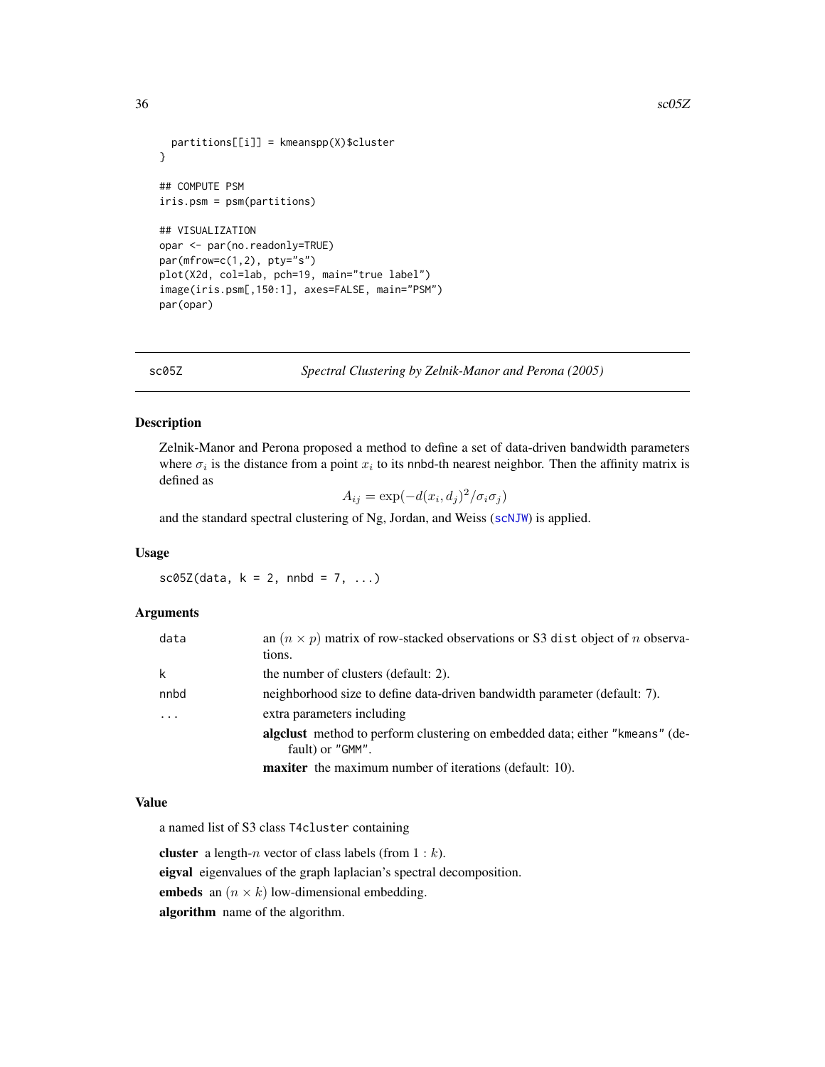```
  partitions[[i]] = kmeanspp(X)$cluster
}

## COMPUTE PSM
iris.psm = psm(partitions)

## VISUALIZATION
opar <- par(no.readonly=TRUE)
par(mfrow=c(1,2), pty="s")
plot(X2d, col=lab, pch=19, main="true label")
image(iris.psm[,150:1], axes=FALSE, main="PSM")
par(opar)
```

---

## sc05Z — *Spectral Clustering by Zelnik-Manor and Perona (2005)*

### Description

Zelnik-Manor and Perona proposed a method to define a set of data-driven bandwidth parameters where $\sigma_i$ is the distance from a point $x_i$ to its `nnbd`-th nearest neighbor. Then the affinity matrix is defined as

$$A_{ij} = \exp(-d(x_i, d_j)^2/\sigma_i \sigma_j)$$

and the standard spectral clustering of Ng, Jordan, and Weiss (`scNJW`) is applied.

### Usage

```
sc05Z(data, k = 2, nnbd = 7, ...)
```

### Arguments

| | |
|---|---|
| `data` | an $(n \times p)$ matrix of row-stacked observations or S3 `dist` object of $n$ observations. |
| `k` | the number of clusters (default: 2). |
| `nnbd` | neighborhood size to define data-driven bandwidth parameter (default: 7). |
| `...` | extra parameters including<br>**algclust** method to perform clustering on embedded data; either `"kmeans"` (default) or `"GMM"`.<br>**maxiter** the maximum number of iterations (default: 10). |

### Value

a named list of S3 class `T4cluster` containing

**cluster** a length-$n$ vector of class labels (from $1 : k$).

**eigval** eigenvalues of the graph laplacian's spectral decomposition.

**embeds** an $(n \times k)$ low-dimensional embedding.

**algorithm** name of the algorithm.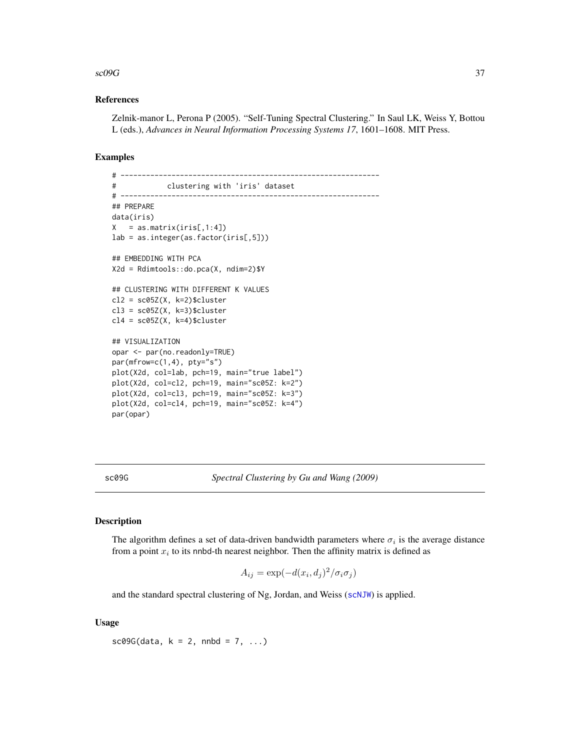## References

Zelnik-manor L, Perona P (2005). "Self-Tuning Spectral Clustering." In Saul LK, Weiss Y, Bottou L (eds.), *Advances in Neural Information Processing Systems 17*, 1601–1608. MIT Press.

## Examples

```
# -------------------------------------------------------------
#           clustering with 'iris' dataset
# -------------------------------------------------------------
## PREPARE
data(iris)
X   = as.matrix(iris[,1:4])
lab = as.integer(as.factor(iris[,5]))

## EMBEDDING WITH PCA
X2d = Rdimtools::do.pca(X, ndim=2)$Y

## CLUSTERING WITH DIFFERENT K VALUES
cl2 = sc05Z(X, k=2)$cluster
cl3 = sc05Z(X, k=3)$cluster
cl4 = sc05Z(X, k=4)$cluster

## VISUALIZATION
opar <- par(no.readonly=TRUE)
par(mfrow=c(1,4), pty="s")
plot(X2d, col=lab, pch=19, main="true label")
plot(X2d, col=cl2, pch=19, main="sc05Z: k=2")
plot(X2d, col=cl3, pch=19, main="sc05Z: k=3")
plot(X2d, col=cl4, pch=19, main="sc05Z: k=4")
par(opar)
```

---

# sc09G — *Spectral Clustering by Gu and Wang (2009)*

## Description

The algorithm defines a set of data-driven bandwidth parameters where $\sigma_i$ is the average distance from a point $x_i$ to its nnbd-th nearest neighbor. Then the affinity matrix is defined as

$$A_{ij} = \exp(-d(x_i, d_j)^2 / \sigma_i \sigma_j)$$

and the standard spectral clustering of Ng, Jordan, and Weiss (scNJW) is applied.

## Usage

```
sc09G(data, k = 2, nnbd = 7, ...)
```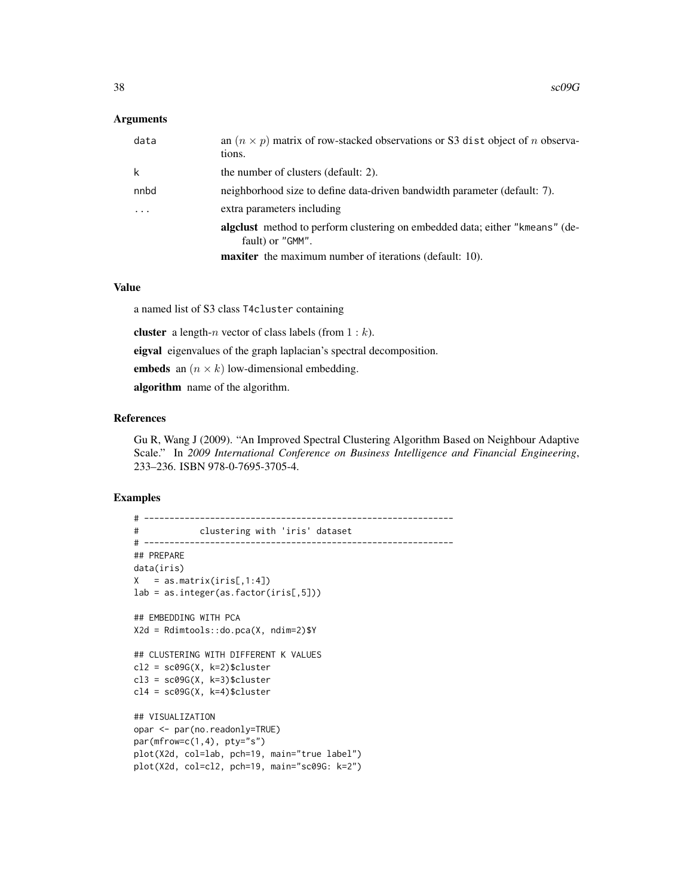### Arguments

| | |
|---|---|
| data | an $(n \times p)$ matrix of row-stacked observations or S3 dist object of $n$ observations. |
| k | the number of clusters (default: 2). |
| nnbd | neighborhood size to define data-driven bandwidth parameter (default: 7). |
| ... | extra parameters including<br>**algclust** method to perform clustering on embedded data; either "kmeans" (default) or "GMM".<br>**maxiter** the maximum number of iterations (default: 10). |

### Value

a named list of S3 class T4cluster containing

**cluster** a length-$n$ vector of class labels (from $1 : k$).

**eigval** eigenvalues of the graph laplacian's spectral decomposition.

**embeds** an $(n \times k)$ low-dimensional embedding.

**algorithm** name of the algorithm.

### References

Gu R, Wang J (2009). "An Improved Spectral Clustering Algorithm Based on Neighbour Adaptive Scale." In *2009 International Conference on Business Intelligence and Financial Engineering*, 233–236. ISBN 978-0-7695-3705-4.

### Examples

```
# -------------------------------------------------------------
#            clustering with 'iris' dataset
# -------------------------------------------------------------
## PREPARE
data(iris)
X   = as.matrix(iris[,1:4])
lab = as.integer(as.factor(iris[,5]))

## EMBEDDING WITH PCA
X2d = Rdimtools::do.pca(X, ndim=2)$Y

## CLUSTERING WITH DIFFERENT K VALUES
cl2 = sc09G(X, k=2)$cluster
cl3 = sc09G(X, k=3)$cluster
cl4 = sc09G(X, k=4)$cluster

## VISUALIZATION
opar <- par(no.readonly=TRUE)
par(mfrow=c(1,4), pty="s")
plot(X2d, col=lab, pch=19, main="true label")
plot(X2d, col=cl2, pch=19, main="sc09G: k=2")
```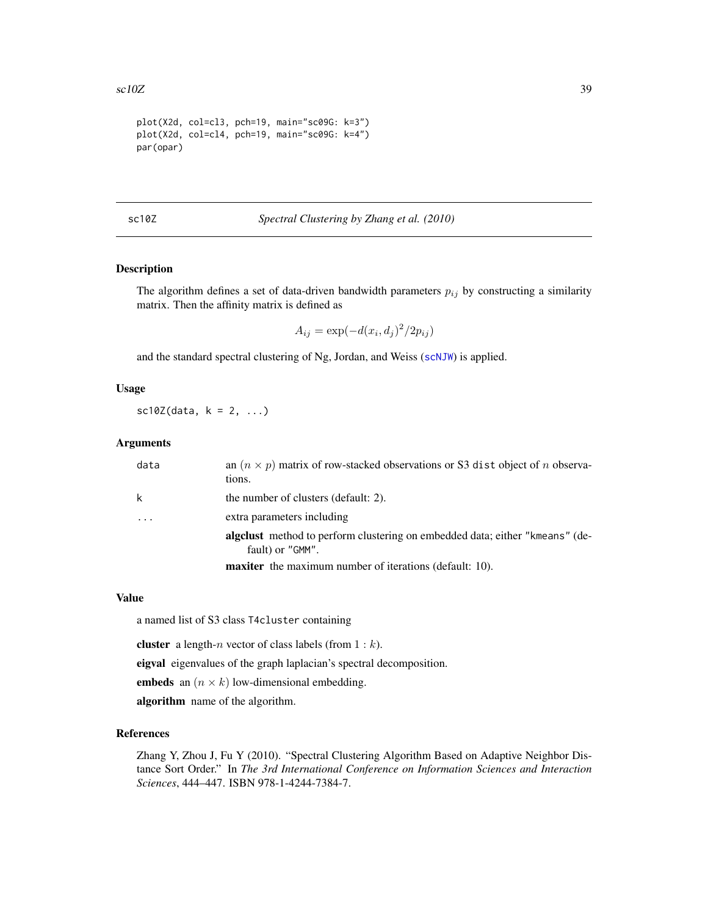```
plot(X2d, col=cl3, pch=19, main="sc09G: k=3")
plot(X2d, col=cl4, pch=19, main="sc09G: k=4")
par(opar)
```

## sc10Z — *Spectral Clustering by Zhang et al. (2010)*

### Description

The algorithm defines a set of data-driven bandwidth parameters $p_{ij}$ by constructing a similarity matrix. Then the affinity matrix is defined as

$$A_{ij} = \exp(-d(x_i, d_j)^2 / 2p_{ij})$$

and the standard spectral clustering of Ng, Jordan, and Weiss (scNJW) is applied.

### Usage

```
sc10Z(data, k = 2, ...)
```

### Arguments

| | |
|---|---|
| data | an $(n \times p)$ matrix of row-stacked observations or S3 dist object of $n$ observations. |
| k | the number of clusters (default: 2). |
| ... | extra parameters including<br>**algclust** method to perform clustering on embedded data; either "kmeans" (default) or "GMM".<br>**maxiter** the maximum number of iterations (default: 10). |

### Value

a named list of S3 class T4cluster containing

**cluster** a length-$n$ vector of class labels (from $1 : k$).

**eigval** eigenvalues of the graph laplacian's spectral decomposition.

**embeds** an $(n \times k)$ low-dimensional embedding.

**algorithm** name of the algorithm.

### References

Zhang Y, Zhou J, Fu Y (2010). "Spectral Clustering Algorithm Based on Adaptive Neighbor Distance Sort Order." In *The 3rd International Conference on Information Sciences and Interaction Sciences*, 444–447. ISBN 978-1-4244-7384-7.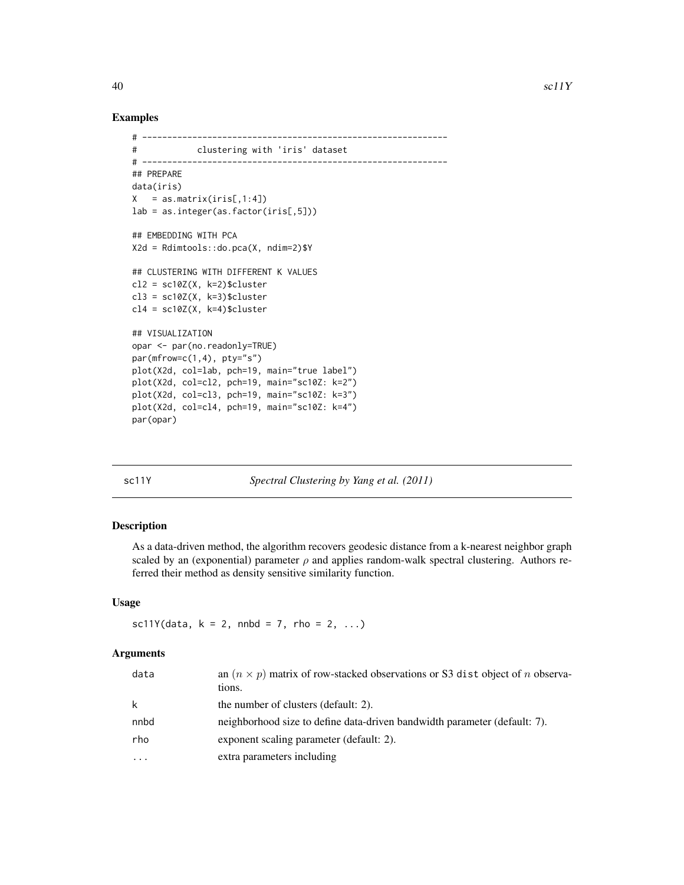## Examples

```
# -------------------------------------------------------------
#           clustering with 'iris' dataset
# -------------------------------------------------------------
## PREPARE
data(iris)
X   = as.matrix(iris[,1:4])
lab = as.integer(as.factor(iris[,5]))

## EMBEDDING WITH PCA
X2d = Rdimtools::do.pca(X, ndim=2)$Y

## CLUSTERING WITH DIFFERENT K VALUES
cl2 = sc10Z(X, k=2)$cluster
cl3 = sc10Z(X, k=3)$cluster
cl4 = sc10Z(X, k=4)$cluster

## VISUALIZATION
opar <- par(no.readonly=TRUE)
par(mfrow=c(1,4), pty="s")
plot(X2d, col=lab, pch=19, main="true label")
plot(X2d, col=cl2, pch=19, main="sc10Z: k=2")
plot(X2d, col=cl3, pch=19, main="sc10Z: k=3")
plot(X2d, col=cl4, pch=19, main="sc10Z: k=4")
par(opar)
```

# sc11Y — *Spectral Clustering by Yang et al. (2011)*

## Description

As a data-driven method, the algorithm recovers geodesic distance from a k-nearest neighbor graph scaled by an (exponential) parameter $\rho$ and applies random-walk spectral clustering. Authors referred their method as density sensitive similarity function.

## Usage

```
sc11Y(data, k = 2, nnbd = 7, rho = 2, ...)
```

## Arguments

| | |
|---|---|
| data | an $(n \times p)$ matrix of row-stacked observations or S3 dist object of $n$ observations. |
| k | the number of clusters (default: 2). |
| nnbd | neighborhood size to define data-driven bandwidth parameter (default: 7). |
| rho | exponent scaling parameter (default: 2). |
| ... | extra parameters including |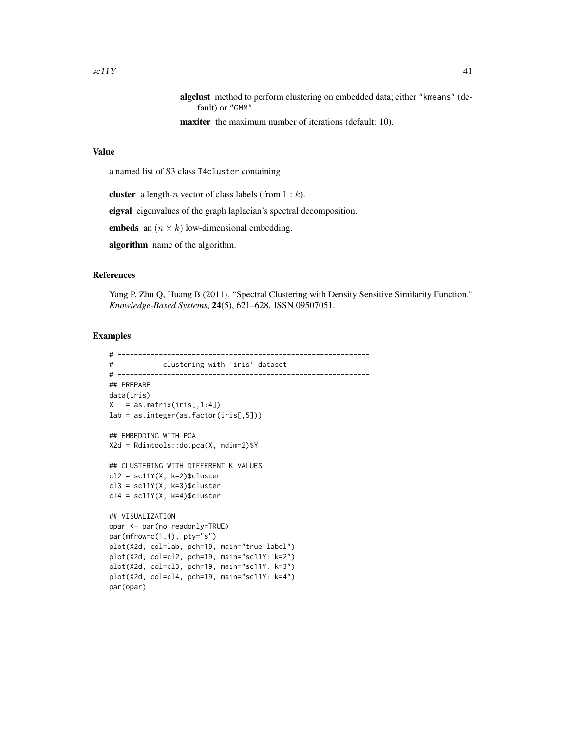**algclust** method to perform clustering on embedded data; either "kmeans" (default) or "GMM".

**maxiter** the maximum number of iterations (default: 10).

## Value

a named list of S3 class T4cluster containing

**cluster** a length-$n$ vector of class labels (from $1 : k$).

**eigval** eigenvalues of the graph laplacian's spectral decomposition.

**embeds** an $(n \times k)$ low-dimensional embedding.

**algorithm** name of the algorithm.

## References

Yang P, Zhu Q, Huang B (2011). "Spectral Clustering with Density Sensitive Similarity Function." *Knowledge-Based Systems*, **24**(5), 621–628. ISSN 09507051.

## Examples

```
# -------------------------------------------------------------
#            clustering with 'iris' dataset
# -------------------------------------------------------------
## PREPARE
data(iris)
X   = as.matrix(iris[,1:4])
lab = as.integer(as.factor(iris[,5]))

## EMBEDDING WITH PCA
X2d = Rdimtools::do.pca(X, ndim=2)$Y

## CLUSTERING WITH DIFFERENT K VALUES
cl2 = sc11Y(X, k=2)$cluster
cl3 = sc11Y(X, k=3)$cluster
cl4 = sc11Y(X, k=4)$cluster

## VISUALIZATION
opar <- par(no.readonly=TRUE)
par(mfrow=c(1,4), pty="s")
plot(X2d, col=lab, pch=19, main="true label")
plot(X2d, col=cl2, pch=19, main="sc11Y: k=2")
plot(X2d, col=cl3, pch=19, main="sc11Y: k=3")
plot(X2d, col=cl4, pch=19, main="sc11Y: k=4")
par(opar)
```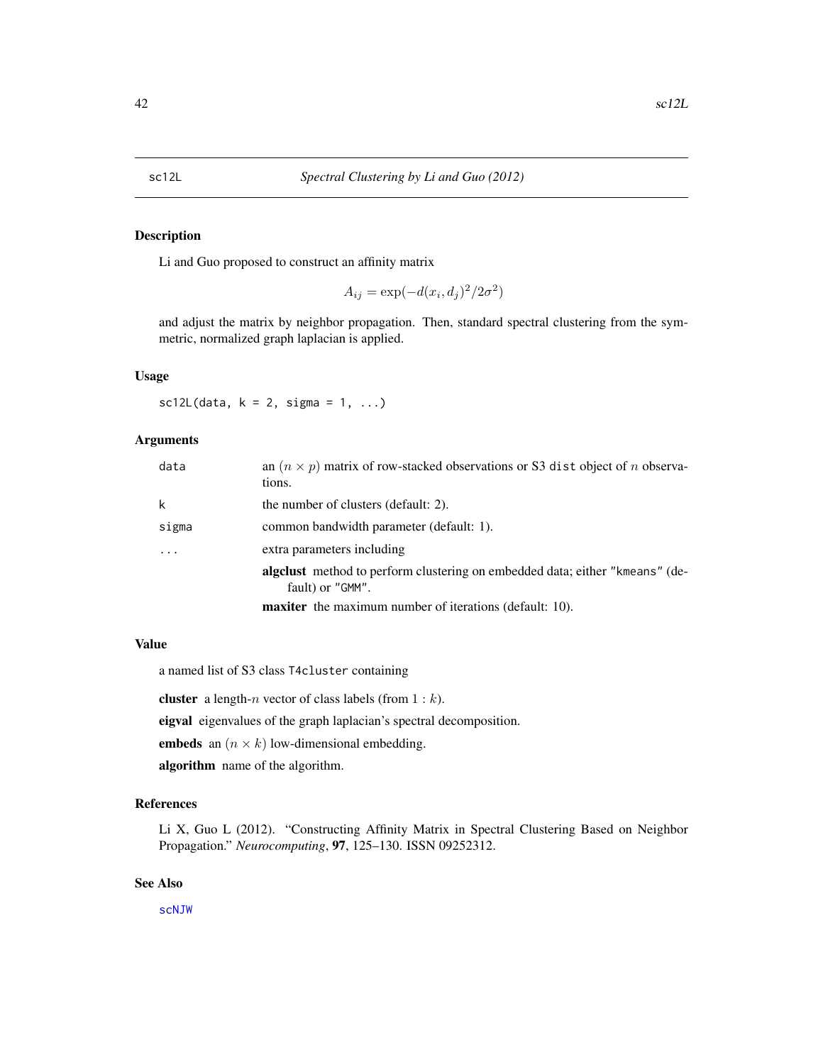# sc12L *Spectral Clustering by Li and Guo (2012)*

## Description

Li and Guo proposed to construct an affinity matrix

$$A_{ij} = \exp(-d(x_i, d_j)^2/2\sigma^2)$$

and adjust the matrix by neighbor propagation. Then, standard spectral clustering from the symmetric, normalized graph laplacian is applied.

## Usage

```
sc12L(data, k = 2, sigma = 1, ...)
```

## Arguments

| | |
|---|---|
| data | an $(n \times p)$ matrix of row-stacked observations or S3 dist object of $n$ observations. |
| k | the number of clusters (default: 2). |
| sigma | common bandwidth parameter (default: 1). |
| ... | extra parameters including<br>**algclust** method to perform clustering on embedded data; either "kmeans" (default) or "GMM".<br>**maxiter** the maximum number of iterations (default: 10). |

## Value

a named list of S3 class T4cluster containing

**cluster** a length-$n$ vector of class labels (from $1 : k$).

**eigval** eigenvalues of the graph laplacian's spectral decomposition.

**embeds** an $(n \times k)$ low-dimensional embedding.

**algorithm** name of the algorithm.

## References

Li X, Guo L (2012). "Constructing Affinity Matrix in Spectral Clustering Based on Neighbor Propagation." *Neurocomputing*, **97**, 125–130. ISSN 09252312.

## See Also

scNJW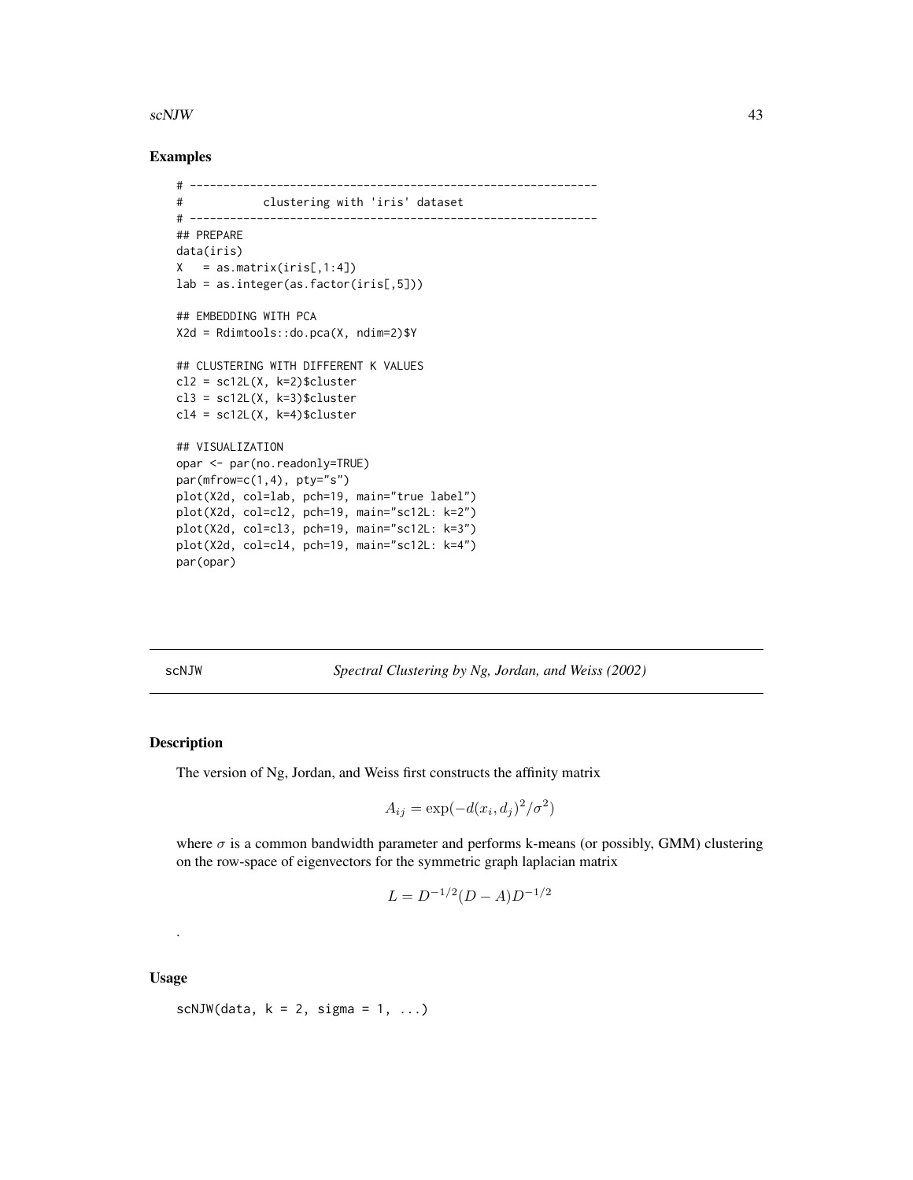## Examples

```
# -------------------------------------------------------------
#            clustering with 'iris' dataset
# -------------------------------------------------------------
## PREPARE
data(iris)
X   = as.matrix(iris[,1:4])
lab = as.integer(as.factor(iris[,5]))

## EMBEDDING WITH PCA
X2d = Rdimtools::do.pca(X, ndim=2)$Y

## CLUSTERING WITH DIFFERENT K VALUES
cl2 = sc12L(X, k=2)$cluster
cl3 = sc12L(X, k=3)$cluster
cl4 = sc12L(X, k=4)$cluster

## VISUALIZATION
opar <- par(no.readonly=TRUE)
par(mfrow=c(1,4), pty="s")
plot(X2d, col=lab, pch=19, main="true label")
plot(X2d, col=cl2, pch=19, main="sc12L: k=2")
plot(X2d, col=cl3, pch=19, main="sc12L: k=3")
plot(X2d, col=cl4, pch=19, main="sc12L: k=4")
par(opar)
```

---

# scNJW — *Spectral Clustering by Ng, Jordan, and Weiss (2002)*

## Description

The version of Ng, Jordan, and Weiss first constructs the affinity matrix

$$A_{ij} = \exp(-d(x_i, d_j)^2/\sigma^2)$$

where $\sigma$ is a common bandwidth parameter and performs k-means (or possibly, GMM) clustering on the row-space of eigenvectors for the symmetric graph laplacian matrix

$$L = D^{-1/2}(D - A)D^{-1/2}$$

.

## Usage

```
scNJW(data, k = 2, sigma = 1, ...)
```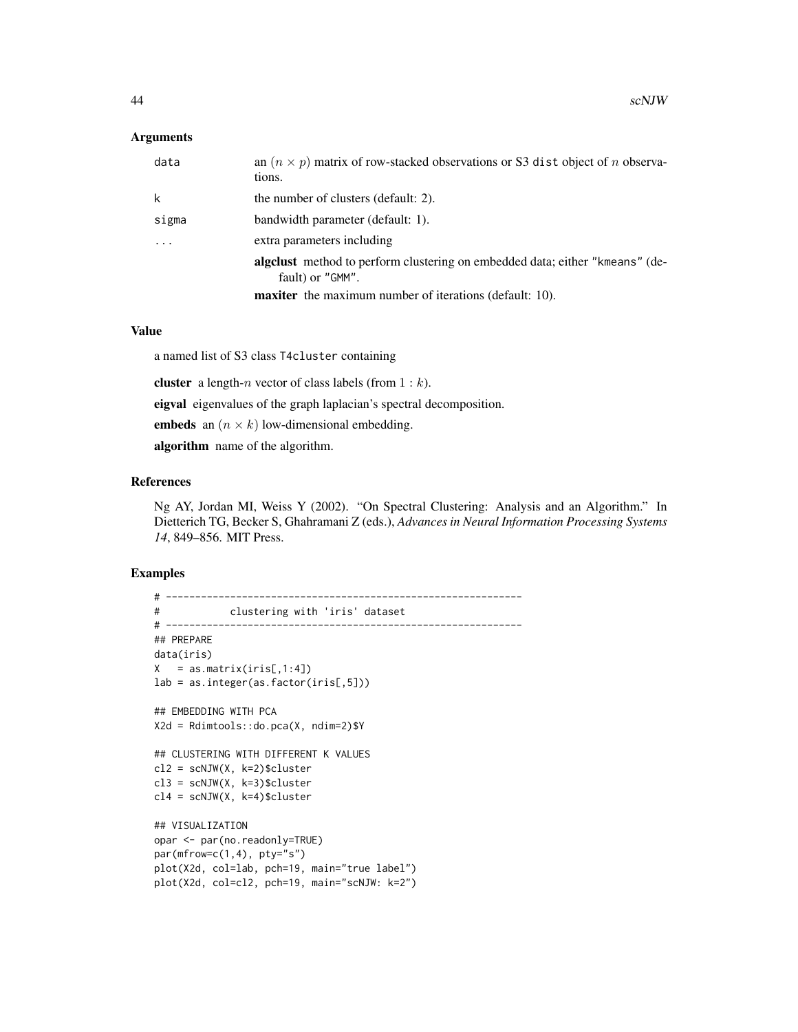### Arguments

| | |
|---|---|
| data | an $(n \times p)$ matrix of row-stacked observations or S3 dist object of $n$ observations. |
| k | the number of clusters (default: 2). |
| sigma | bandwidth parameter (default: 1). |
| ... | extra parameters including<br>**algclust** method to perform clustering on embedded data; either "kmeans" (default) or "GMM".<br>**maxiter** the maximum number of iterations (default: 10). |

### Value

a named list of S3 class T4cluster containing

**cluster** a length-$n$ vector of class labels (from $1 : k$).

**eigval** eigenvalues of the graph laplacian's spectral decomposition.

**embeds** an $(n \times k)$ low-dimensional embedding.

**algorithm** name of the algorithm.

### References

Ng AY, Jordan MI, Weiss Y (2002). "On Spectral Clustering: Analysis and an Algorithm." In Dietterich TG, Becker S, Ghahramani Z (eds.), *Advances in Neural Information Processing Systems 14*, 849–856. MIT Press.

### Examples

```
# -------------------------------------------------------------
#            clustering with 'iris' dataset
# -------------------------------------------------------------
## PREPARE
data(iris)
X   = as.matrix(iris[,1:4])
lab = as.integer(as.factor(iris[,5]))

## EMBEDDING WITH PCA
X2d = Rdimtools::do.pca(X, ndim=2)$Y

## CLUSTERING WITH DIFFERENT K VALUES
cl2 = scNJW(X, k=2)$cluster
cl3 = scNJW(X, k=3)$cluster
cl4 = scNJW(X, k=4)$cluster

## VISUALIZATION
opar <- par(no.readonly=TRUE)
par(mfrow=c(1,4), pty="s")
plot(X2d, col=lab, pch=19, main="true label")
plot(X2d, col=cl2, pch=19, main="scNJW: k=2")
```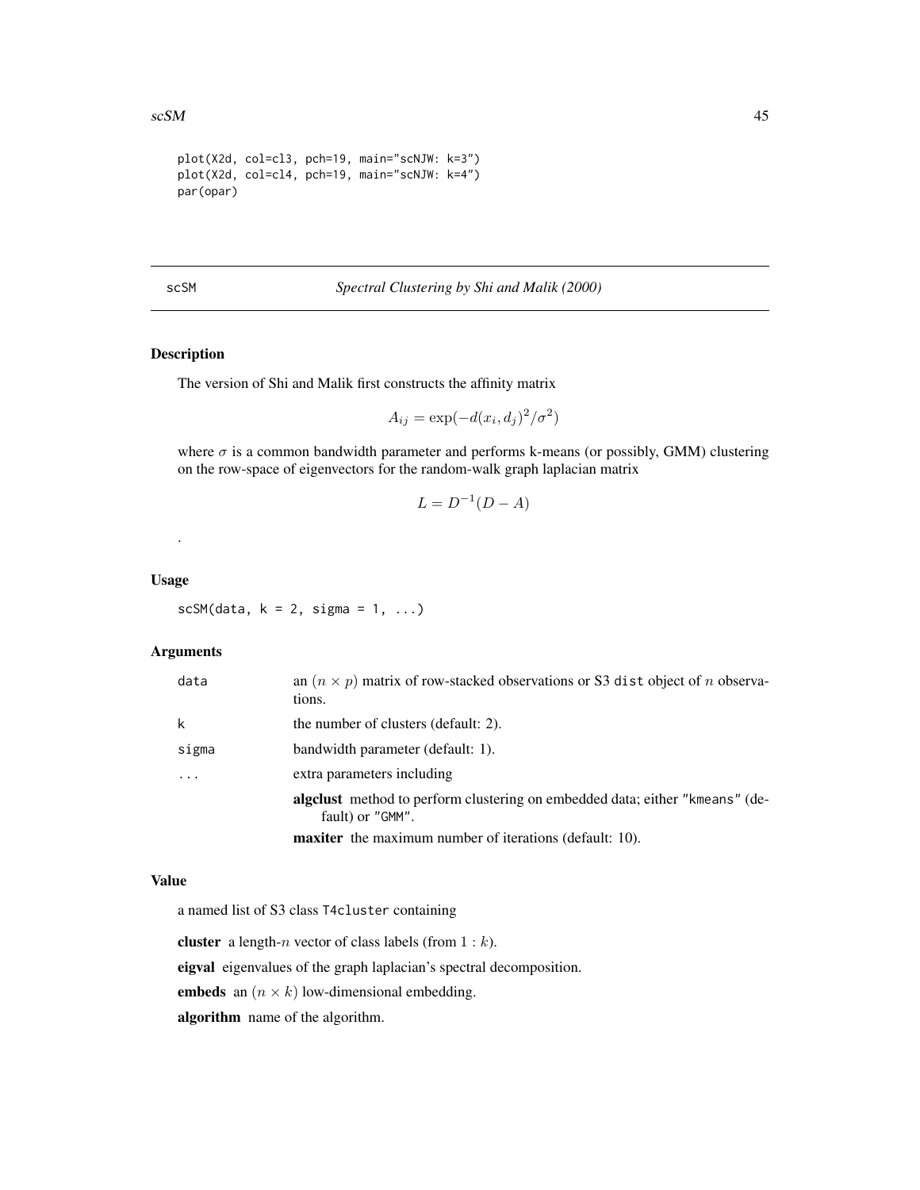```
plot(X2d, col=cl3, pch=19, main="scNJW: k=3")
plot(X2d, col=cl4, pch=19, main="scNJW: k=4")
par(opar)
```

---

scSM *Spectral Clustering by Shi and Malik (2000)*

---

## Description

The version of Shi and Malik first constructs the affinity matrix

$$A_{ij} = \exp(-d(x_i, d_j)^2/\sigma^2)$$

where $\sigma$ is a common bandwidth parameter and performs k-means (or possibly, GMM) clustering on the row-space of eigenvectors for the random-walk graph laplacian matrix

$$L = D^{-1}(D - A)$$

.

## Usage

```
scSM(data, k = 2, sigma = 1, ...)
```

## Arguments

| | |
|---|---|
| data | an $(n \times p)$ matrix of row-stacked observations or S3 `dist` object of $n$ observations. |
| k | the number of clusters (default: 2). |
| sigma | bandwidth parameter (default: 1). |
| ... | extra parameters including<br>**algclust** method to perform clustering on embedded data; either `"kmeans"` (default) or `"GMM"`.<br>**maxiter** the maximum number of iterations (default: 10). |

## Value

a named list of S3 class `T4cluster` containing

**cluster** a length-$n$ vector of class labels (from $1 : k$).

**eigval** eigenvalues of the graph laplacian's spectral decomposition.

**embeds** an $(n \times k)$ low-dimensional embedding.

**algorithm** name of the algorithm.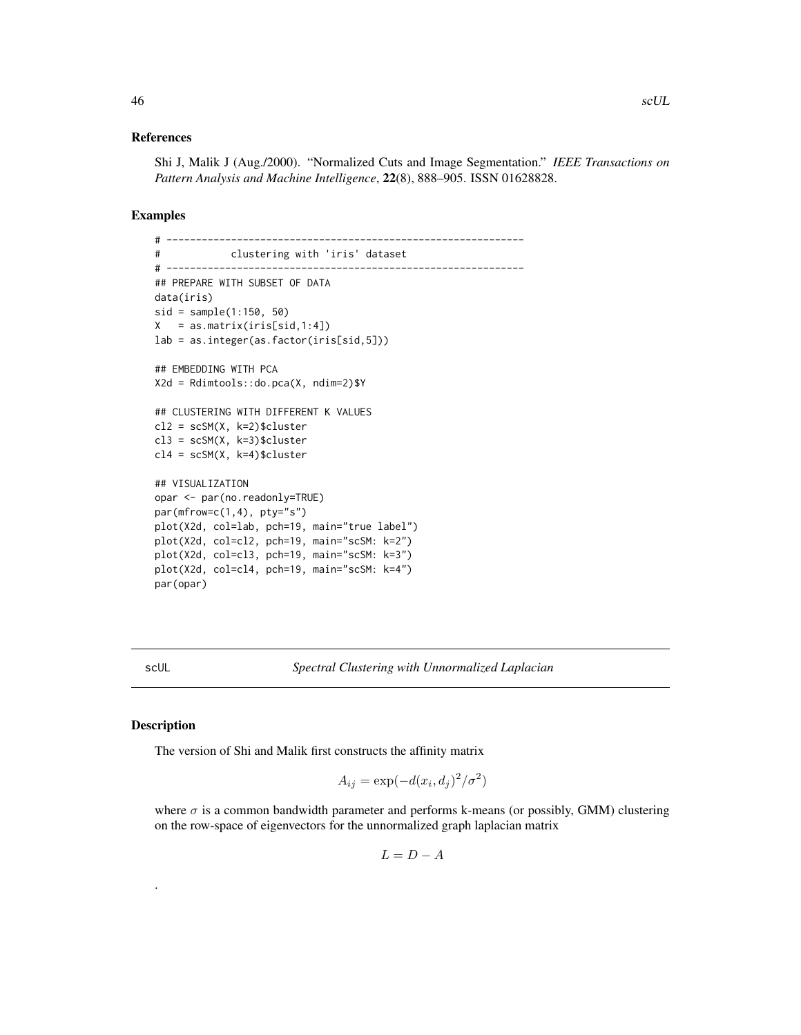### References

Shi J, Malik J (Aug./2000). "Normalized Cuts and Image Segmentation." *IEEE Transactions on Pattern Analysis and Machine Intelligence*, **22**(8), 888–905. ISSN 01628828.

### Examples

```
# -------------------------------------------------------------
#           clustering with 'iris' dataset
# -------------------------------------------------------------
## PREPARE WITH SUBSET OF DATA
data(iris)
sid = sample(1:150, 50)
X   = as.matrix(iris[sid,1:4])
lab = as.integer(as.factor(iris[sid,5]))

## EMBEDDING WITH PCA
X2d = Rdimtools::do.pca(X, ndim=2)$Y

## CLUSTERING WITH DIFFERENT K VALUES
cl2 = scSM(X, k=2)$cluster
cl3 = scSM(X, k=3)$cluster
cl4 = scSM(X, k=4)$cluster

## VISUALIZATION
opar <- par(no.readonly=TRUE)
par(mfrow=c(1,4), pty="s")
plot(X2d, col=lab, pch=19, main="true label")
plot(X2d, col=cl2, pch=19, main="scSM: k=2")
plot(X2d, col=cl3, pch=19, main="scSM: k=3")
plot(X2d, col=cl4, pch=19, main="scSM: k=4")
par(opar)
```

---

## scUL — *Spectral Clustering with Unnormalized Laplacian*

---

### Description

The version of Shi and Malik first constructs the affinity matrix

$$A_{ij} = \exp(-d(x_i, d_j)^2/\sigma^2)$$

where $\sigma$ is a common bandwidth parameter and performs k-means (or possibly, GMM) clustering on the row-space of eigenvectors for the unnormalized graph laplacian matrix

$$L = D - A$$

.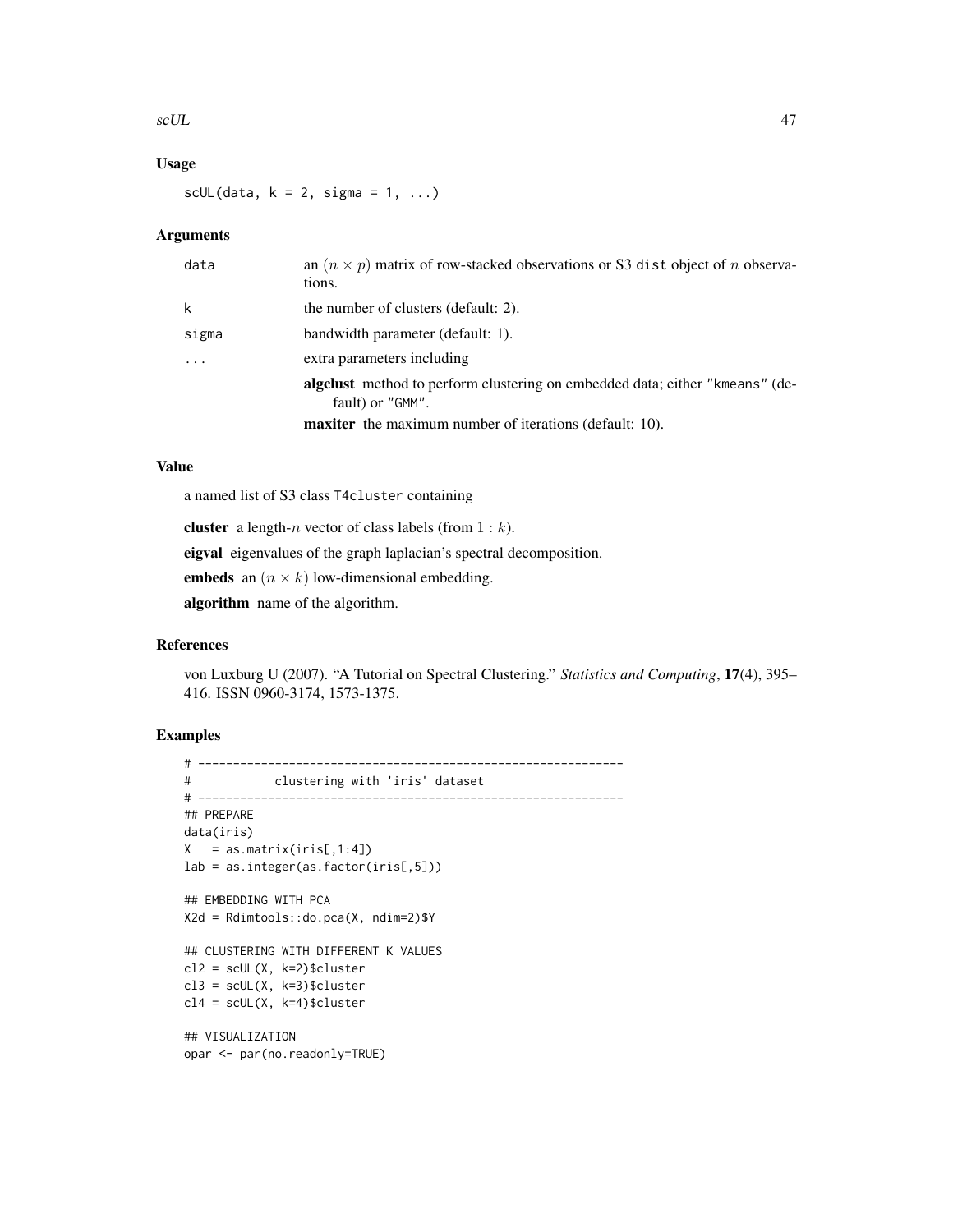## Usage

```
scUL(data, k = 2, sigma = 1, ...)
```

## Arguments

| | |
|---|---|
| data | an $(n \times p)$ matrix of row-stacked observations or S3 dist object of $n$ observations. |
| k | the number of clusters (default: 2). |
| sigma | bandwidth parameter (default: 1). |
| ... | extra parameters including<br>**algclust** method to perform clustering on embedded data; either "kmeans" (default) or "GMM".<br>**maxiter** the maximum number of iterations (default: 10). |

## Value

a named list of S3 class T4cluster containing

**cluster** a length-$n$ vector of class labels (from $1:k$).

**eigval** eigenvalues of the graph laplacian's spectral decomposition.

**embeds** an $(n \times k)$ low-dimensional embedding.

**algorithm** name of the algorithm.

## References

von Luxburg U (2007). "A Tutorial on Spectral Clustering." *Statistics and Computing*, **17**(4), 395–416. ISSN 0960-3174, 1573-1375.

## Examples

```
# -------------------------------------------------------------
#            clustering with 'iris' dataset
# -------------------------------------------------------------
## PREPARE
data(iris)
X   = as.matrix(iris[,1:4])
lab = as.integer(as.factor(iris[,5]))

## EMBEDDING WITH PCA
X2d = Rdimtools::do.pca(X, ndim=2)$Y

## CLUSTERING WITH DIFFERENT K VALUES
cl2 = scUL(X, k=2)$cluster
cl3 = scUL(X, k=3)$cluster
cl4 = scUL(X, k=4)$cluster

## VISUALIZATION
opar <- par(no.readonly=TRUE)
```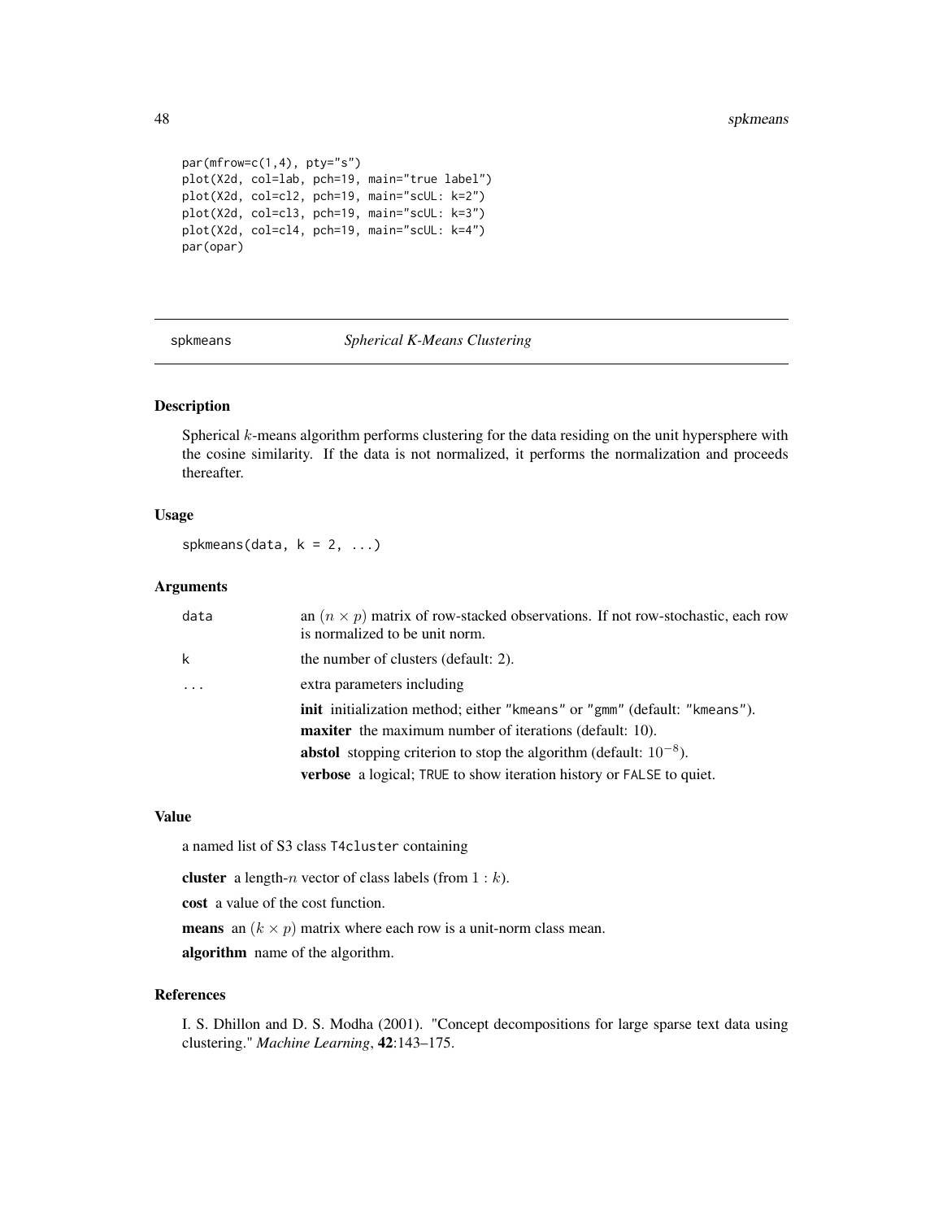```
par(mfrow=c(1,4), pty="s")
plot(X2d, col=lab, pch=19, main="true label")
plot(X2d, col=cl2, pch=19, main="scUL: k=2")
plot(X2d, col=cl3, pch=19, main="scUL: k=3")
plot(X2d, col=cl4, pch=19, main="scUL: k=4")
par(opar)
```

---

## spkmeans — *Spherical K-Means Clustering*

### Description

Spherical $k$-means algorithm performs clustering for the data residing on the unit hypersphere with the cosine similarity. If the data is not normalized, it performs the normalization and proceeds thereafter.

### Usage

```
spkmeans(data, k = 2, ...)
```

### Arguments

| | |
|---|---|
| data | an $(n \times p)$ matrix of row-stacked observations. If not row-stochastic, each row is normalized to be unit norm. |
| k | the number of clusters (default: 2). |
| ... | extra parameters including<br>**init** initialization method; either "kmeans" or "gmm" (default: "kmeans").<br>**maxiter** the maximum number of iterations (default: 10).<br>**abstol** stopping criterion to stop the algorithm (default: $10^{-8}$).<br>**verbose** a logical; TRUE to show iteration history or FALSE to quiet. |

### Value

a named list of S3 class T4cluster containing

**cluster** a length-$n$ vector of class labels (from $1 : k$).

**cost** a value of the cost function.

**means** an $(k \times p)$ matrix where each row is a unit-norm class mean.

**algorithm** name of the algorithm.

### References

I. S. Dhillon and D. S. Modha (2001). "Concept decompositions for large sparse text data using clustering." *Machine Learning*, **42**:143–175.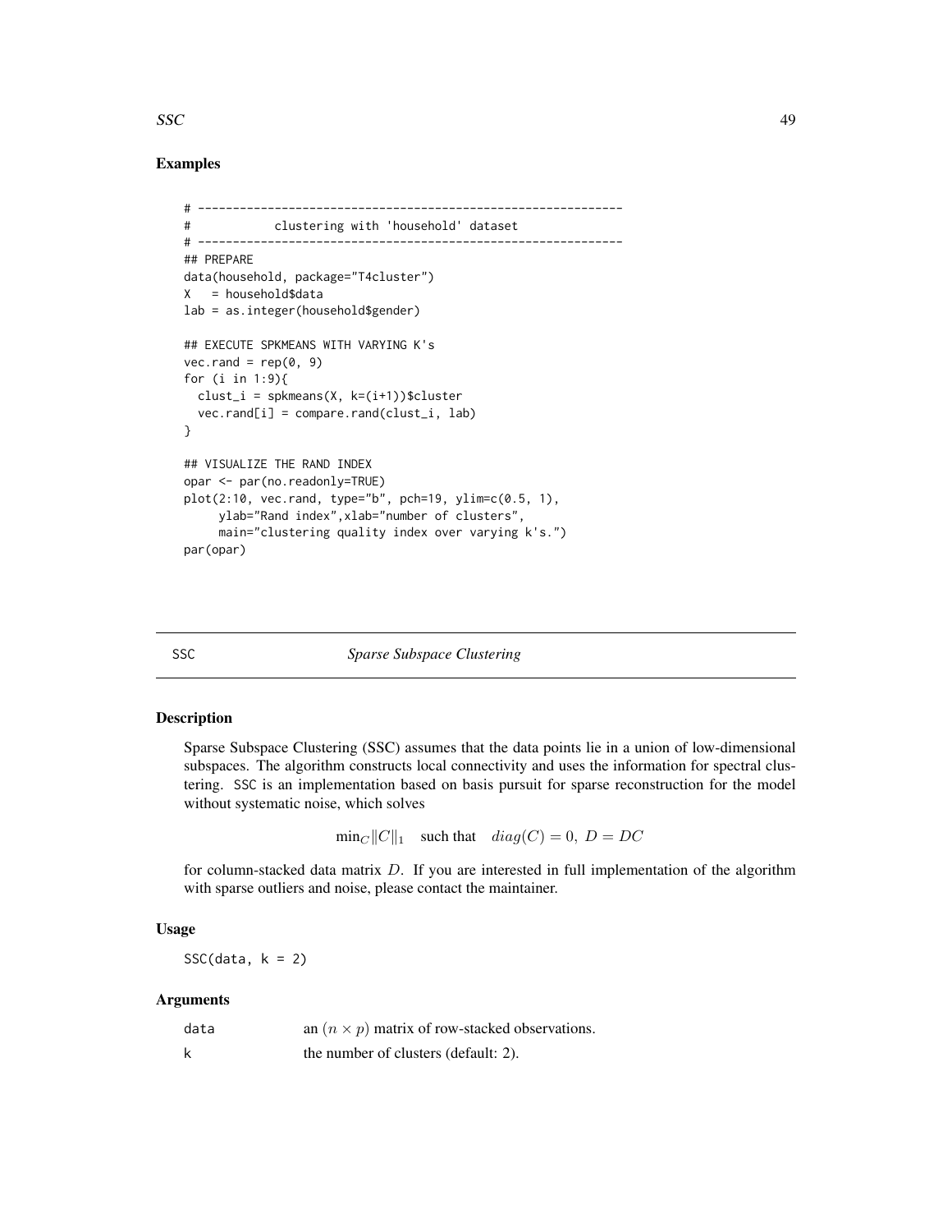## Examples

```
# -------------------------------------------------------------
#            clustering with 'household' dataset
# -------------------------------------------------------------
## PREPARE
data(household, package="T4cluster")
X   = household$data
lab = as.integer(household$gender)

## EXECUTE SPKMEANS WITH VARYING K's
vec.rand = rep(0, 9)
for (i in 1:9){
  clust_i = spkmeans(X, k=(i+1))$cluster
  vec.rand[i] = compare.rand(clust_i, lab)
}

## VISUALIZE THE RAND INDEX
opar <- par(no.readonly=TRUE)
plot(2:10, vec.rand, type="b", pch=19, ylim=c(0.5, 1),
     ylab="Rand index",xlab="number of clusters",
     main="clustering quality index over varying k's.")
par(opar)
```

---

# SSC — *Sparse Subspace Clustering*

## Description

Sparse Subspace Clustering (SSC) assumes that the data points lie in a union of low-dimensional subspaces. The algorithm constructs local connectivity and uses the information for spectral clustering. SSC is an implementation based on basis pursuit for sparse reconstruction for the model without systematic noise, which solves

$$\min_C \|C\|_1 \quad \text{such that} \quad diag(C) = 0,\ D = DC$$

for column-stacked data matrix $D$. If you are interested in full implementation of the algorithm with sparse outliers and noise, please contact the maintainer.

## Usage

```
SSC(data, k = 2)
```

## Arguments

| | |
|---|---|
| data | an $(n \times p)$ matrix of row-stacked observations. |
| k | the number of clusters (default: 2). |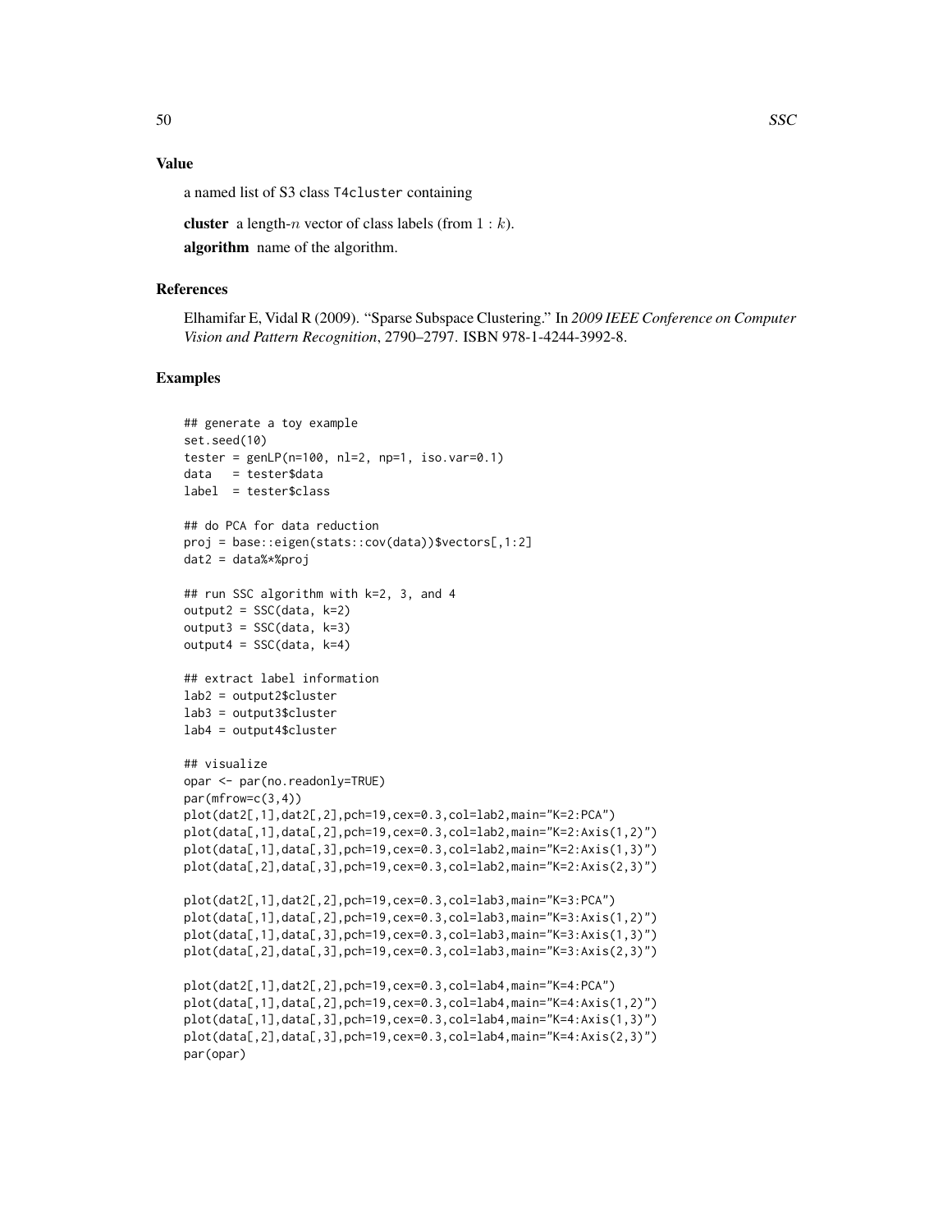## Value

a named list of S3 class T4cluster containing

**cluster** a length-$n$ vector of class labels (from $1 : k$).

**algorithm** name of the algorithm.

## References

Elhamifar E, Vidal R (2009). "Sparse Subspace Clustering." In *2009 IEEE Conference on Computer Vision and Pattern Recognition*, 2790–2797. ISBN 978-1-4244-3992-8.

## Examples

```
## generate a toy example
set.seed(10)
tester = genLP(n=100, nl=2, np=1, iso.var=0.1)
data   = tester$data
label  = tester$class

## do PCA for data reduction
proj = base::eigen(stats::cov(data))$vectors[,1:2]
dat2 = data%*%proj

## run SSC algorithm with k=2, 3, and 4
output2 = SSC(data, k=2)
output3 = SSC(data, k=3)
output4 = SSC(data, k=4)

## extract label information
lab2 = output2$cluster
lab3 = output3$cluster
lab4 = output4$cluster

## visualize
opar <- par(no.readonly=TRUE)
par(mfrow=c(3,4))
plot(dat2[,1],dat2[,2],pch=19,cex=0.3,col=lab2,main="K=2:PCA")
plot(data[,1],data[,2],pch=19,cex=0.3,col=lab2,main="K=2:Axis(1,2)")
plot(data[,1],data[,3],pch=19,cex=0.3,col=lab2,main="K=2:Axis(1,3)")
plot(data[,2],data[,3],pch=19,cex=0.3,col=lab2,main="K=2:Axis(2,3)")

plot(dat2[,1],dat2[,2],pch=19,cex=0.3,col=lab3,main="K=3:PCA")
plot(data[,1],data[,2],pch=19,cex=0.3,col=lab3,main="K=3:Axis(1,2)")
plot(data[,1],data[,3],pch=19,cex=0.3,col=lab3,main="K=3:Axis(1,3)")
plot(data[,2],data[,3],pch=19,cex=0.3,col=lab3,main="K=3:Axis(2,3)")

plot(dat2[,1],dat2[,2],pch=19,cex=0.3,col=lab4,main="K=4:PCA")
plot(data[,1],data[,2],pch=19,cex=0.3,col=lab4,main="K=4:Axis(1,2)")
plot(data[,1],data[,3],pch=19,cex=0.3,col=lab4,main="K=4:Axis(1,3)")
plot(data[,2],data[,3],pch=19,cex=0.3,col=lab4,main="K=4:Axis(2,3)")
par(opar)
```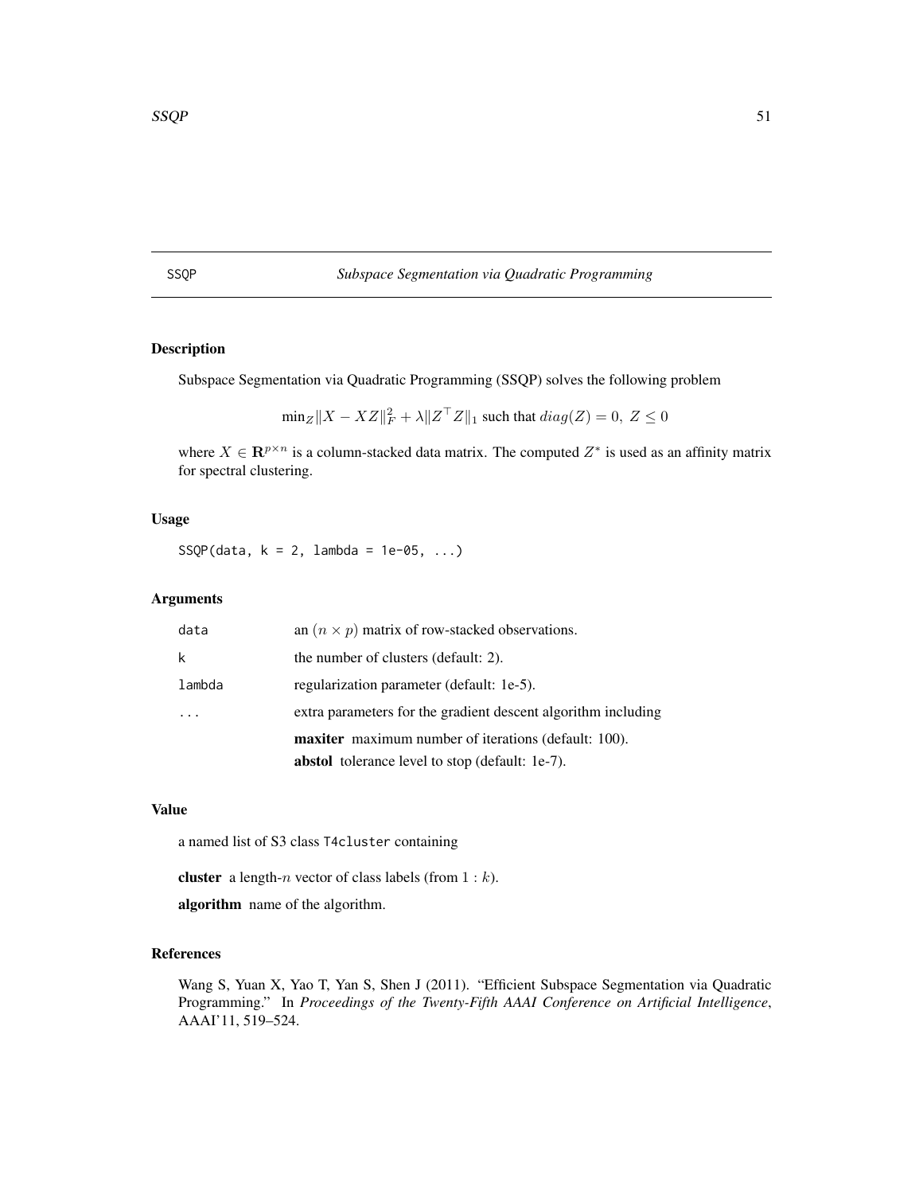# SSQP — *Subspace Segmentation via Quadratic Programming*

## Description

Subspace Segmentation via Quadratic Programming (SSQP) solves the following problem

$$\min_Z \|X - XZ\|_F^2 + \lambda \|Z^\top Z\|_1 \text{ such that } diag(Z) = 0,\ Z \leq 0$$

where $X \in \mathbf{R}^{p \times n}$ is a column-stacked data matrix. The computed $Z^*$ is used as an affinity matrix for spectral clustering.

## Usage

```
SSQP(data, k = 2, lambda = 1e-05, ...)
```

## Arguments

| | |
|---|---|
| data | an $(n \times p)$ matrix of row-stacked observations. |
| k | the number of clusters (default: 2). |
| lambda | regularization parameter (default: 1e-5). |
| ... | extra parameters for the gradient descent algorithm including<br>**maxiter** maximum number of iterations (default: 100).<br>**abstol** tolerance level to stop (default: 1e-7). |

## Value

a named list of S3 class T4cluster containing

**cluster** a length-$n$ vector of class labels (from $1 : k$).

**algorithm** name of the algorithm.

## References

Wang S, Yuan X, Yao T, Yan S, Shen J (2011). "Efficient Subspace Segmentation via Quadratic Programming." In *Proceedings of the Twenty-Fifth AAAI Conference on Artificial Intelligence*, AAAI'11, 519–524.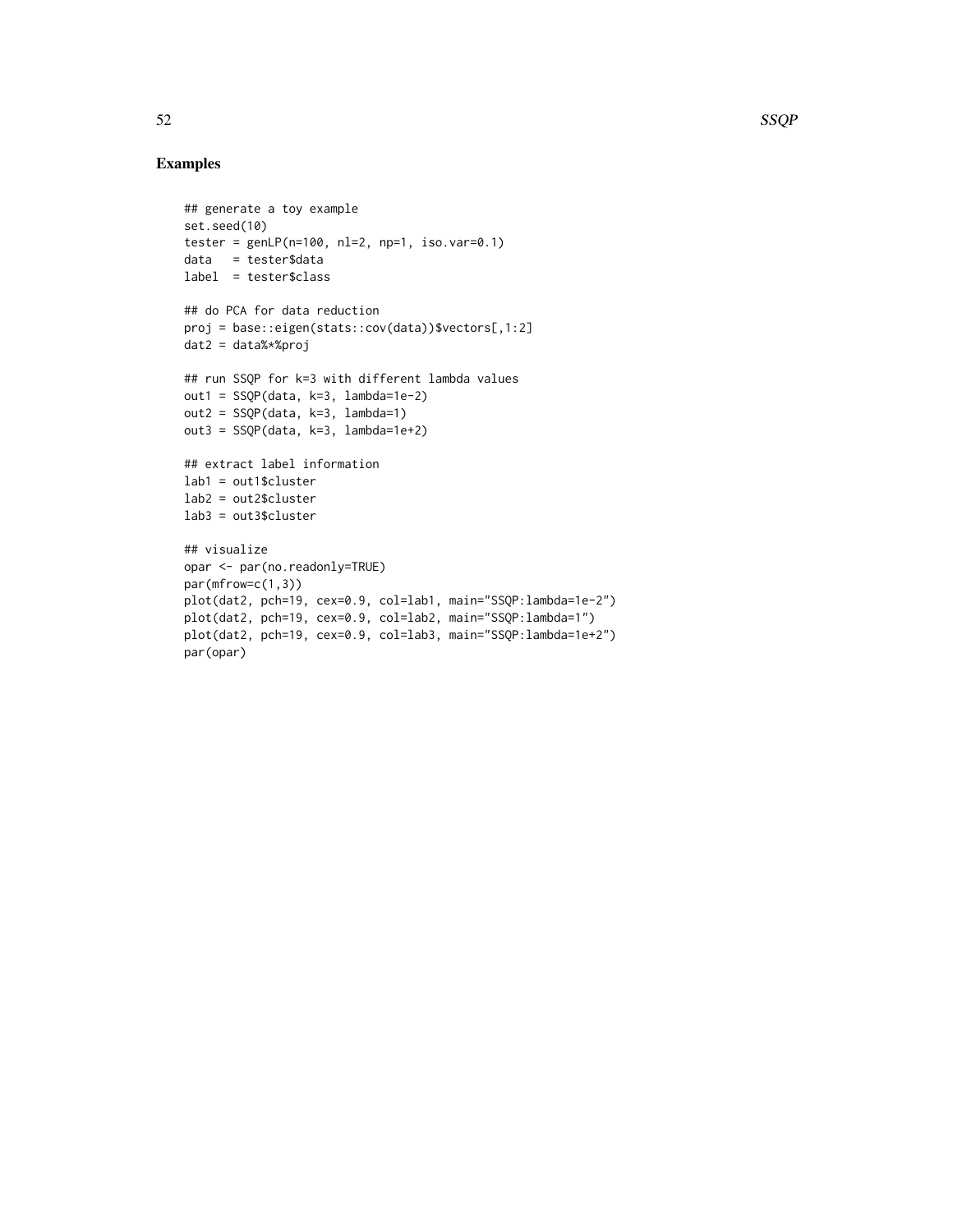## Examples

```
## generate a toy example
set.seed(10)
tester = genLP(n=100, nl=2, np=1, iso.var=0.1)
data   = tester$data
label  = tester$class

## do PCA for data reduction
proj = base::eigen(stats::cov(data))$vectors[,1:2]
dat2 = data%*%proj

## run SSQP for k=3 with different lambda values
out1 = SSQP(data, k=3, lambda=1e-2)
out2 = SSQP(data, k=3, lambda=1)
out3 = SSQP(data, k=3, lambda=1e+2)

## extract label information
lab1 = out1$cluster
lab2 = out2$cluster
lab3 = out3$cluster

## visualize
opar <- par(no.readonly=TRUE)
par(mfrow=c(1,3))
plot(dat2, pch=19, cex=0.9, col=lab1, main="SSQP:lambda=1e-2")
plot(dat2, pch=19, cex=0.9, col=lab2, main="SSQP:lambda=1")
plot(dat2, pch=19, cex=0.9, col=lab3, main="SSQP:lambda=1e+2")
par(opar)
```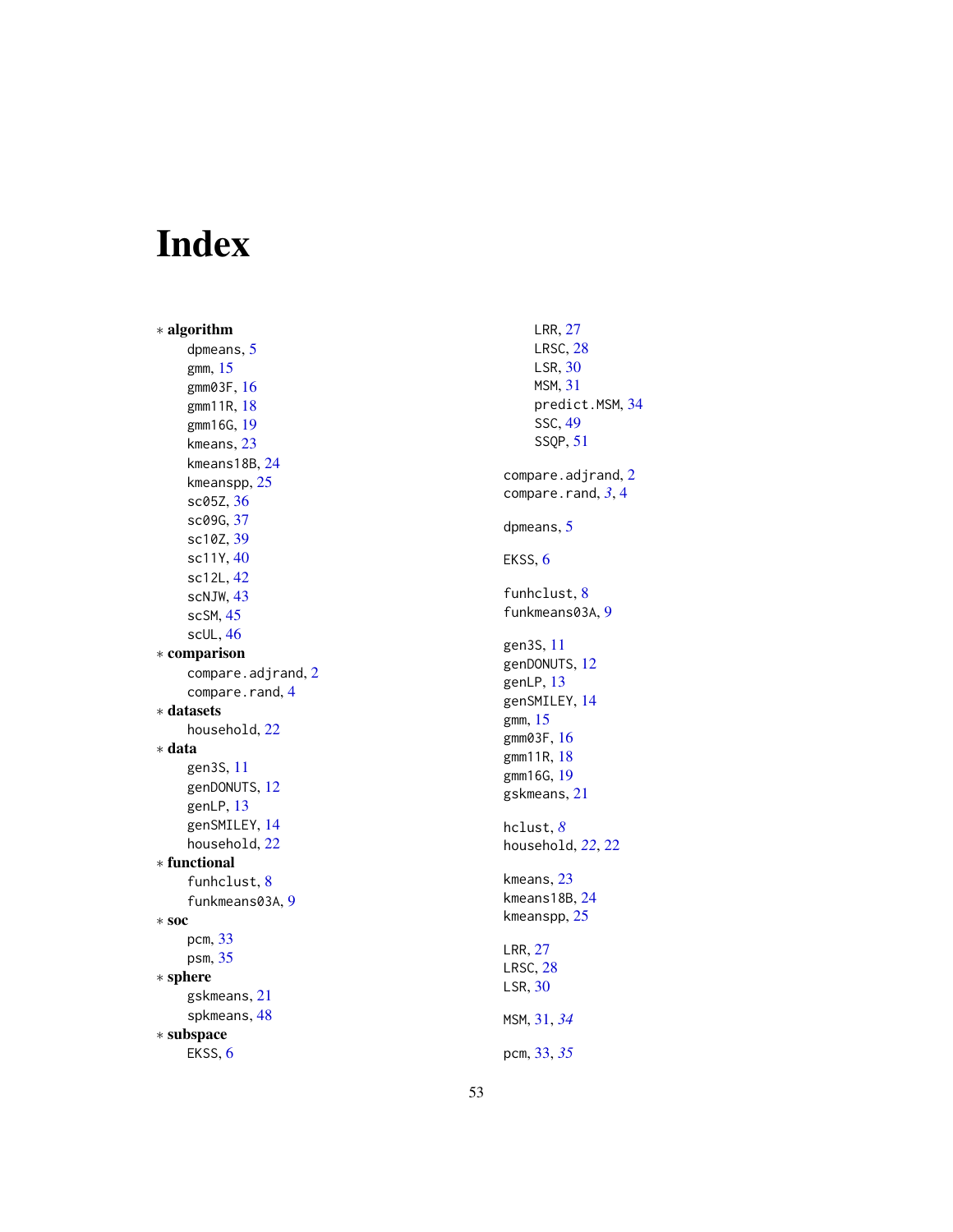# Index

∗ **algorithm**
- dpmeans, 5
- gmm, 15
- gmm03F, 16
- gmm11R, 18
- gmm16G, 19
- kmeans, 23
- kmeans18B, 24
- kmeanspp, 25
- sc05Z, 36
- sc09G, 37
- sc10Z, 39
- sc11Y, 40
- sc12L, 42
- scNJW, 43
- scSM, 45
- scUL, 46

∗ **comparison**
- compare.adjrand, 2
- compare.rand, 4

∗ **datasets**
- household, 22

∗ **data**
- gen3S, 11
- genDONUTS, 12
- genLP, 13
- genSMILEY, 14
- household, 22

∗ **functional**
- funhclust, 8
- funkmeans03A, 9

∗ **soc**
- pcm, 33
- psm, 35

∗ **sphere**
- gskmeans, 21
- spkmeans, 48

∗ **subspace**
- EKSS, 6
- LRR, 27
- LRSC, 28
- LSR, 30
- MSM, 31
- predict.MSM, 34
- SSC, 49
- SSQP, 51

compare.adjrand, 2
compare.rand, *3*, 4

dpmeans, 5

EKSS, 6

funhclust, 8
funkmeans03A, 9

gen3S, 11
genDONUTS, 12
genLP, 13
genSMILEY, 14
gmm, 15
gmm03F, 16
gmm11R, 18
gmm16G, 19
gskmeans, 21

hclust, *8*
household, *22*, 22

kmeans, 23
kmeans18B, 24
kmeanspp, 25

LRR, 27
LRSC, 28
LSR, 30

MSM, 31, *34*

pcm, 33, *35*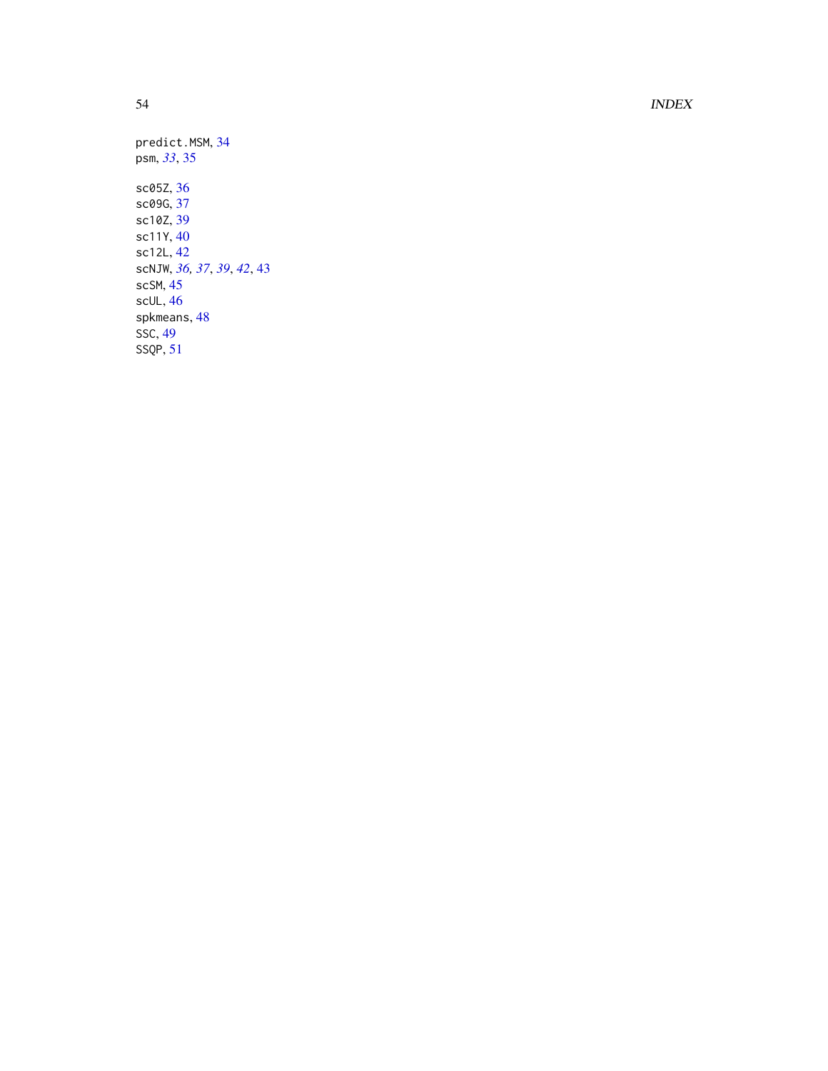predict.MSM, 34
psm, *33*, 35

sc05Z, 36
sc09G, 37
sc10Z, 39
sc11Y, 40
sc12L, 42
scNJW, *36, 37*, *39*, *42*, 43
scSM, 45
scUL, 46
spkmeans, 48
SSC, 49
SSQP, 51